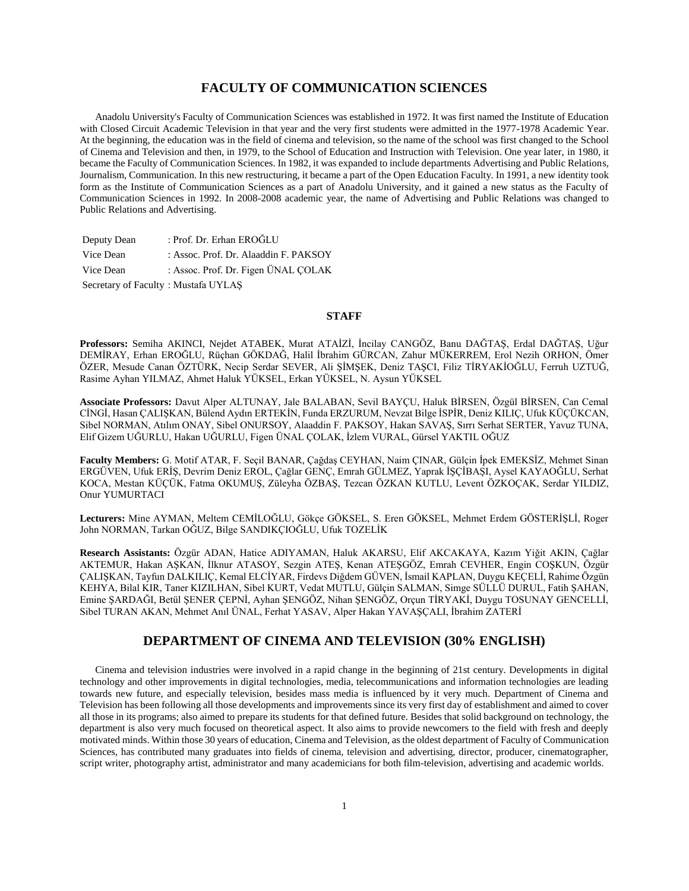# FACULTY OF COMMUNICATION SCIENCES

Anadolu University's Faculty of Communication Sciences was established in 1972. It was first named the Institute of Education with Closed Circuit Academic Television in that year and the very first students were admitted in the 1977-1978 Academic Year. At the beginning, the education was in the field of cinema and television, so the name of the school was first changed to the School of Cinema and Television and then, in 1979, to the School of Education and Instruction with Television. One year later, in 1980, it became the Faculty of Communication Sciences. In 1982, it was expanded to include departments Advertising and Public Relations, Journalism, Communication. In this new restructuring, it became a part of the Open Education Faculty. In 1991, a new identity took form as the Institute of Communication Sciences as a part of Anadolu University, and it gained a new status as the Faculty of Communication Sciences in 1992. In 2008-2008 academic year, the name of Advertising and Public Relations was changed to Public Relations and Advertising.

| | |
|---|---|
| Deputy Dean | : Prof. Dr. Erhan EROĞLU |
| Vice Dean | : Assoc. Prof. Dr. Alaaddin F. PAKSOY |
| Vice Dean | : Assoc. Prof. Dr. Figen ÜNAL ÇOLAK |
| Secretary of Faculty | : Mustafa UYLAŞ |

## STAFF

**Professors:** Semiha AKINCI, Nejdet ATABEK, Murat ATAİZİ, İncilay CANGÖZ, Banu DAĞTAŞ, Erdal DAĞTAŞ, Uğur DEMİRAY, Erhan EROĞLU, Rüçhan GÖKDAĞ, Halil İbrahim GÜRCAN, Zahur MÜKERREM, Erol Nezih ORHON, Ömer ÖZER, Mesude Canan ÖZTÜRK, Necip Serdar SEVER, Ali ŞİMŞEK, Deniz TAŞCI, Filiz TİRYAKİOĞLU, Ferruh UZTUĞ, Rasime Ayhan YILMAZ, Ahmet Haluk YÜKSEL, Erkan YÜKSEL, N. Aysun YÜKSEL

**Associate Professors:** Davut Alper ALTUNAY, Jale BALABAN, Sevil BAYÇU, Haluk BİRSEN, Özgül BİRSEN, Can Cemal CİNGİ, Hasan ÇALIŞKAN, Bülend Aydın ERTEKİN, Funda ERZURUM, Nevzat Bilge İSPİR, Deniz KILIÇ, Ufuk KÜÇÜKCAN, Sibel NORMAN, Atılım ONAY, Sibel ONURSOY, Alaaddin F. PAKSOY, Hakan SAVAŞ, Sırrı Serhat SERTER, Yavuz TUNA, Elif Gizem UĞURLU, Hakan UĞURLU, Figen ÜNAL ÇOLAK, İzlem VURAL, Gürsel YAKTIL OĞUZ

**Faculty Members:** G. Motif ATAR, F. Seçil BANAR, Çağdaş CEYHAN, Naim ÇINAR, Gülçin İpek EMEKSİZ, Mehmet Sinan ERGÜVEN, Ufuk ERİŞ, Devrim Deniz EROL, Çağlar GENÇ, Emrah GÜLMEZ, Yaprak İŞÇİBAŞI, Aysel KAYAOĞLU, Serhat KOCA, Mestan KÜÇÜK, Fatma OKUMUŞ, Züleyha ÖZBAŞ, Tezcan ÖZKAN KUTLU, Levent ÖZKOÇAK, Serdar YILDIZ, Onur YUMURTACI

**Lecturers:** Mine AYMAN, Meltem CEMİLOĞLU, Gökçe GÖKSEL, S. Eren GÖKSEL, Mehmet Erdem GÖSTERİŞLİ, Roger John NORMAN, Tarkan OĞUZ, Bilge SANDIKÇIOĞLU, Ufuk TOZELİK

**Research Assistants:** Özgür ADAN, Hatice ADIYAMAN, Haluk AKARSU, Elif AKCAKAYA, Kazım Yiğit AKIN, Çağlar AKTEMUR, Hakan AŞKAN, İlknur ATASOY, Sezgin ATEŞ, Kenan ATEŞGÖZ, Emrah CEVHER, Engin COŞKUN, Özgür ÇALIŞKAN, Tayfun DALKILIÇ, Kemal ELCİYAR, Firdevs Diğdem GÜVEN, İsmail KAPLAN, Duygu KEÇELİ, Rahime Özgün KEHYA, Bilal KIR, Taner KIZILHAN, Sibel KURT, Vedat MUTLU, Gülçin SALMAN, Simge SÜLLÜ DURUL, Fatih ŞAHAN, Emine ŞARDAĞI, Betül ŞENER ÇEPNİ, Ayhan ŞENGÖZ, Nihan ŞENGÖZ, Orçun TİRYAKİ, Duygu TOSUNAY GENCELLİ, Sibel TURAN AKAN, Mehmet Anıl ÜNAL, Ferhat YASAV, Alper Hakan YAVAŞÇALI, İbrahim ZATERİ

## DEPARTMENT OF CINEMA AND TELEVISION (30% ENGLISH)

Cinema and television industries were involved in a rapid change in the beginning of 21st century. Developments in digital technology and other improvements in digital technologies, media, telecommunications and information technologies are leading towards new future, and especially television, besides mass media is influenced by it very much. Department of Cinema and Television has been following all those developments and improvements since its very first day of establishment and aimed to cover all those in its programs; also aimed to prepare its students for that defined future. Besides that solid background on technology, the department is also very much focused on theoretical aspect. It also aims to provide newcomers to the field with fresh and deeply motivated minds. Within those 30 years of education, Cinema and Television, as the oldest department of Faculty of Communication Sciences, has contributed many graduates into fields of cinema, television and advertising, director, producer, cinematographer, script writer, photography artist, administrator and many academicians for both film-television, advertising and academic worlds.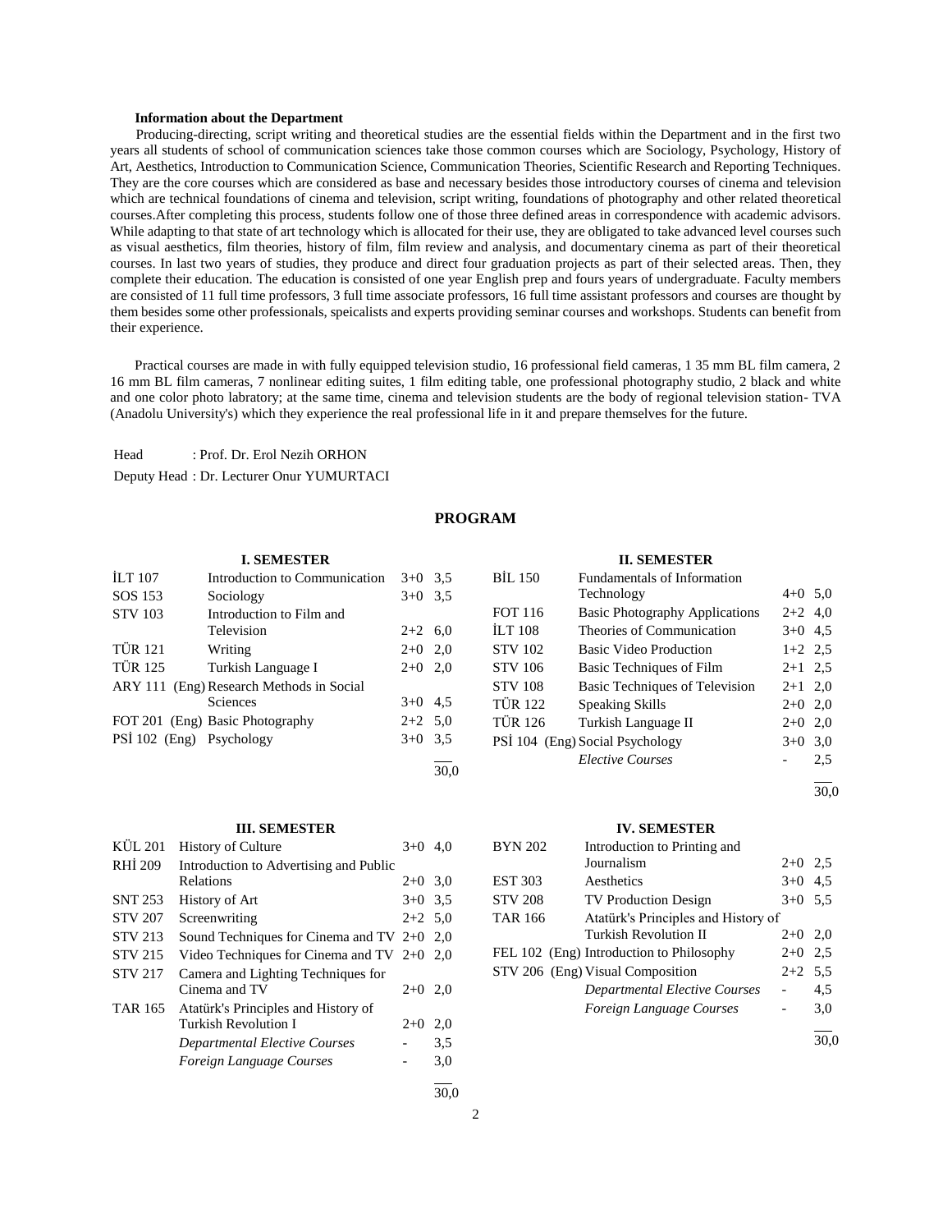**Information about the Department**

Producing-directing, script writing and theoretical studies are the essential fields within the Department and in the first two years all students of school of communication sciences take those common courses which are Sociology, Psychology, History of Art, Aesthetics, Introduction to Communication Science, Communication Theories, Scientific Research and Reporting Techniques. They are the core courses which are considered as base and necessary besides those introductory courses of cinema and television which are technical foundations of cinema and television, script writing, foundations of photography and other related theoretical courses.After completing this process, students follow one of those three defined areas in correspondence with academic advisors. While adapting to that state of art technology which is allocated for their use, they are obligated to take advanced level courses such as visual aesthetics, film theories, history of film, film review and analysis, and documentary cinema as part of their theoretical courses. In last two years of studies, they produce and direct four graduation projects as part of their selected areas. Then, they complete their education. The education is consisted of one year English prep and fours years of undergraduate. Faculty members are consisted of 11 full time professors, 3 full time associate professors, 16 full time assistant professors and courses are thought by them besides some other professionals, speicalists and experts providing seminar courses and workshops. Students can benefit from their experience.

Practical courses are made in with fully equipped television studio, 16 professional field cameras, 1 35 mm BL film camera, 2 16 mm BL film cameras, 7 nonlinear editing suites, 1 film editing table, one professional photography studio, 2 black and white and one color photo labratory; at the same time, cinema and television students are the body of regional television station- TVA (Anadolu University's) which they experience the real professional life in it and prepare themselves for the future.

Head : Prof. Dr. Erol Nezih ORHON

Deputy Head : Dr. Lecturer Onur YUMURTACI

## PROGRAM

### I. SEMESTER

| Code | Course | Hours | ECTS |
|---|---|---|---|
| İLT 107 | Introduction to Communication | 3+0 | 3,5 |
| SOS 153 | Sociology | 3+0 | 3,5 |
| STV 103 | Introduction to Film and Television | 2+2 | 6,0 |
| TÜR 121 | Writing | 2+0 | 2,0 |
| TÜR 125 | Turkish Language I | 2+0 | 2,0 |
| ARY 111 (Eng) | Research Methods in Social Sciences | 3+0 | 4,5 |
| FOT 201 (Eng) | Basic Photography | 2+2 | 5,0 |
| PSİ 102 (Eng) | Psychology | 3+0 | 3,5 |
| | | | 30,0 |

### II. SEMESTER

| Code | Course | Hours | ECTS |
|---|---|---|---|
| BİL 150 | Fundamentals of Information Technology | 4+0 | 5,0 |
| FOT 116 | Basic Photography Applications | 2+2 | 4,0 |
| İLT 108 | Theories of Communication | 3+0 | 4,5 |
| STV 102 | Basic Video Production | 1+2 | 2,5 |
| STV 106 | Basic Techniques of Film | 2+1 | 2,5 |
| STV 108 | Basic Techniques of Television | 2+1 | 2,0 |
| TÜR 122 | Speaking Skills | 2+0 | 2,0 |
| TÜR 126 | Turkish Language II | 2+0 | 2,0 |
| PSİ 104 (Eng) | Social Psychology | 3+0 | 3,0 |
| | *Elective Courses* | - | 2,5 |
| | | | 30,0 |

### III. SEMESTER

| Code | Course | Hours | ECTS |
|---|---|---|---|
| KÜL 201 | History of Culture | 3+0 | 4,0 |
| RHİ 209 | Introduction to Advertising and Public Relations | 2+0 | 3,0 |
| SNT 253 | History of Art | 3+0 | 3,5 |
| STV 207 | Screenwriting | 2+2 | 5,0 |
| STV 213 | Sound Techniques for Cinema and TV | 2+0 | 2,0 |
| STV 215 | Video Techniques for Cinema and TV | 2+0 | 2,0 |
| STV 217 | Camera and Lighting Techniques for Cinema and TV | 2+0 | 2,0 |
| TAR 165 | Atatürk's Principles and History of Turkish Revolution I | 2+0 | 2,0 |
| | *Departmental Elective Courses* | - | 3,5 |
| | *Foreign Language Courses* | - | 3,0 |
| | | | 30,0 |

### IV. SEMESTER

| Code | Course | Hours | ECTS |
|---|---|---|---|
| BYN 202 | Introduction to Printing and Journalism | 2+0 | 2,5 |
| EST 303 | Aesthetics | 3+0 | 4,5 |
| STV 208 | TV Production Design | 3+0 | 5,5 |
| TAR 166 | Atatürk's Principles and History of Turkish Revolution II | 2+0 | 2,0 |
| FEL 102 (Eng) | Introduction to Philosophy | 2+0 | 2,5 |
| STV 206 (Eng) | Visual Composition | 2+2 | 5,5 |
| | *Departmental Elective Courses* | - | 4,5 |
| | *Foreign Language Courses* | - | 3,0 |
| | | | 30,0 |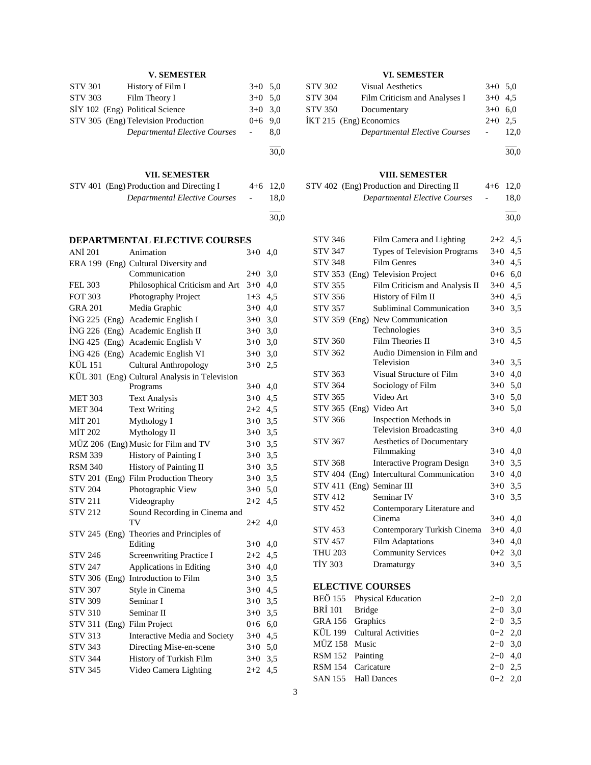### V. SEMESTER

| | | | |
|---|---|---|---|
| STV 301 | History of Film I | 3+0 | 5,0 |
| STV 303 | Film Theory I | 3+0 | 5,0 |
| SİY 102 (Eng) | Political Science | 3+0 | 3,0 |
| STV 305 (Eng) | Television Production | 0+6 | 9,0 |
| | *Departmental Elective Courses* | - | 8,0 |
| | | | 30,0 |

### VI. SEMESTER

| | | | |
|---|---|---|---|
| STV 302 | Visual Aesthetics | 3+0 | 5,0 |
| STV 304 | Film Criticism and Analyses I | 3+0 | 4,5 |
| STV 350 | Documentary | 3+0 | 6,0 |
| İKT 215 (Eng) | Economics | 2+0 | 2,5 |
| | *Departmental Elective Courses* | - | 12,0 |
| | | | 30,0 |

### VII. SEMESTER

| | | | |
|---|---|---|---|
| STV 401 (Eng) | Production and Directing I | 4+6 | 12,0 |
| | *Departmental Elective Courses* | - | 18,0 |
| | | | 30,0 |

### VIII. SEMESTER

| | | | |
|---|---|---|---|
| STV 402 (Eng) | Production and Directing II | 4+6 | 12,0 |
| | *Departmental Elective Courses* | - | 18,0 |
| | | | 30,0 |

## DEPARTMENTAL ELECTIVE COURSES

| | | | |
|---|---|---|---|
| ANİ 201 | Animation | 3+0 | 4,0 |
| ERA 199 (Eng) | Cultural Diversity and Communication | 2+0 | 3,0 |
| FEL 303 | Philosophical Criticism and Art | 3+0 | 4,0 |
| FOT 303 | Photography Project | 1+3 | 4,5 |
| GRA 201 | Media Graphic | 3+0 | 4,0 |
| İNG 225 (Eng) | Academic English I | 3+0 | 3,0 |
| İNG 226 (Eng) | Academic English II | 3+0 | 3,0 |
| İNG 425 (Eng) | Academic English V | 3+0 | 3,0 |
| İNG 426 (Eng) | Academic English VI | 3+0 | 3,0 |
| KÜL 151 | Cultural Anthropology | 3+0 | 2,5 |
| KÜL 301 (Eng) | Cultural Analysis in Television Programs | 3+0 | 4,0 |
| MET 303 | Text Analysis | 3+0 | 4,5 |
| MET 304 | Text Writing | 2+2 | 4,5 |
| MİT 201 | Mythology I | 3+0 | 3,5 |
| MİT 202 | Mythology II | 3+0 | 3,5 |
| MÜZ 206 (Eng) | Music for Film and TV | 3+0 | 3,5 |
| RSM 339 | History of Painting I | 3+0 | 3,5 |
| RSM 340 | History of Painting II | 3+0 | 3,5 |
| STV 201 (Eng) | Film Production Theory | 3+0 | 3,5 |
| STV 204 | Photographic View | 3+0 | 5,0 |
| STV 211 | Videography | 2+2 | 4,5 |
| STV 212 | Sound Recording in Cinema and TV | 2+2 | 4,0 |
| STV 245 (Eng) | Theories and Principles of Editing | 3+0 | 4,0 |
| STV 246 | Screenwriting Practice I | 2+2 | 4,5 |
| STV 247 | Applications in Editing | 3+0 | 4,0 |
| STV 306 (Eng) | Introduction to Film | 3+0 | 3,5 |
| STV 307 | Style in Cinema | 3+0 | 4,5 |
| STV 309 | Seminar I | 3+0 | 3,5 |
| STV 310 | Seminar II | 3+0 | 3,5 |
| STV 311 (Eng) | Film Project | 0+6 | 6,0 |
| STV 313 | Interactive Media and Society | 3+0 | 4,5 |
| STV 343 | Directing Mise-en-scene | 3+0 | 5,0 |
| STV 344 | History of Turkish Film | 3+0 | 3,5 |
| STV 345 | Video Camera Lighting | 2+2 | 4,5 |
| STV 346 | Film Camera and Lighting | 2+2 | 4,5 |
| STV 347 | Types of Television Programs | 3+0 | 4,5 |
| STV 348 | Film Genres | 3+0 | 4,5 |
| STV 353 (Eng) | Television Project | 0+6 | 6,0 |
| STV 355 | Film Criticism and Analysis II | 3+0 | 4,5 |
| STV 356 | History of Film II | 3+0 | 4,5 |
| STV 357 | Subliminal Communication | 3+0 | 3,5 |
| STV 359 (Eng) | New Communication Technologies | 3+0 | 3,5 |
| STV 360 | Film Theories II | 3+0 | 4,5 |
| STV 362 | Audio Dimension in Film and Television | 3+0 | 3,5 |
| STV 363 | Visual Structure of Film | 3+0 | 4,0 |
| STV 364 | Sociology of Film | 3+0 | 5,0 |
| STV 365 | Video Art | 3+0 | 5,0 |
| STV 365 (Eng) | Video Art | 3+0 | 5,0 |
| STV 366 | Inspection Methods in Television Broadcasting | 3+0 | 4,0 |
| STV 367 | Aesthetics of Documentary Filmmaking | 3+0 | 4,0 |
| STV 368 | Interactive Program Design | 3+0 | 3,5 |
| STV 404 (Eng) | Intercultural Communication | 3+0 | 4,0 |
| STV 411 (Eng) | Seminar III | 3+0 | 3,5 |
| STV 412 | Seminar IV | 3+0 | 3,5 |
| STV 452 | Contemporary Literature and Cinema | 3+0 | 4,0 |
| STV 453 | Contemporary Turkish Cinema | 3+0 | 4,0 |
| STV 457 | Film Adaptations | 3+0 | 4,0 |
| THU 203 | Community Services | 0+2 | 3,0 |
| TİY 303 | Dramaturgy | 3+0 | 3,5 |

## ELECTIVE COURSES

| | | | |
|---|---|---|---|
| BEÖ 155 | Physical Education | 2+0 | 2,0 |
| BRİ 101 | Bridge | 2+0 | 3,0 |
| GRA 156 | Graphics | 2+0 | 3,5 |
| KÜL 199 | Cultural Activities | 0+2 | 2,0 |
| MÜZ 158 | Music | 2+0 | 3,0 |
| RSM 152 | Painting | 2+0 | 4,0 |
| RSM 154 | Caricature | 2+0 | 2,5 |
| SAN 155 | Hall Dances | 0+2 | 2,0 |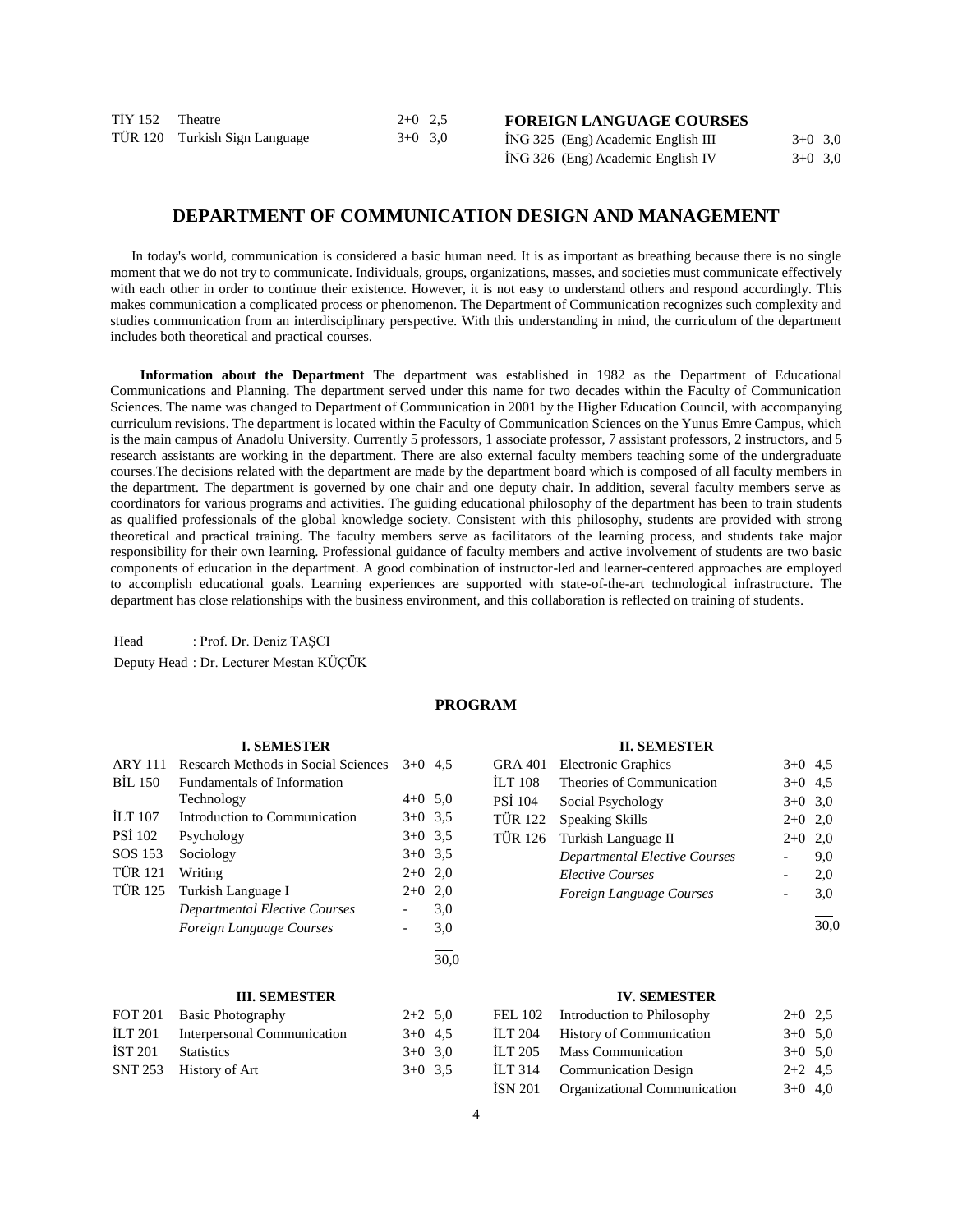| | | | |
|---|---|---|---|
| TİY 152 | Theatre | 2+0 | 2,5 |
| TÜR 120 | Turkish Sign Language | 3+0 | 3,0 |

**FOREIGN LANGUAGE COURSES**

| | | | |
|---|---|---|---|
| İNG 325 | (Eng) Academic English III | 3+0 | 3,0 |
| İNG 326 | (Eng) Academic English IV | 3+0 | 3,0 |

## DEPARTMENT OF COMMUNICATION DESIGN AND MANAGEMENT

In today's world, communication is considered a basic human need. It is as important as breathing because there is no single moment that we do not try to communicate. Individuals, groups, organizations, masses, and societies must communicate effectively with each other in order to continue their existence. However, it is not easy to understand others and respond accordingly. This makes communication a complicated process or phenomenon. The Department of Communication recognizes such complexity and studies communication from an interdisciplinary perspective. With this understanding in mind, the curriculum of the department includes both theoretical and practical courses.

**Information about the Department** The department was established in 1982 as the Department of Educational Communications and Planning. The department served under this name for two decades within the Faculty of Communication Sciences. The name was changed to Department of Communication in 2001 by the Higher Education Council, with accompanying curriculum revisions. The department is located within the Faculty of Communication Sciences on the Yunus Emre Campus, which is the main campus of Anadolu University. Currently 5 professors, 1 associate professor, 7 assistant professors, 2 instructors, and 5 research assistants are working in the department. There are also external faculty members teaching some of the undergraduate courses.The decisions related with the department are made by the department board which is composed of all faculty members in the department. The department is governed by one chair and one deputy chair. In addition, several faculty members serve as coordinators for various programs and activities. The guiding educational philosophy of the department has been to train students as qualified professionals of the global knowledge society. Consistent with this philosophy, students are provided with strong theoretical and practical training. The faculty members serve as facilitators of the learning process, and students take major responsibility for their own learning. Professional guidance of faculty members and active involvement of students are two basic components of education in the department. A good combination of instructor-led and learner-centered approaches are employed to accomplish educational goals. Learning experiences are supported with state-of-the-art technological infrastructure. The department has close relationships with the business environment, and this collaboration is reflected on training of students.

Head : Prof. Dr. Deniz TAŞCI

Deputy Head : Dr. Lecturer Mestan KÜÇÜK

### PROGRAM

**I. SEMESTER**

| | | | |
|---|---|---|---|
| ARY 111 | Research Methods in Social Sciences | 3+0 | 4,5 |
| BİL 150 | Fundamentals of Information Technology | 4+0 | 5,0 |
| İLT 107 | Introduction to Communication | 3+0 | 3,5 |
| PSİ 102 | Psychology | 3+0 | 3,5 |
| SOS 153 | Sociology | 3+0 | 3,5 |
| TÜR 121 | Writing | 2+0 | 2,0 |
| TÜR 125 | Turkish Language I | 2+0 | 2,0 |
| | *Departmental Elective Courses* | - | 3,0 |
| | *Foreign Language Courses* | - | 3,0 |
| | | | 30,0 |

**II. SEMESTER**

| | | | |
|---|---|---|---|
| GRA 401 | Electronic Graphics | 3+0 | 4,5 |
| İLT 108 | Theories of Communication | 3+0 | 4,5 |
| PSİ 104 | Social Psychology | 3+0 | 3,0 |
| TÜR 122 | Speaking Skills | 2+0 | 2,0 |
| TÜR 126 | Turkish Language II | 2+0 | 2,0 |
| | *Departmental Elective Courses* | - | 9,0 |
| | *Elective Courses* | - | 2,0 |
| | *Foreign Language Courses* | - | 3,0 |
| | | | 30,0 |

**III. SEMESTER**

| | | | |
|---|---|---|---|
| FOT 201 | Basic Photography | 2+2 | 5,0 |
| İLT 201 | Interpersonal Communication | 3+0 | 4,5 |
| İST 201 | Statistics | 3+0 | 3,0 |
| SNT 253 | History of Art | 3+0 | 3,5 |

**IV. SEMESTER**

| | | | |
|---|---|---|---|
| FEL 102 | Introduction to Philosophy | 2+0 | 2,5 |
| İLT 204 | History of Communication | 3+0 | 5,0 |
| İLT 205 | Mass Communication | 3+0 | 5,0 |
| İLT 314 | Communication Design | 2+2 | 4,5 |
| İSN 201 | Organizational Communication | 3+0 | 4,0 |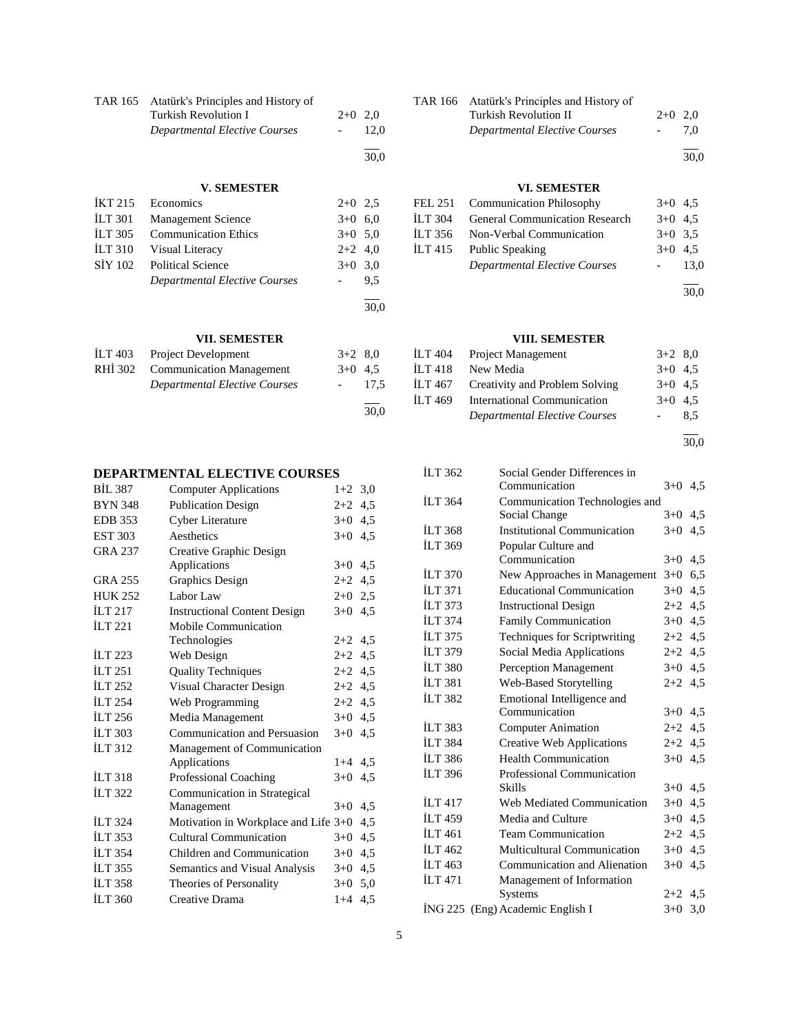| | | | |
|---|---|---|---|
| TAR 165 | Atatürk's Principles and History of Turkish Revolution I | 2+0 | 2,0 |
| | *Departmental Elective Courses* | - | 12,0 |
| | | | 30,0 |

| | | | |
|---|---|---|---|
| TAR 166 | Atatürk's Principles and History of Turkish Revolution II | 2+0 | 2,0 |
| | *Departmental Elective Courses* | - | 7,0 |
| | | | 30,0 |

### V. SEMESTER

| | | | |
|---|---|---|---|
| İKT 215 | Economics | 2+0 | 2,5 |
| İLT 301 | Management Science | 3+0 | 6,0 |
| İLT 305 | Communication Ethics | 3+0 | 5,0 |
| İLT 310 | Visual Literacy | 2+2 | 4,0 |
| SİY 102 | Political Science | 3+0 | 3,0 |
| | *Departmental Elective Courses* | - | 9,5 |
| | | | 30,0 |

### VI. SEMESTER

| | | | |
|---|---|---|---|
| FEL 251 | Communication Philosophy | 3+0 | 4,5 |
| İLT 304 | General Communication Research | 3+0 | 4,5 |
| İLT 356 | Non-Verbal Communication | 3+0 | 3,5 |
| İLT 415 | Public Speaking | 3+0 | 4,5 |
| | *Departmental Elective Courses* | - | 13,0 |
| | | | 30,0 |

### VII. SEMESTER

| | | | |
|---|---|---|---|
| İLT 403 | Project Development | 3+2 | 8,0 |
| RHİ 302 | Communication Management | 3+0 | 4,5 |
| | *Departmental Elective Courses* | - | 17,5 |
| | | | 30,0 |

### VIII. SEMESTER

| | | | |
|---|---|---|---|
| İLT 404 | Project Management | 3+2 | 8,0 |
| İLT 418 | New Media | 3+0 | 4,5 |
| İLT 467 | Creativity and Problem Solving | 3+0 | 4,5 |
| İLT 469 | International Communication | 3+0 | 4,5 |
| | *Departmental Elective Courses* | - | 8,5 |
| | | | 30,0 |

## DEPARTMENTAL ELECTIVE COURSES

| | | | |
|---|---|---|---|
| BİL 387 | Computer Applications | 1+2 | 3,0 |
| BYN 348 | Publication Design | 2+2 | 4,5 |
| EDB 353 | Cyber Literature | 3+0 | 4,5 |
| EST 303 | Aesthetics | 3+0 | 4,5 |
| GRA 237 | Creative Graphic Design Applications | 3+0 | 4,5 |
| GRA 255 | Graphics Design | 2+2 | 4,5 |
| HUK 252 | Labor Law | 2+0 | 2,5 |
| İLT 217 | Instructional Content Design | 3+0 | 4,5 |
| İLT 221 | Mobile Communication Technologies | 2+2 | 4,5 |
| İLT 223 | Web Design | 2+2 | 4,5 |
| İLT 251 | Quality Techniques | 2+2 | 4,5 |
| İLT 252 | Visual Character Design | 2+2 | 4,5 |
| İLT 254 | Web Programming | 2+2 | 4,5 |
| İLT 256 | Media Management | 3+0 | 4,5 |
| İLT 303 | Communication and Persuasion | 3+0 | 4,5 |
| İLT 312 | Management of Communication Applications | 1+4 | 4,5 |
| İLT 318 | Professional Coaching | 3+0 | 4,5 |
| İLT 322 | Communication in Strategical Management | 3+0 | 4,5 |
| İLT 324 | Motivation in Workplace and Life | 3+0 | 4,5 |
| İLT 353 | Cultural Communication | 3+0 | 4,5 |
| İLT 354 | Children and Communication | 3+0 | 4,5 |
| İLT 355 | Semantics and Visual Analysis | 3+0 | 4,5 |
| İLT 358 | Theories of Personality | 3+0 | 5,0 |
| İLT 360 | Creative Drama | 1+4 | 4,5 |
| İLT 362 | Social Gender Differences in Communication | 3+0 | 4,5 |
| İLT 364 | Communication Technologies and Social Change | 3+0 | 4,5 |
| İLT 368 | Institutional Communication | 3+0 | 4,5 |
| İLT 369 | Popular Culture and Communication | 3+0 | 4,5 |
| İLT 370 | New Approaches in Management | 3+0 | 6,5 |
| İLT 371 | Educational Communication | 3+0 | 4,5 |
| İLT 373 | Instructional Design | 2+2 | 4,5 |
| İLT 374 | Family Communication | 3+0 | 4,5 |
| İLT 375 | Techniques for Scriptwriting | 2+2 | 4,5 |
| İLT 379 | Social Media Applications | 2+2 | 4,5 |
| İLT 380 | Perception Management | 3+0 | 4,5 |
| İLT 381 | Web-Based Storytelling | 2+2 | 4,5 |
| İLT 382 | Emotional Intelligence and Communication | 3+0 | 4,5 |
| İLT 383 | Computer Animation | 2+2 | 4,5 |
| İLT 384 | Creative Web Applications | 2+2 | 4,5 |
| İLT 386 | Health Communication | 3+0 | 4,5 |
| İLT 396 | Professional Communication Skills | 3+0 | 4,5 |
| İLT 417 | Web Mediated Communication | 3+0 | 4,5 |
| İLT 459 | Media and Culture | 3+0 | 4,5 |
| İLT 461 | Team Communication | 2+2 | 4,5 |
| İLT 462 | Multicultural Communication | 3+0 | 4,5 |
| İLT 463 | Communication and Alienation | 3+0 | 4,5 |
| İLT 471 | Management of Information Systems | 2+2 | 4,5 |
| İNG 225 | (Eng) Academic English I | 3+0 | 3,0 |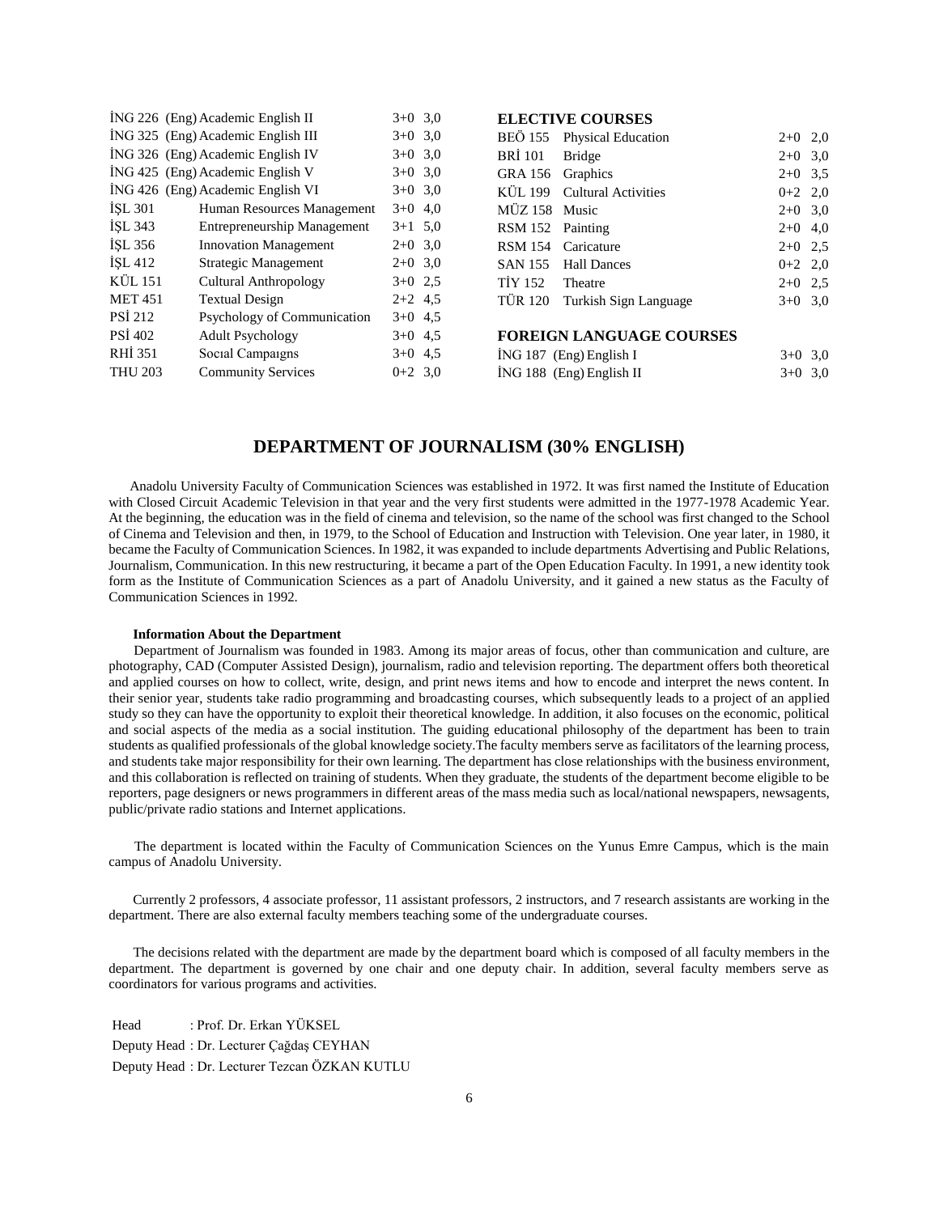| | | | |
|---|---|---|---|
| İNG 226 | (Eng) Academic English II | 3+0 | 3,0 |
| İNG 325 | (Eng) Academic English III | 3+0 | 3,0 |
| İNG 326 | (Eng) Academic English IV | 3+0 | 3,0 |
| İNG 425 | (Eng) Academic English V | 3+0 | 3,0 |
| İNG 426 | (Eng) Academic English VI | 3+0 | 3,0 |
| İŞL 301 | Human Resources Management | 3+0 | 4,0 |
| İŞL 343 | Entrepreneurship Management | 3+1 | 5,0 |
| İŞL 356 | Innovation Management | 2+0 | 3,0 |
| İŞL 412 | Strategic Management | 2+0 | 3,0 |
| KÜL 151 | Cultural Anthropology | 3+0 | 2,5 |
| MET 451 | Textual Design | 2+2 | 4,5 |
| PSİ 212 | Psychology of Communication | 3+0 | 4,5 |
| PSİ 402 | Adult Psychology | 3+0 | 4,5 |
| RHİ 351 | Socıal Campaıgns | 3+0 | 4,5 |
| THU 203 | Community Services | 0+2 | 3,0 |

**ELECTIVE COURSES**

| | | | |
|---|---|---|---|
| BEÖ 155 | Physical Education | 2+0 | 2,0 |
| BRİ 101 | Bridge | 2+0 | 3,0 |
| GRA 156 | Graphics | 2+0 | 3,5 |
| KÜL 199 | Cultural Activities | 0+2 | 2,0 |
| MÜZ 158 | Music | 2+0 | 3,0 |
| RSM 152 | Painting | 2+0 | 4,0 |
| RSM 154 | Caricature | 2+0 | 2,5 |
| SAN 155 | Hall Dances | 0+2 | 2,0 |
| TİY 152 | Theatre | 2+0 | 2,5 |
| TÜR 120 | Turkish Sign Language | 3+0 | 3,0 |

**FOREIGN LANGUAGE COURSES**

| | | | |
|---|---|---|---|
| İNG 187 | (Eng) English I | 3+0 | 3,0 |
| İNG 188 | (Eng) English II | 3+0 | 3,0 |

## DEPARTMENT OF JOURNALISM (30% ENGLISH)

Anadolu University Faculty of Communication Sciences was established in 1972. It was first named the Institute of Education with Closed Circuit Academic Television in that year and the very first students were admitted in the 1977-1978 Academic Year. At the beginning, the education was in the field of cinema and television, so the name of the school was first changed to the School of Cinema and Television and then, in 1979, to the School of Education and Instruction with Television. One year later, in 1980, it became the Faculty of Communication Sciences. In 1982, it was expanded to include departments Advertising and Public Relations, Journalism, Communication. In this new restructuring, it became a part of the Open Education Faculty. In 1991, a new identity took form as the Institute of Communication Sciences as a part of Anadolu University, and it gained a new status as the Faculty of Communication Sciences in 1992.

**Information About the Department**

Department of Journalism was founded in 1983. Among its major areas of focus, other than communication and culture, are photography, CAD (Computer Assisted Design), journalism, radio and television reporting. The department offers both theoretical and applied courses on how to collect, write, design, and print news items and how to encode and interpret the news content. In their senior year, students take radio programming and broadcasting courses, which subsequently leads to a project of an applied study so they can have the opportunity to exploit their theoretical knowledge. In addition, it also focuses on the economic, political and social aspects of the media as a social institution. The guiding educational philosophy of the department has been to train students as qualified professionals of the global knowledge society.The faculty members serve as facilitators of the learning process, and students take major responsibility for their own learning. The department has close relationships with the business environment, and this collaboration is reflected on training of students. When they graduate, the students of the department become eligible to be reporters, page designers or news programmers in different areas of the mass media such as local/national newspapers, newsagents, public/private radio stations and Internet applications.

The department is located within the Faculty of Communication Sciences on the Yunus Emre Campus, which is the main campus of Anadolu University.

Currently 2 professors, 4 associate professor, 11 assistant professors, 2 instructors, and 7 research assistants are working in the department. There are also external faculty members teaching some of the undergraduate courses.

The decisions related with the department are made by the department board which is composed of all faculty members in the department. The department is governed by one chair and one deputy chair. In addition, several faculty members serve as coordinators for various programs and activities.

Head : Prof. Dr. Erkan YÜKSEL
Deputy Head : Dr. Lecturer Çağdaş CEYHAN
Deputy Head : Dr. Lecturer Tezcan ÖZKAN KUTLU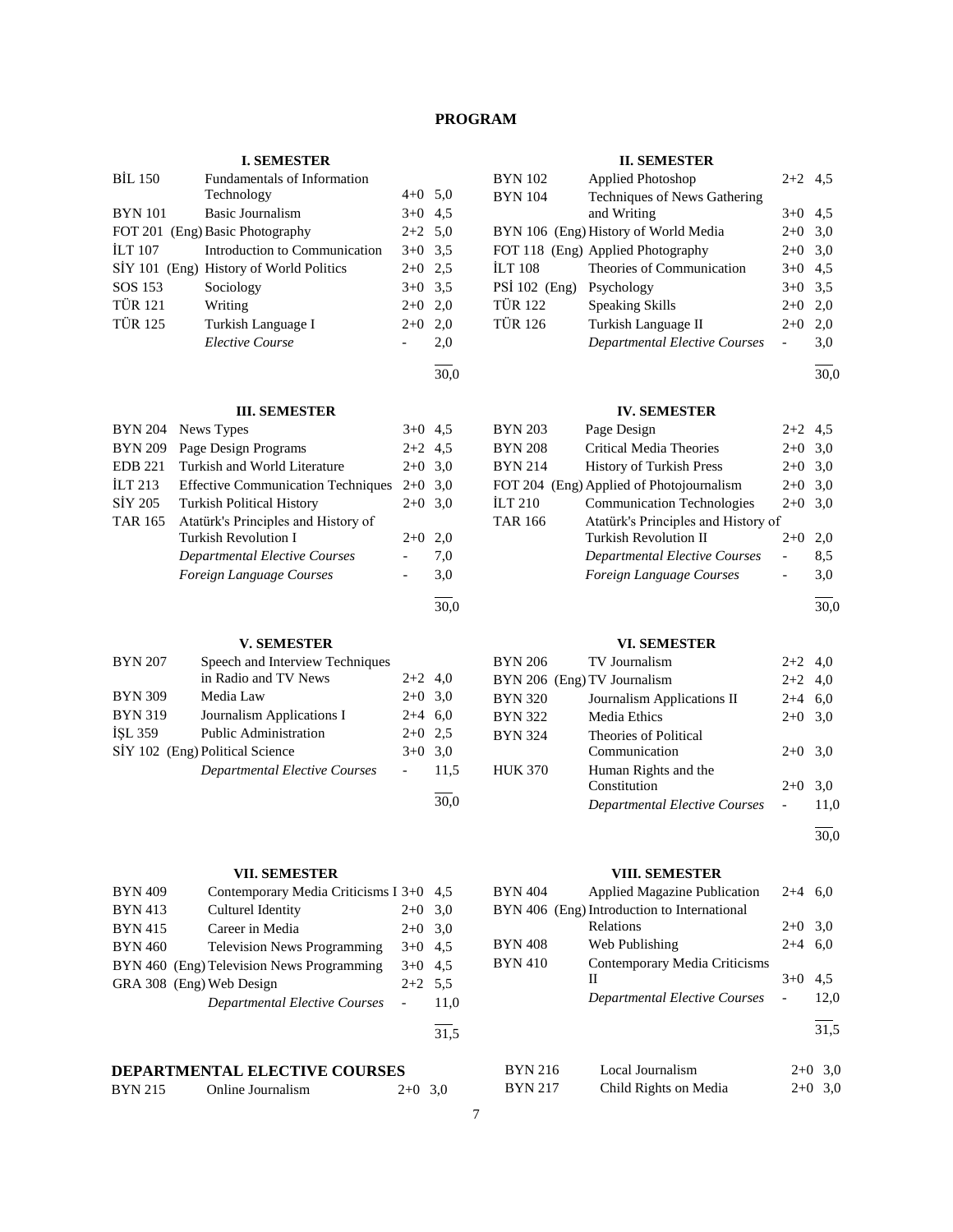# PROGRAM

## I. SEMESTER

| Code | Course | Hours | Credit |
|---|---|---|---|
| BİL 150 | Fundamentals of Information Technology | 4+0 | 5,0 |
| BYN 101 | Basic Journalism | 3+0 | 4,5 |
| FOT 201 (Eng) | Basic Photography | 2+2 | 5,0 |
| İLT 107 | Introduction to Communication | 3+0 | 3,5 |
| SİY 101 (Eng) | History of World Politics | 2+0 | 2,5 |
| SOS 153 | Sociology | 3+0 | 3,5 |
| TÜR 121 | Writing | 2+0 | 2,0 |
| TÜR 125 | Turkish Language I | 2+0 | 2,0 |
| | *Elective Course* | - | 2,0 |
| | | | 30,0 |

## II. SEMESTER

| Code | Course | Hours | Credit |
|---|---|---|---|
| BYN 102 | Applied Photoshop | 2+2 | 4,5 |
| BYN 104 | Techniques of News Gathering and Writing | 3+0 | 4,5 |
| BYN 106 (Eng) | History of World Media | 2+0 | 3,0 |
| FOT 118 (Eng) | Applied Photography | 2+0 | 3,0 |
| İLT 108 | Theories of Communication | 3+0 | 4,5 |
| PSİ 102 (Eng) | Psychology | 3+0 | 3,5 |
| TÜR 122 | Speaking Skills | 2+0 | 2,0 |
| TÜR 126 | Turkish Language II | 2+0 | 2,0 |
| | *Departmental Elective Courses* | - | 3,0 |
| | | | 30,0 |

## III. SEMESTER

| Code | Course | Hours | Credit |
|---|---|---|---|
| BYN 204 | News Types | 3+0 | 4,5 |
| BYN 209 | Page Design Programs | 2+2 | 4,5 |
| EDB 221 | Turkish and World Literature | 2+0 | 3,0 |
| İLT 213 | Effective Communication Techniques | 2+0 | 3,0 |
| SİY 205 | Turkish Political History | 2+0 | 3,0 |
| TAR 165 | Atatürk's Principles and History of Turkish Revolution I | 2+0 | 2,0 |
| | *Departmental Elective Courses* | - | 7,0 |
| | *Foreign Language Courses* | - | 3,0 |
| | | | 30,0 |

## IV. SEMESTER

| Code | Course | Hours | Credit |
|---|---|---|---|
| BYN 203 | Page Design | 2+2 | 4,5 |
| BYN 208 | Critical Media Theories | 2+0 | 3,0 |
| BYN 214 | History of Turkish Press | 2+0 | 3,0 |
| FOT 204 (Eng) | Applied of Photojournalism | 2+0 | 3,0 |
| İLT 210 | Communication Technologies | 2+0 | 3,0 |
| TAR 166 | Atatürk's Principles and History of Turkish Revolution II | 2+0 | 2,0 |
| | *Departmental Elective Courses* | - | 8,5 |
| | *Foreign Language Courses* | - | 3,0 |
| | | | 30,0 |

## V. SEMESTER

| Code | Course | Hours | Credit |
|---|---|---|---|
| BYN 207 | Speech and Interview Techniques in Radio and TV News | 2+2 | 4,0 |
| BYN 309 | Media Law | 2+0 | 3,0 |
| BYN 319 | Journalism Applications I | 2+4 | 6,0 |
| İŞL 359 | Public Administration | 2+0 | 2,5 |
| SİY 102 (Eng) | Political Science | 3+0 | 3,0 |
| | *Departmental Elective Courses* | - | 11,5 |
| | | | 30,0 |

## VI. SEMESTER

| Code | Course | Hours | Credit |
|---|---|---|---|
| BYN 206 | TV Journalism | 2+2 | 4,0 |
| BYN 206 (Eng) | TV Journalism | 2+2 | 4,0 |
| BYN 320 | Journalism Applications II | 2+4 | 6,0 |
| BYN 322 | Media Ethics | 2+0 | 3,0 |
| BYN 324 | Theories of Political Communication | 2+0 | 3,0 |
| HUK 370 | Human Rights and the Constitution | 2+0 | 3,0 |
| | *Departmental Elective Courses* | - | 11,0 |
| | | | 30,0 |

## VII. SEMESTER

| Code | Course | Hours | Credit |
|---|---|---|---|
| BYN 409 | Contemporary Media Criticisms I | 3+0 | 4,5 |
| BYN 413 | Culturel Identity | 2+0 | 3,0 |
| BYN 415 | Career in Media | 2+0 | 3,0 |
| BYN 460 | Television News Programming | 3+0 | 4,5 |
| BYN 460 (Eng) | Television News Programming | 3+0 | 4,5 |
| GRA 308 (Eng) | Web Design | 2+2 | 5,5 |
| | *Departmental Elective Courses* | - | 11,0 |
| | | | 31,5 |

## VIII. SEMESTER

| Code | Course | Hours | Credit |
|---|---|---|---|
| BYN 404 | Applied Magazine Publication | 2+4 | 6,0 |
| BYN 406 (Eng) | Introduction to International Relations | 2+0 | 3,0 |
| BYN 408 | Web Publishing | 2+4 | 6,0 |
| BYN 410 | Contemporary Media Criticisms II | 3+0 | 4,5 |
| | *Departmental Elective Courses* | - | 12,0 |
| | | | 31,5 |

## DEPARTMENTAL ELECTIVE COURSES

| Code | Course | Hours | Credit |
|---|---|---|---|
| BYN 215 | Online Journalism | 2+0 | 3,0 |
| BYN 216 | Local Journalism | 2+0 | 3,0 |
| BYN 217 | Child Rights on Media | 2+0 | 3,0 |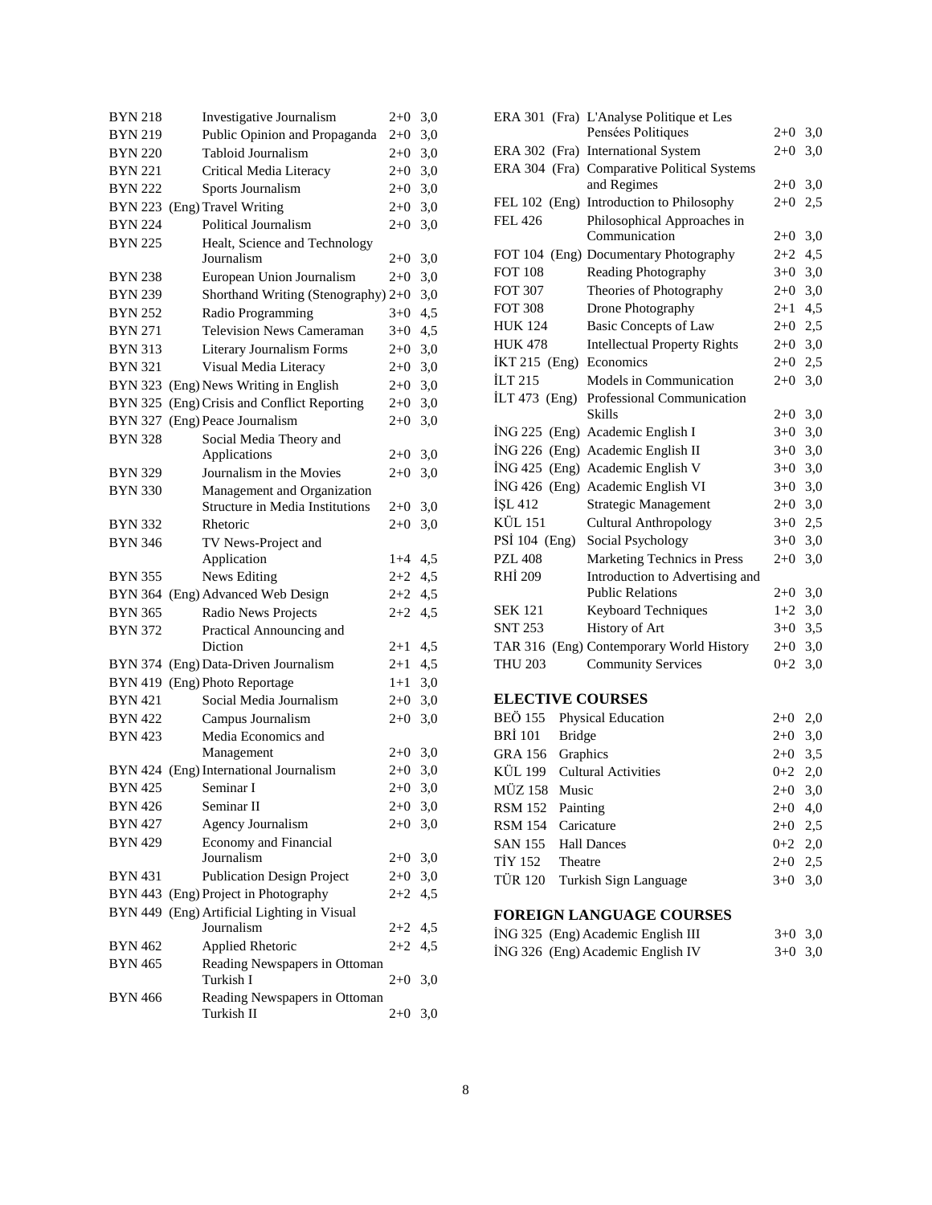| Code | | Course | Hours | Credits |
|---|---|---|---|---|
| BYN 218 | | Investigative Journalism | 2+0 | 3,0 |
| BYN 219 | | Public Opinion and Propaganda | 2+0 | 3,0 |
| BYN 220 | | Tabloid Journalism | 2+0 | 3,0 |
| BYN 221 | | Critical Media Literacy | 2+0 | 3,0 |
| BYN 222 | | Sports Journalism | 2+0 | 3,0 |
| BYN 223 | (Eng) | Travel Writing | 2+0 | 3,0 |
| BYN 224 | | Political Journalism | 2+0 | 3,0 |
| BYN 225 | | Healt, Science and Technology Journalism | 2+0 | 3,0 |
| BYN 238 | | European Union Journalism | 2+0 | 3,0 |
| BYN 239 | | Shorthand Writing (Stenography) | 2+0 | 3,0 |
| BYN 252 | | Radio Programming | 3+0 | 4,5 |
| BYN 271 | | Television News Cameraman | 3+0 | 4,5 |
| BYN 313 | | Literary Journalism Forms | 2+0 | 3,0 |
| BYN 321 | | Visual Media Literacy | 2+0 | 3,0 |
| BYN 323 | (Eng) | News Writing in English | 2+0 | 3,0 |
| BYN 325 | (Eng) | Crisis and Conflict Reporting | 2+0 | 3,0 |
| BYN 327 | (Eng) | Peace Journalism | 2+0 | 3,0 |
| BYN 328 | | Social Media Theory and Applications | 2+0 | 3,0 |
| BYN 329 | | Journalism in the Movies | 2+0 | 3,0 |
| BYN 330 | | Management and Organization Structure in Media Institutions | 2+0 | 3,0 |
| BYN 332 | | Rhetoric | 2+0 | 3,0 |
| BYN 346 | | TV News-Project and Application | 1+4 | 4,5 |
| BYN 355 | | News Editing | 2+2 | 4,5 |
| BYN 364 | (Eng) | Advanced Web Design | 2+2 | 4,5 |
| BYN 365 | | Radio News Projects | 2+2 | 4,5 |
| BYN 372 | | Practical Announcing and Diction | 2+1 | 4,5 |
| BYN 374 | (Eng) | Data-Driven Journalism | 2+1 | 4,5 |
| BYN 419 | (Eng) | Photo Reportage | 1+1 | 3,0 |
| BYN 421 | | Social Media Journalism | 2+0 | 3,0 |
| BYN 422 | | Campus Journalism | 2+0 | 3,0 |
| BYN 423 | | Media Economics and Management | 2+0 | 3,0 |
| BYN 424 | (Eng) | International Journalism | 2+0 | 3,0 |
| BYN 425 | | Seminar I | 2+0 | 3,0 |
| BYN 426 | | Seminar II | 2+0 | 3,0 |
| BYN 427 | | Agency Journalism | 2+0 | 3,0 |
| BYN 429 | | Economy and Financial Journalism | 2+0 | 3,0 |
| BYN 431 | | Publication Design Project | 2+0 | 3,0 |
| BYN 443 | (Eng) | Project in Photography | 2+2 | 4,5 |
| BYN 449 | (Eng) | Artificial Lighting in Visual Journalism | 2+2 | 4,5 |
| BYN 462 | | Applied Rhetoric | 2+2 | 4,5 |
| BYN 465 | | Reading Newspapers in Ottoman Turkish I | 2+0 | 3,0 |
| BYN 466 | | Reading Newspapers in Ottoman Turkish II | 2+0 | 3,0 |
| ERA 301 | (Fra) | L'Analyse Politique et Les Pensées Politiques | 2+0 | 3,0 |
| ERA 302 | (Fra) | International System | 2+0 | 3,0 |
| ERA 304 | (Fra) | Comparative Political Systems and Regimes | 2+0 | 3,0 |
| FEL 102 | (Eng) | Introduction to Philosophy | 2+0 | 2,5 |
| FEL 426 | | Philosophical Approaches in Communication | 2+0 | 3,0 |
| FOT 104 | (Eng) | Documentary Photography | 2+2 | 4,5 |
| FOT 108 | | Reading Photography | 3+0 | 3,0 |
| FOT 307 | | Theories of Photography | 2+0 | 3,0 |
| FOT 308 | | Drone Photography | 2+1 | 4,5 |
| HUK 124 | | Basic Concepts of Law | 2+0 | 2,5 |
| HUK 478 | | Intellectual Property Rights | 2+0 | 3,0 |
| İKT 215 | (Eng) | Economics | 2+0 | 2,5 |
| İLT 215 | | Models in Communication | 2+0 | 3,0 |
| İLT 473 | (Eng) | Professional Communication Skills | 2+0 | 3,0 |
| İNG 225 | (Eng) | Academic English I | 3+0 | 3,0 |
| İNG 226 | (Eng) | Academic English II | 3+0 | 3,0 |
| İNG 425 | (Eng) | Academic English V | 3+0 | 3,0 |
| İNG 426 | (Eng) | Academic English VI | 3+0 | 3,0 |
| İŞL 412 | | Strategic Management | 2+0 | 3,0 |
| KÜL 151 | | Cultural Anthropology | 3+0 | 2,5 |
| PSİ 104 | (Eng) | Social Psychology | 3+0 | 3,0 |
| PZL 408 | | Marketing Technics in Press | 2+0 | 3,0 |
| RHİ 209 | | Introduction to Advertising and Public Relations | 2+0 | 3,0 |
| SEK 121 | | Keyboard Techniques | 1+2 | 3,0 |
| SNT 253 | | History of Art | 3+0 | 3,5 |
| TAR 316 | (Eng) | Contemporary World History | 2+0 | 3,0 |
| THU 203 | | Community Services | 0+2 | 3,0 |

## ELECTIVE COURSES

| Code | Course | Hours | Credits |
|---|---|---|---|
| BEÖ 155 | Physical Education | 2+0 | 2,0 |
| BRİ 101 | Bridge | 2+0 | 3,0 |
| GRA 156 | Graphics | 2+0 | 3,5 |
| KÜL 199 | Cultural Activities | 0+2 | 2,0 |
| MÜZ 158 | Music | 2+0 | 3,0 |
| RSM 152 | Painting | 2+0 | 4,0 |
| RSM 154 | Caricature | 2+0 | 2,5 |
| SAN 155 | Hall Dances | 0+2 | 2,0 |
| TİY 152 | Theatre | 2+0 | 2,5 |
| TÜR 120 | Turkish Sign Language | 3+0 | 3,0 |

## FOREIGN LANGUAGE COURSES

| Code | | Course | Hours | Credits |
|---|---|---|---|---|
| İNG 325 | (Eng) | Academic English III | 3+0 | 3,0 |
| İNG 326 | (Eng) | Academic English IV | 3+0 | 3,0 |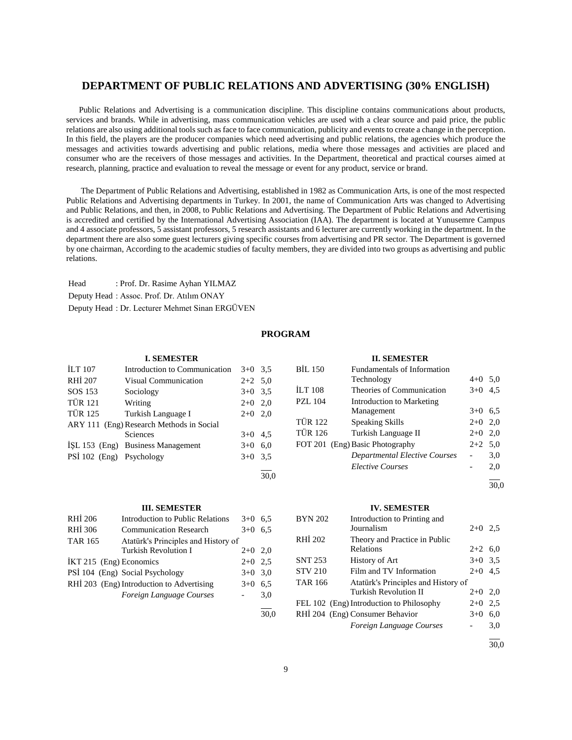# DEPARTMENT OF PUBLIC RELATIONS AND ADVERTISING (30% ENGLISH)

Public Relations and Advertising is a communication discipline. This discipline contains communications about products, services and brands. While in advertising, mass communication vehicles are used with a clear source and paid price, the public relations are also using additional tools such as face to face communication, publicity and events to create a change in the perception. In this field, the players are the producer companies which need advertising and public relations, the agencies which produce the messages and activities towards advertising and public relations, media where those messages and activities are placed and consumer who are the receivers of those messages and activities. In the Department, theoretical and practical courses aimed at research, planning, practice and evaluation to reveal the message or event for any product, service or brand.

The Department of Public Relations and Advertising, established in 1982 as Communication Arts, is one of the most respected Public Relations and Advertising departments in Turkey. In 2001, the name of Communication Arts was changed to Advertising and Public Relations, and then, in 2008, to Public Relations and Advertising. The Department of Public Relations and Advertising is accredited and certified by the International Advertising Association (IAA). The department is located at Yunusemre Campus and 4 associate professors, 5 assistant professors, 5 research assistants and 6 lecturer are currently working in the department. In the department there are also some guest lecturers giving specific courses from advertising and PR sector. The Department is governed by one chairman, According to the academic studies of faculty members, they are divided into two groups as advertising and public relations.

Head : Prof. Dr. Rasime Ayhan YILMAZ
Deputy Head : Assoc. Prof. Dr. Atılım ONAY
Deputy Head : Dr. Lecturer Mehmet Sinan ERGÜVEN

## PROGRAM

### I. SEMESTER

| Code | Course | Hours | Credits |
|---|---|---|---|
| İLT 107 | Introduction to Communication | 3+0 | 3,5 |
| RHİ 207 | Visual Communication | 2+2 | 5,0 |
| SOS 153 | Sociology | 3+0 | 3,5 |
| TÜR 121 | Writing | 2+0 | 2,0 |
| TÜR 125 | Turkish Language I | 2+0 | 2,0 |
| ARY 111 (Eng) | Research Methods in Social Sciences | 3+0 | 4,5 |
| İŞL 153 (Eng) | Business Management | 3+0 | 6,0 |
| PSİ 102 (Eng) | Psychology | 3+0 | 3,5 |
| | | | 30,0 |

### II. SEMESTER

| Code | Course | Hours | Credits |
|---|---|---|---|
| BİL 150 | Fundamentals of Information Technology | 4+0 | 5,0 |
| İLT 108 | Theories of Communication | 3+0 | 4,5 |
| PZL 104 | Introduction to Marketing Management | 3+0 | 6,5 |
| TÜR 122 | Speaking Skills | 2+0 | 2,0 |
| TÜR 126 | Turkish Language II | 2+0 | 2,0 |
| FOT 201 (Eng) | Basic Photography | 2+2 | 5,0 |
| | *Departmental Elective Courses* | - | 3,0 |
| | *Elective Courses* | - | 2,0 |
| | | | 30,0 |

### III. SEMESTER

| Code | Course | Hours | Credits |
|---|---|---|---|
| RHİ 206 | Introduction to Public Relations | 3+0 | 6,5 |
| RHİ 306 | Communication Research | 3+0 | 6,5 |
| TAR 165 | Atatürk's Principles and History of Turkish Revolution I | 2+0 | 2,0 |
| İKT 215 (Eng) | Economics | 2+0 | 2,5 |
| PSİ 104 (Eng) | Social Psychology | 3+0 | 3,0 |
| RHİ 203 (Eng) | Introduction to Advertising | 3+0 | 6,5 |
| | *Foreign Language Courses* | - | 3,0 |
| | | | 30,0 |

### IV. SEMESTER

| Code | Course | Hours | Credits |
|---|---|---|---|
| BYN 202 | Introduction to Printing and Journalism | 2+0 | 2,5 |
| RHİ 202 | Theory and Practice in Public Relations | 2+2 | 6,0 |
| SNT 253 | History of Art | 3+0 | 3,5 |
| STV 210 | Film and TV Information | 2+0 | 4,5 |
| TAR 166 | Atatürk's Principles and History of Turkish Revolution II | 2+0 | 2,0 |
| FEL 102 (Eng) | Introduction to Philosophy | 2+0 | 2,5 |
| RHİ 204 (Eng) | Consumer Behavior | 3+0 | 6,0 |
| | *Foreign Language Courses* | - | 3,0 |
| | | | 30,0 |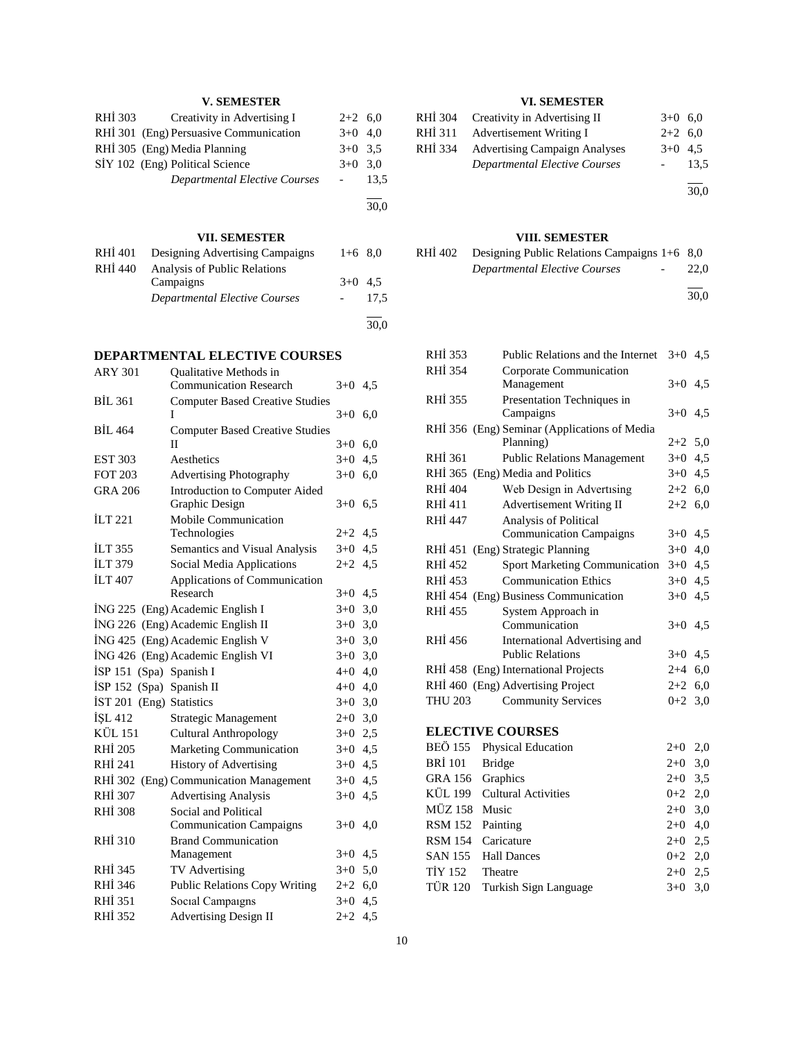### V. SEMESTER

| | | | |
|---|---|---|---|
| RHİ 303 | Creativity in Advertising I | 2+2 | 6,0 |
| RHİ 301 | (Eng) Persuasive Communication | 3+0 | 4,0 |
| RHİ 305 | (Eng) Media Planning | 3+0 | 3,5 |
| SİY 102 | (Eng) Political Science | 3+0 | 3,0 |
| | *Departmental Elective Courses* | - | 13,5 |
| | | | 30,0 |

### VI. SEMESTER

| | | | |
|---|---|---|---|
| RHİ 304 | Creativity in Advertising II | 3+0 | 6,0 |
| RHİ 311 | Advertisement Writing I | 2+2 | 6,0 |
| RHİ 334 | Advertising Campaign Analyses | 3+0 | 4,5 |
| | *Departmental Elective Courses* | - | 13,5 |
| | | | 30,0 |

### VII. SEMESTER

| | | | |
|---|---|---|---|
| RHİ 401 | Designing Advertising Campaigns | 1+6 | 8,0 |
| RHİ 440 | Analysis of Public Relations Campaigns | 3+0 | 4,5 |
| | *Departmental Elective Courses* | - | 17,5 |
| | | | 30,0 |

### VIII. SEMESTER

| | | | |
|---|---|---|---|
| RHİ 402 | Designing Public Relations Campaigns | 1+6 | 8,0 |
| | *Departmental Elective Courses* | - | 22,0 |
| | | | 30,0 |

## DEPARTMENTAL ELECTIVE COURSES

| | | | |
|---|---|---|---|
| ARY 301 | Qualitative Methods in Communication Research | 3+0 | 4,5 |
| BİL 361 | Computer Based Creative Studies I | 3+0 | 6,0 |
| BİL 464 | Computer Based Creative Studies II | 3+0 | 6,0 |
| EST 303 | Aesthetics | 3+0 | 4,5 |
| FOT 203 | Advertising Photography | 3+0 | 6,0 |
| GRA 206 | Introduction to Computer Aided Graphic Design | 3+0 | 6,5 |
| İLT 221 | Mobile Communication Technologies | 2+2 | 4,5 |
| İLT 355 | Semantics and Visual Analysis | 3+0 | 4,5 |
| İLT 379 | Social Media Applications | 2+2 | 4,5 |
| İLT 407 | Applications of Communication Research | 3+0 | 4,5 |
| İNG 225 | (Eng) Academic English I | 3+0 | 3,0 |
| İNG 226 | (Eng) Academic English II | 3+0 | 3,0 |
| İNG 425 | (Eng) Academic English V | 3+0 | 3,0 |
| İNG 426 | (Eng) Academic English VI | 3+0 | 3,0 |
| İSP 151 | (Spa) Spanish I | 4+0 | 4,0 |
| İSP 152 | (Spa) Spanish II | 4+0 | 4,0 |
| İST 201 | (Eng) Statistics | 3+0 | 3,0 |
| İŞL 412 | Strategic Management | 2+0 | 3,0 |
| KÜL 151 | Cultural Anthropology | 3+0 | 2,5 |
| RHİ 205 | Marketing Communication | 3+0 | 4,5 |
| RHİ 241 | History of Advertising | 3+0 | 4,5 |
| RHİ 302 | (Eng) Communication Management | 3+0 | 4,5 |
| RHİ 307 | Advertising Analysis | 3+0 | 4,5 |
| RHİ 308 | Social and Political Communication Campaigns | 3+0 | 4,0 |
| RHİ 310 | Brand Communication Management | 3+0 | 4,5 |
| RHİ 345 | TV Advertising | 3+0 | 5,0 |
| RHİ 346 | Public Relations Copy Writing | 2+2 | 6,0 |
| RHİ 351 | Socıal Campaıgns | 3+0 | 4,5 |
| RHİ 352 | Advertising Design II | 2+2 | 4,5 |
| RHİ 353 | Public Relations and the Internet | 3+0 | 4,5 |
| RHİ 354 | Corporate Communication Management | 3+0 | 4,5 |
| RHİ 355 | Presentation Techniques in Campaigns | 3+0 | 4,5 |
| RHİ 356 | (Eng) Seminar (Applications of Media Planning) | 2+2 | 5,0 |
| RHİ 361 | Public Relations Management | 3+0 | 4,5 |
| RHİ 365 | (Eng) Media and Politics | 3+0 | 4,5 |
| RHİ 404 | Web Design in Advertısing | 2+2 | 6,0 |
| RHİ 411 | Advertisement Writing II | 2+2 | 6,0 |
| RHİ 447 | Analysis of Political Communication Campaigns | 3+0 | 4,5 |
| RHİ 451 | (Eng) Strategic Planning | 3+0 | 4,0 |
| RHİ 452 | Sport Marketing Communication | 3+0 | 4,5 |
| RHİ 453 | Communication Ethics | 3+0 | 4,5 |
| RHİ 454 | (Eng) Business Communication | 3+0 | 4,5 |
| RHİ 455 | System Approach in Communication | 3+0 | 4,5 |
| RHİ 456 | International Advertising and Public Relations | 3+0 | 4,5 |
| RHİ 458 | (Eng) International Projects | 2+4 | 6,0 |
| RHİ 460 | (Eng) Advertising Project | 2+2 | 6,0 |
| THU 203 | Community Services | 0+2 | 3,0 |

## ELECTIVE COURSES

| | | | |
|---|---|---|---|
| BEÖ 155 | Physical Education | 2+0 | 2,0 |
| BRİ 101 | Bridge | 2+0 | 3,0 |
| GRA 156 | Graphics | 2+0 | 3,5 |
| KÜL 199 | Cultural Activities | 0+2 | 2,0 |
| MÜZ 158 | Music | 2+0 | 3,0 |
| RSM 152 | Painting | 2+0 | 4,0 |
| RSM 154 | Caricature | 2+0 | 2,5 |
| SAN 155 | Hall Dances | 0+2 | 2,0 |
| TİY 152 | Theatre | 2+0 | 2,5 |
| TÜR 120 | Turkish Sign Language | 3+0 | 3,0 |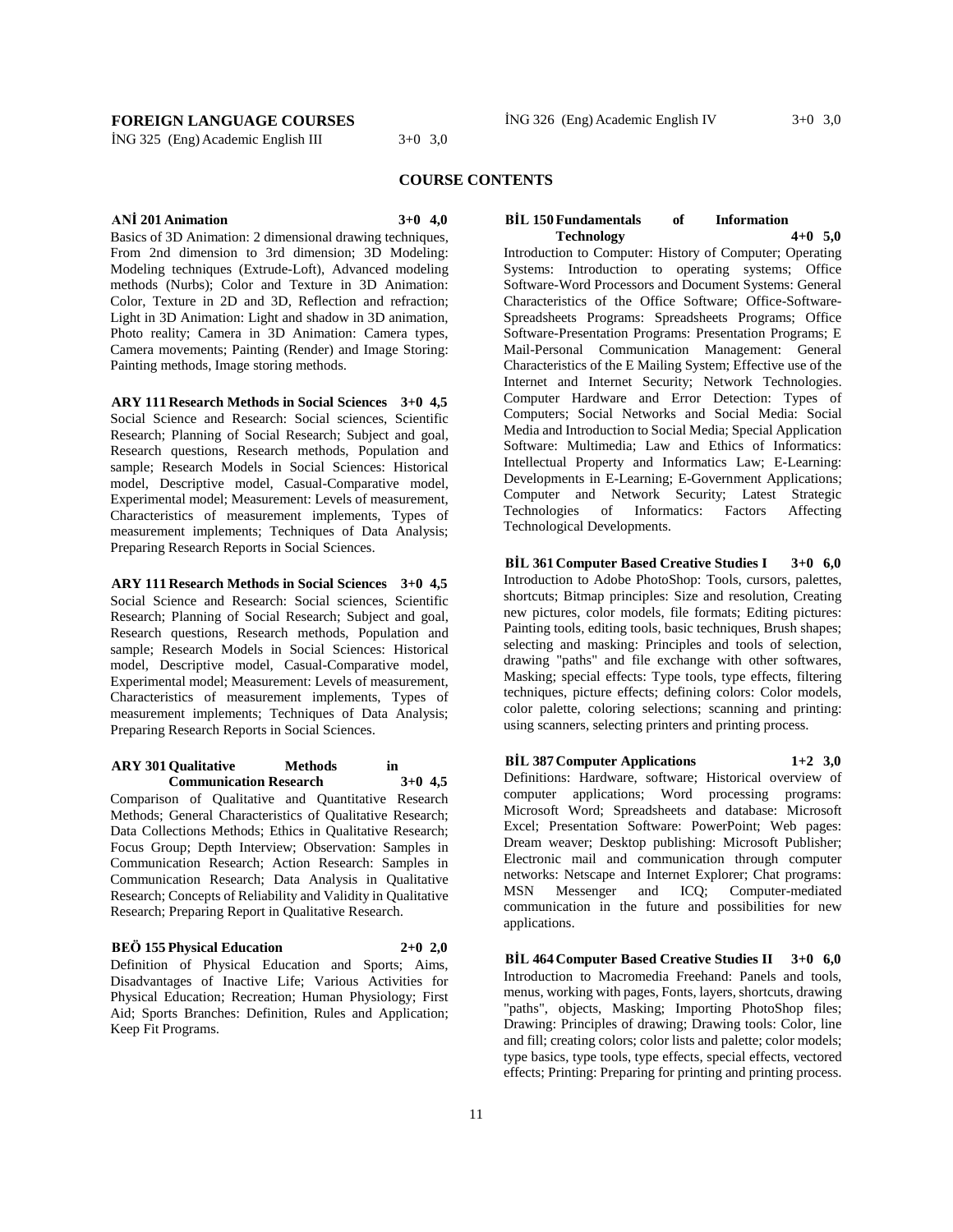**FOREIGN LANGUAGE COURSES**

İNG 325 (Eng) Academic English III 3+0 3,0

İNG 326 (Eng) Academic English IV 3+0 3,0

## COURSE CONTENTS

**ANİ 201 Animation 3+0 4,0**

Basics of 3D Animation: 2 dimensional drawing techniques, From 2nd dimension to 3rd dimension; 3D Modeling: Modeling techniques (Extrude-Loft), Advanced modeling methods (Nurbs); Color and Texture in 3D Animation: Color, Texture in 2D and 3D, Reflection and refraction; Light in 3D Animation: Light and shadow in 3D animation, Photo reality; Camera in 3D Animation: Camera types, Camera movements; Painting (Render) and Image Storing: Painting methods, Image storing methods.

**ARY 111 Research Methods in Social Sciences 3+0 4,5**

Social Science and Research: Social sciences, Scientific Research; Planning of Social Research; Subject and goal, Research questions, Research methods, Population and sample; Research Models in Social Sciences: Historical model, Descriptive model, Casual-Comparative model, Experimental model; Measurement: Levels of measurement, Characteristics of measurement implements, Types of measurement implements; Techniques of Data Analysis; Preparing Research Reports in Social Sciences.

**ARY 111 Research Methods in Social Sciences 3+0 4,5**

Social Science and Research: Social sciences, Scientific Research; Planning of Social Research; Subject and goal, Research questions, Research methods, Population and sample; Research Models in Social Sciences: Historical model, Descriptive model, Casual-Comparative model, Experimental model; Measurement: Levels of measurement, Characteristics of measurement implements, Types of measurement implements; Techniques of Data Analysis; Preparing Research Reports in Social Sciences.

**ARY 301 Qualitative Methods in Communication Research 3+0 4,5**

Comparison of Qualitative and Quantitative Research Methods; General Characteristics of Qualitative Research; Data Collections Methods; Ethics in Qualitative Research; Focus Group; Depth Interview; Observation: Samples in Communication Research; Action Research: Samples in Communication Research; Data Analysis in Qualitative Research; Concepts of Reliability and Validity in Qualitative Research; Preparing Report in Qualitative Research.

**BEÖ 155 Physical Education 2+0 2,0**

Definition of Physical Education and Sports; Aims, Disadvantages of Inactive Life; Various Activities for Physical Education; Recreation; Human Physiology; First Aid; Sports Branches: Definition, Rules and Application; Keep Fit Programs.

**BİL 150 Fundamentals of Information Technology 4+0 5,0**

Introduction to Computer: History of Computer; Operating Systems: Introduction to operating systems; Office Software-Word Processors and Document Systems: General Characteristics of the Office Software; Office-Software-Spreadsheets Programs: Spreadsheets Programs; Office Software-Presentation Programs: Presentation Programs; E Mail-Personal Communication Management: General Characteristics of the E Mailing System; Effective use of the Internet and Internet Security; Network Technologies. Computer Hardware and Error Detection: Types of Computers; Social Networks and Social Media: Social Media and Introduction to Social Media; Special Application Software: Multimedia; Law and Ethics of Informatics: Intellectual Property and Informatics Law; E-Learning: Developments in E-Learning; E-Government Applications; Computer and Network Security; Latest Strategic Technologies of Informatics: Factors Affecting Technological Developments.

**BİL 361 Computer Based Creative Studies I 3+0 6,0**

Introduction to Adobe PhotoShop: Tools, cursors, palettes, shortcuts; Bitmap principles: Size and resolution, Creating new pictures, color models, file formats; Editing pictures: Painting tools, editing tools, basic techniques, Brush shapes; selecting and masking: Principles and tools of selection, drawing "paths" and file exchange with other softwares, Masking; special effects: Type tools, type effects, filtering techniques, picture effects; defining colors: Color models, color palette, coloring selections; scanning and printing: using scanners, selecting printers and printing process.

**BİL 387 Computer Applications 1+2 3,0**

Definitions: Hardware, software; Historical overview of computer applications; Word processing programs: Microsoft Word; Spreadsheets and database: Microsoft Excel; Presentation Software: PowerPoint; Web pages: Dream weaver; Desktop publishing: Microsoft Publisher; Electronic mail and communication through computer networks: Netscape and Internet Explorer; Chat programs: MSN Messenger and ICQ; Computer-mediated communication in the future and possibilities for new applications.

**BİL 464 Computer Based Creative Studies II 3+0 6,0**

Introduction to Macromedia Freehand: Panels and tools, menus, working with pages, Fonts, layers, shortcuts, drawing "paths", objects, Masking; Importing PhotoShop files; Drawing: Principles of drawing; Drawing tools: Color, line and fill; creating colors; color lists and palette; color models; type basics, type tools, type effects, special effects, vectored effects; Printing: Preparing for printing and printing process.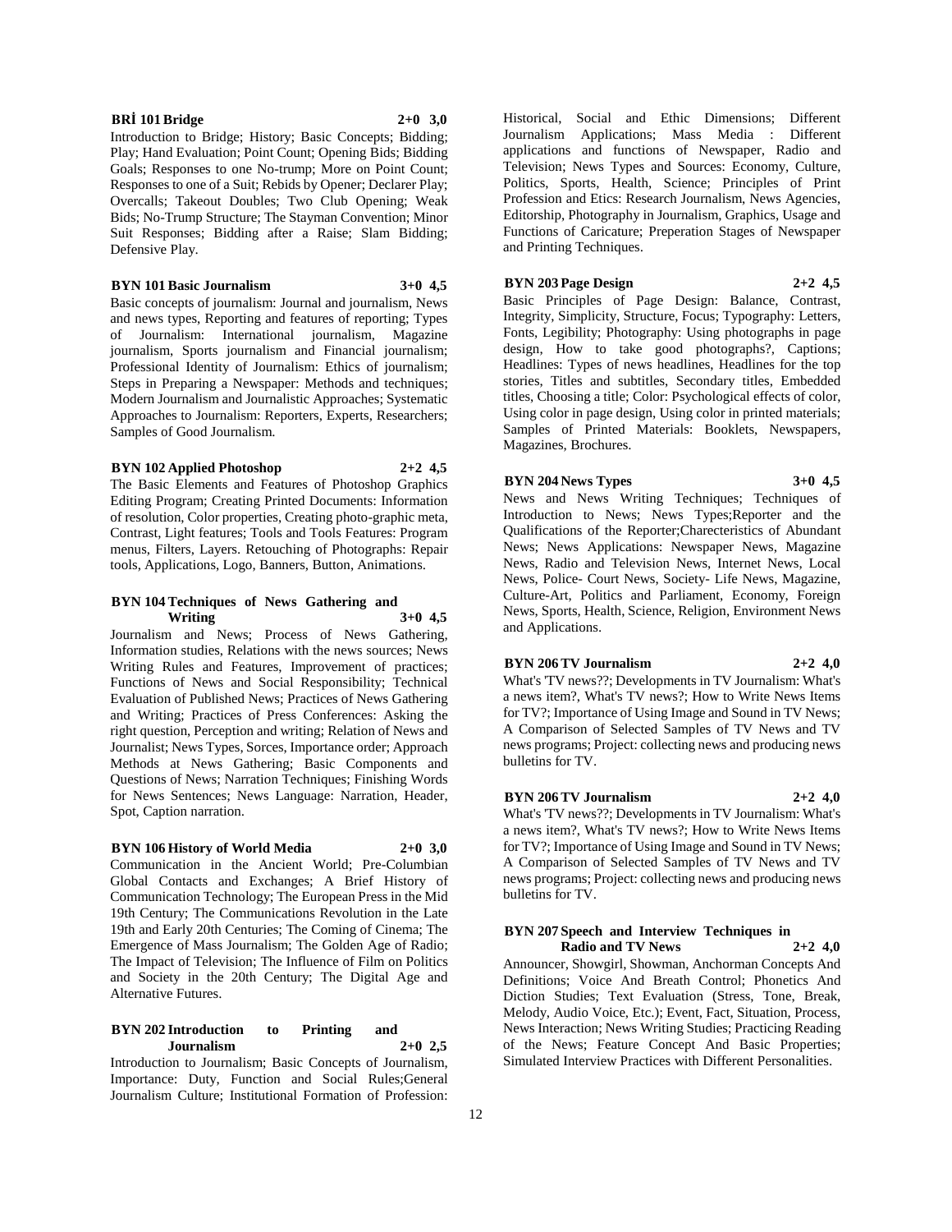**BRİ 101 Bridge 2+0 3,0**

Introduction to Bridge; History; Basic Concepts; Bidding; Play; Hand Evaluation; Point Count; Opening Bids; Bidding Goals; Responses to one No-trump; More on Point Count; Responses to one of a Suit; Rebids by Opener; Declarer Play; Overcalls; Takeout Doubles; Two Club Opening; Weak Bids; No-Trump Structure; The Stayman Convention; Minor Suit Responses; Bidding after a Raise; Slam Bidding; Defensive Play.

**BYN 101 Basic Journalism 3+0 4,5**

Basic concepts of journalism: Journal and journalism, News and news types, Reporting and features of reporting; Types of Journalism: International journalism, Magazine journalism, Sports journalism and Financial journalism; Professional Identity of Journalism: Ethics of journalism; Steps in Preparing a Newspaper: Methods and techniques; Modern Journalism and Journalistic Approaches; Systematic Approaches to Journalism: Reporters, Experts, Researchers; Samples of Good Journalism.

**BYN 102 Applied Photoshop 2+2 4,5**

The Basic Elements and Features of Photoshop Graphics Editing Program; Creating Printed Documents: Information of resolution, Color properties, Creating photo-graphic meta, Contrast, Light features; Tools and Tools Features: Program menus, Filters, Layers. Retouching of Photographs: Repair tools, Applications, Logo, Banners, Button, Animations.

**BYN 104 Techniques of News Gathering and Writing 3+0 4,5**

Journalism and News; Process of News Gathering, Information studies, Relations with the news sources; News Writing Rules and Features, Improvement of practices; Functions of News and Social Responsibility; Technical Evaluation of Published News; Practices of News Gathering and Writing; Practices of Press Conferences: Asking the right question, Perception and writing; Relation of News and Journalist; News Types, Sorces, Importance order; Approach Methods at News Gathering; Basic Components and Questions of News; Narration Techniques; Finishing Words for News Sentences; News Language: Narration, Header, Spot, Caption narration.

**BYN 106 History of World Media 2+0 3,0**

Communication in the Ancient World; Pre-Columbian Global Contacts and Exchanges; A Brief History of Communication Technology; The European Press in the Mid 19th Century; The Communications Revolution in the Late 19th and Early 20th Centuries; The Coming of Cinema; The Emergence of Mass Journalism; The Golden Age of Radio; The Impact of Television; The Influence of Film on Politics and Society in the 20th Century; The Digital Age and Alternative Futures.

**BYN 202 Introduction to Printing and Journalism 2+0 2,5**

Introduction to Journalism; Basic Concepts of Journalism, Importance: Duty, Function and Social Rules;General Journalism Culture; Institutional Formation of Profession: Historical, Social and Ethic Dimensions; Different Journalism Applications; Mass Media : Different applications and functions of Newspaper, Radio and Television; News Types and Sources: Economy, Culture, Politics, Sports, Health, Science; Principles of Print Profession and Etics: Research Journalism, News Agencies, Editorship, Photography in Journalism, Graphics, Usage and Functions of Caricature; Preperation Stages of Newspaper and Printing Techniques.

**BYN 203 Page Design 2+2 4,5**

Basic Principles of Page Design: Balance, Contrast, Integrity, Simplicity, Structure, Focus; Typography: Letters, Fonts, Legibility; Photography: Using photographs in page design, How to take good photographs?, Captions; Headlines: Types of news headlines, Headlines for the top stories, Titles and subtitles, Secondary titles, Embedded titles, Choosing a title; Color: Psychological effects of color, Using color in page design, Using color in printed materials; Samples of Printed Materials: Booklets, Newspapers, Magazines, Brochures.

**BYN 204 News Types 3+0 4,5**

News and News Writing Techniques; Techniques of Introduction to News; News Types;Reporter and the Qualifications of the Reporter;Charecteristics of Abundant News; News Applications: Newspaper News, Magazine News, Radio and Television News, Internet News, Local News, Police- Court News, Society- Life News, Magazine, Culture-Art, Politics and Parliament, Economy, Foreign News, Sports, Health, Science, Religion, Environment News and Applications.

**BYN 206 TV Journalism 2+2 4,0**

What's 'TV news??; Developments in TV Journalism: What's a news item?, What's TV news?; How to Write News Items for TV?; Importance of Using Image and Sound in TV News; A Comparison of Selected Samples of TV News and TV news programs; Project: collecting news and producing news bulletins for TV.

**BYN 206 TV Journalism 2+2 4,0**

What's 'TV news??; Developments in TV Journalism: What's a news item?, What's TV news?; How to Write News Items for TV?; Importance of Using Image and Sound in TV News; A Comparison of Selected Samples of TV News and TV news programs; Project: collecting news and producing news bulletins for TV.

**BYN 207 Speech and Interview Techniques in Radio and TV News 2+2 4,0**

Announcer, Showgirl, Showman, Anchorman Concepts And Definitions; Voice And Breath Control; Phonetics And Diction Studies; Text Evaluation (Stress, Tone, Break, Melody, Audio Voice, Etc.); Event, Fact, Situation, Process, News Interaction; News Writing Studies; Practicing Reading of the News; Feature Concept And Basic Properties; Simulated Interview Practices with Different Personalities.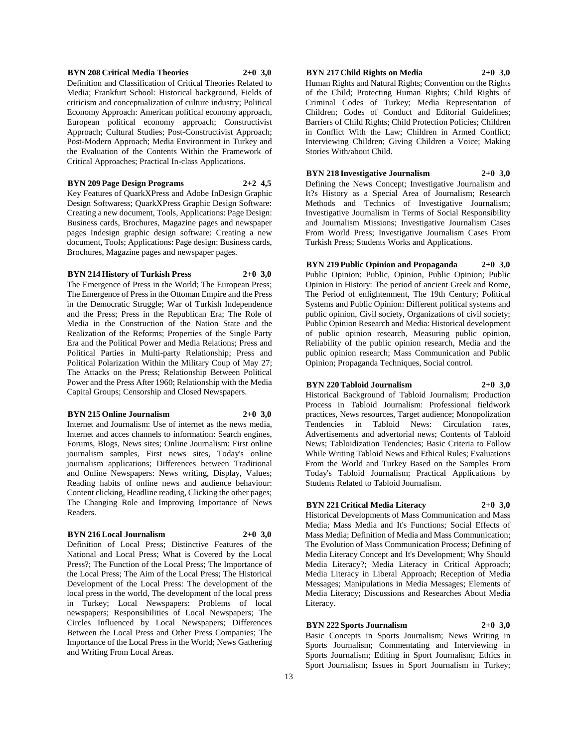**BYN 208 Critical Media Theories 2+0 3,0**

Definition and Classification of Critical Theories Related to Media; Frankfurt School: Historical background, Fields of criticism and conceptualization of culture industry; Political Economy Approach: American political economy approach, European political economy approach; Constructivist Approach; Cultural Studies; Post-Constructivist Approach; Post-Modern Approach; Media Environment in Turkey and the Evaluation of the Contents Within the Framework of Critical Approaches; Practical In-class Applications.

**BYN 209 Page Design Programs 2+2 4,5**

Key Features of QuarkXPress and Adobe InDesign Graphic Design Softwaress; QuarkXPress Graphic Design Software: Creating a new document, Tools, Applications: Page Design: Business cards, Brochures, Magazine pages and newspaper pages Indesign graphic design software: Creating a new document, Tools; Applications: Page design: Business cards, Brochures, Magazine pages and newspaper pages.

**BYN 214 History of Turkish Press 2+0 3,0**

The Emergence of Press in the World; The European Press; The Emergence of Press in the Ottoman Empire and the Press in the Democratic Struggle; War of Turkish Independence and the Press; Press in the Republican Era; The Role of Media in the Construction of the Nation State and the Realization of the Reforms; Properties of the Single Party Era and the Political Power and Media Relations; Press and Political Parties in Multi-party Relationship; Press and Political Polarization Within the Military Coup of May 27; The Attacks on the Press; Relationship Between Political Power and the Press After 1960; Relationship with the Media Capital Groups; Censorship and Closed Newspapers.

**BYN 215 Online Journalism 2+0 3,0**

Internet and Journalism: Use of internet as the news media, Internet and acces channels to information: Search engines, Forums, Blogs, News sites; Online Journalism: First online journalism samples, First news sites, Today's online journalism applications; Differences between Traditional and Online Newspapers: News writing, Display, Values; Reading habits of online news and audience behaviour: Content clicking, Headline reading, Clicking the other pages; The Changing Role and Improving Importance of News Readers.

**BYN 216 Local Journalism 2+0 3,0**

Definition of Local Press; Distinctive Features of the National and Local Press; What is Covered by the Local Press?; The Function of the Local Press; The Importance of the Local Press; The Aim of the Local Press; The Historical Development of the Local Press: The development of the local press in the world, The development of the local press in Turkey; Local Newspapers: Problems of local newspapers; Responsibilities of Local Newspapers; The Circles Influenced by Local Newspapers; Differences Between the Local Press and Other Press Companies; The Importance of the Local Press in the World; News Gathering and Writing From Local Areas.

**BYN 217 Child Rights on Media 2+0 3,0**

Human Rights and Natural Rights; Convention on the Rights of the Child; Protecting Human Rights; Child Rights of Criminal Codes of Turkey; Media Representation of Children; Codes of Conduct and Editorial Guidelines; Barriers of Child Rights; Child Protection Policies; Children in Conflict With the Law; Children in Armed Conflict; Interviewing Children; Giving Children a Voice; Making Stories With/about Child.

**BYN 218 Investigative Journalism 2+0 3,0**

Defining the News Concept; Investigative Journalism and It?s History as a Special Area of Journalism; Research Methods and Technics of Investigative Journalism; Investigative Journalism in Terms of Social Responsibility and Journalism Missions; Investigative Journalism Cases From World Press; Investigative Journalism Cases From Turkish Press; Students Works and Applications.

**BYN 219 Public Opinion and Propaganda 2+0 3,0**

Public Opinion: Public, Opinion, Public Opinion; Public Opinion in History: The period of ancient Greek and Rome, The Period of enlightenment, The 19th Century; Political Systems and Public Opinion: Different political systems and public opinion, Civil society, Organizations of civil society; Public Opinion Research and Media: Historical development of public opinion research, Measuring public opinion, Reliability of the public opinion research, Media and the public opinion research; Mass Communication and Public Opinion; Propaganda Techniques, Social control.

**BYN 220 Tabloid Journalism 2+0 3,0**

Historical Background of Tabloid Journalism; Production Process in Tabloid Journalism: Professional fieldwork practices, News resources, Target audience; Monopolization Tendencies in Tabloid News: Circulation rates, Advertisements and advertorial news; Contents of Tabloid News; Tabloidization Tendencies; Basic Criteria to Follow While Writing Tabloid News and Ethical Rules; Evaluations From the World and Turkey Based on the Samples From Today's Tabloid Journalism; Practical Applications by Students Related to Tabloid Journalism.

**BYN 221 Critical Media Literacy 2+0 3,0**

Historical Developments of Mass Communication and Mass Media; Mass Media and It's Functions; Social Effects of Mass Media; Definition of Media and Mass Communication; The Evolution of Mass Communication Process; Defining of Media Literacy Concept and It's Development; Why Should Media Literacy?; Media Literacy in Critical Approach; Media Literacy in Liberal Approach; Reception of Media Messages; Manipulations in Media Messages; Elements of Media Literacy; Discussions and Researches About Media Literacy.

**BYN 222 Sports Journalism 2+0 3,0**

Basic Concepts in Sports Journalism; News Writing in Sports Journalism; Commentating and Interviewing in Sports Journalism; Editing in Sport Journalism; Ethics in Sport Journalism; Issues in Sport Journalism in Turkey;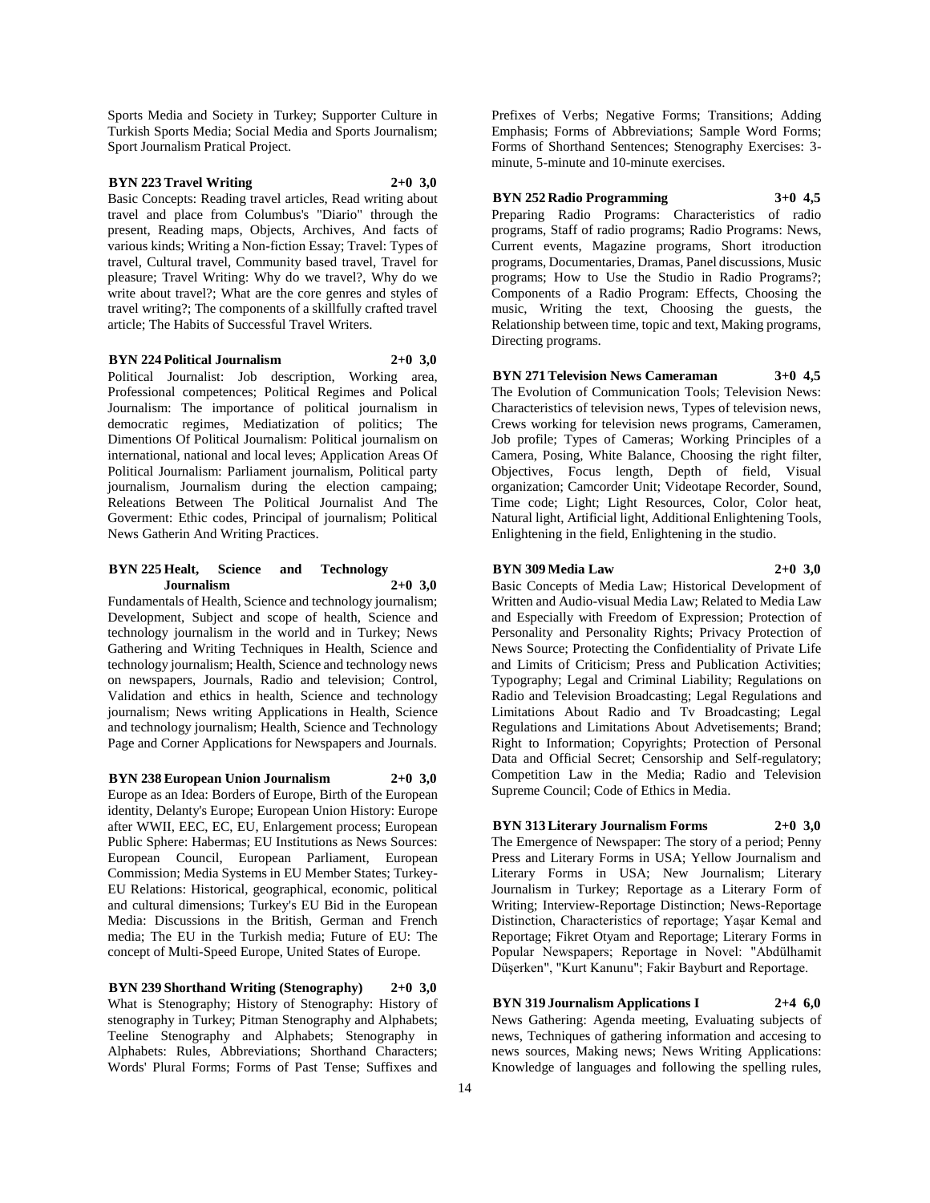Sports Media and Society in Turkey; Supporter Culture in Turkish Sports Media; Social Media and Sports Journalism; Sport Journalism Pratical Project.

**BYN 223 Travel Writing 2+0 3,0**

Basic Concepts: Reading travel articles, Read writing about travel and place from Columbus's "Diario" through the present, Reading maps, Objects, Archives, And facts of various kinds; Writing a Non-fiction Essay; Travel: Types of travel, Cultural travel, Community based travel, Travel for pleasure; Travel Writing: Why do we travel?, Why do we write about travel?; What are the core genres and styles of travel writing?; The components of a skillfully crafted travel article; The Habits of Successful Travel Writers.

**BYN 224 Political Journalism 2+0 3,0**

Political Journalist: Job description, Working area, Professional competences; Political Regimes and Polical Journalism: The importance of political journalism in democratic regimes, Mediatization of politics; The Dimentions Of Political Journalism: Political journalism on international, national and local leves; Application Areas Of Political Journalism: Parliament journalism, Political party journalism, Journalism during the election campaing; Releations Between The Political Journalist And The Goverment: Ethic codes, Principal of journalism; Political News Gatherin And Writing Practices.

**BYN 225 Healt, Science and Technology Journalism 2+0 3,0**

Fundamentals of Health, Science and technology journalism; Development, Subject and scope of health, Science and technology journalism in the world and in Turkey; News Gathering and Writing Techniques in Health, Science and technology journalism; Health, Science and technology news on newspapers, Journals, Radio and television; Control, Validation and ethics in health, Science and technology journalism; News writing Applications in Health, Science and technology journalism; Health, Science and Technology Page and Corner Applications for Newspapers and Journals.

**BYN 238 European Union Journalism 2+0 3,0**

Europe as an Idea: Borders of Europe, Birth of the European identity, Delanty's Europe; European Union History: Europe after WWII, EEC, EC, EU, Enlargement process; European Public Sphere: Habermas; EU Institutions as News Sources: European Council, European Parliament, European Commission; Media Systems in EU Member States; Turkey-EU Relations: Historical, geographical, economic, political and cultural dimensions; Turkey's EU Bid in the European Media: Discussions in the British, German and French media; The EU in the Turkish media; Future of EU: The concept of Multi-Speed Europe, United States of Europe.

**BYN 239 Shorthand Writing (Stenography) 2+0 3,0**

What is Stenography; History of Stenography: History of stenography in Turkey; Pitman Stenography and Alphabets; Teeline Stenography and Alphabets; Stenography in Alphabets: Rules, Abbreviations; Shorthand Characters; Words' Plural Forms; Forms of Past Tense; Suffixes and Prefixes of Verbs; Negative Forms; Transitions; Adding Emphasis; Forms of Abbreviations; Sample Word Forms; Forms of Shorthand Sentences; Stenography Exercises: 3-minute, 5-minute and 10-minute exercises.

**BYN 252 Radio Programming 3+0 4,5**

Preparing Radio Programs: Characteristics of radio programs, Staff of radio programs; Radio Programs: News, Current events, Magazine programs, Short itroduction programs, Documentaries, Dramas, Panel discussions, Music programs; How to Use the Studio in Radio Programs?; Components of a Radio Program: Effects, Choosing the music, Writing the text, Choosing the guests, the Relationship between time, topic and text, Making programs, Directing programs.

**BYN 271 Television News Cameraman 3+0 4,5**

The Evolution of Communication Tools; Television News: Characteristics of television news, Types of television news, Crews working for television news programs, Cameramen, Job profile; Types of Cameras; Working Principles of a Camera, Posing, White Balance, Choosing the right filter, Objectives, Focus length, Depth of field, Visual organization; Camcorder Unit; Videotape Recorder, Sound, Time code; Light; Light Resources, Color, Color heat, Natural light, Artificial light, Additional Enlightening Tools, Enlightening in the field, Enlightening in the studio.

**BYN 309 Media Law 2+0 3,0**

Basic Concepts of Media Law; Historical Development of Written and Audio-visual Media Law; Related to Media Law and Especially with Freedom of Expression; Protection of Personality and Personality Rights; Privacy Protection of News Source; Protecting the Confidentiality of Private Life and Limits of Criticism; Press and Publication Activities; Typography; Legal and Criminal Liability; Regulations on Radio and Television Broadcasting; Legal Regulations and Limitations About Radio and Tv Broadcasting; Legal Regulations and Limitations About Advetisements; Brand; Right to Information; Copyrights; Protection of Personal Data and Official Secret; Censorship and Self-regulatory; Competition Law in the Media; Radio and Television Supreme Council; Code of Ethics in Media.

**BYN 313 Literary Journalism Forms 2+0 3,0**

The Emergence of Newspaper: The story of a period; Penny Press and Literary Forms in USA; Yellow Journalism and Literary Forms in USA; New Journalism; Literary Journalism in Turkey; Reportage as a Literary Form of Writing; Interview-Reportage Distinction; News-Reportage Distinction, Characteristics of reportage; Yaşar Kemal and Reportage; Fikret Otyam and Reportage; Literary Forms in Popular Newspapers; Reportage in Novel: "Abdülhamit Düşerken", "Kurt Kanunu"; Fakir Bayburt and Reportage.

**BYN 319 Journalism Applications I 2+4 6,0**

News Gathering: Agenda meeting, Evaluating subjects of news, Techniques of gathering information and accesing to news sources, Making news; News Writing Applications: Knowledge of languages and following the spelling rules,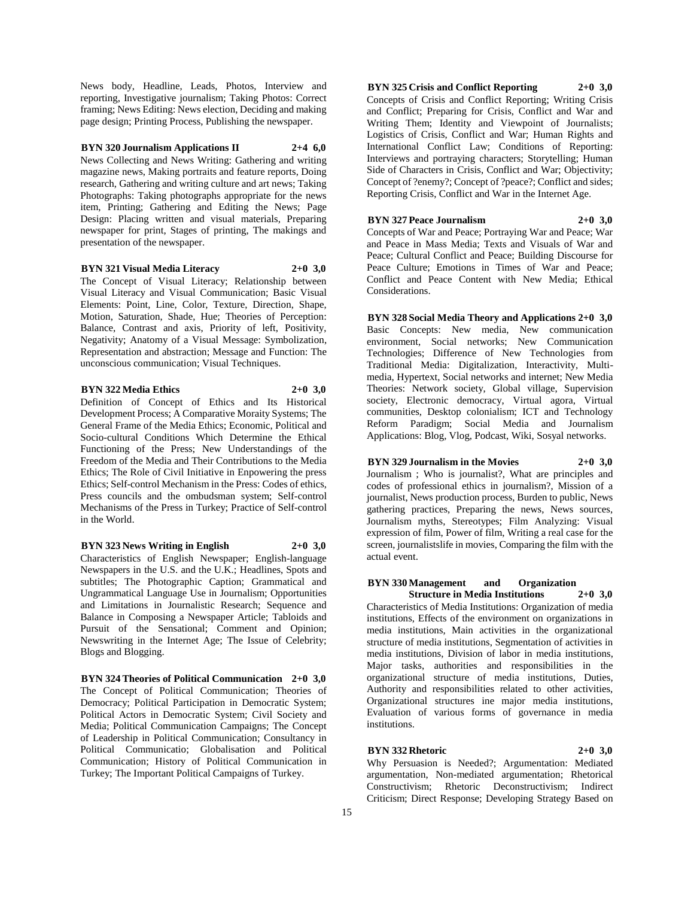News body, Headline, Leads, Photos, Interview and reporting, Investigative journalism; Taking Photos: Correct framing; News Editing: News election, Deciding and making page design; Printing Process, Publishing the newspaper.

**BYN 320 Journalism Applications II 2+4 6,0**

News Collecting and News Writing: Gathering and writing magazine news, Making portraits and feature reports, Doing research, Gathering and writing culture and art news; Taking Photographs: Taking photographs appropriate for the news item, Printing; Gathering and Editing the News; Page Design: Placing written and visual materials, Preparing newspaper for print, Stages of printing, The makings and presentation of the newspaper.

**BYN 321 Visual Media Literacy 2+0 3,0**

The Concept of Visual Literacy; Relationship between Visual Literacy and Visual Communication; Basic Visual Elements: Point, Line, Color, Texture, Direction, Shape, Motion, Saturation, Shade, Hue; Theories of Perception: Balance, Contrast and axis, Priority of left, Positivity, Negativity; Anatomy of a Visual Message: Symbolization, Representation and abstraction; Message and Function: The unconscious communication; Visual Techniques.

**BYN 322 Media Ethics 2+0 3,0**

Definition of Concept of Ethics and Its Historical Development Process; A Comparative Moraity Systems; The General Frame of the Media Ethics; Economic, Political and Socio-cultural Conditions Which Determine the Ethical Functioning of the Press; New Understandings of the Freedom of the Media and Their Contributions to the Media Ethics; The Role of Civil Initiative in Enpowering the press Ethics; Self-control Mechanism in the Press: Codes of ethics, Press councils and the ombudsman system; Self-control Mechanisms of the Press in Turkey; Practice of Self-control in the World.

**BYN 323 News Writing in English 2+0 3,0**

Characteristics of English Newspaper; English-language Newspapers in the U.S. and the U.K.; Headlines, Spots and subtitles; The Photographic Caption; Grammatical and Ungrammatical Language Use in Journalism; Opportunities and Limitations in Journalistic Research; Sequence and Balance in Composing a Newspaper Article; Tabloids and Pursuit of the Sensational; Comment and Opinion; Newswriting in the Internet Age; The Issue of Celebrity; Blogs and Blogging.

**BYN 324 Theories of Political Communication 2+0 3,0**

The Concept of Political Communication; Theories of Democracy; Political Participation in Democratic System; Political Actors in Democratic System; Civil Society and Media; Political Communication Campaigns; The Concept of Leadership in Political Communication; Consultancy in Political Communicatio; Globalisation and Political Communication; History of Political Communication in Turkey; The Important Political Campaigns of Turkey.

**BYN 325 Crisis and Conflict Reporting 2+0 3,0**

Concepts of Crisis and Conflict Reporting; Writing Crisis and Conflict; Preparing for Crisis, Conflict and War and Writing Them; Identity and Viewpoint of Journalists; Logistics of Crisis, Conflict and War; Human Rights and International Conflict Law; Conditions of Reporting: Interviews and portraying characters; Storytelling; Human Side of Characters in Crisis, Conflict and War; Objectivity; Concept of ?enemy?; Concept of ?peace?; Conflict and sides; Reporting Crisis, Conflict and War in the Internet Age.

**BYN 327 Peace Journalism 2+0 3,0**

Concepts of War and Peace; Portraying War and Peace; War and Peace in Mass Media; Texts and Visuals of War and Peace; Cultural Conflict and Peace; Building Discourse for Peace Culture; Emotions in Times of War and Peace; Conflict and Peace Content with New Media; Ethical Considerations.

**BYN 328 Social Media Theory and Applications 2+0 3,0**

Basic Concepts: New media, New communication environment, Social networks; New Communication Technologies; Difference of New Technologies from Traditional Media: Digitalization, Interactivity, Multi-media, Hypertext, Social networks and internet; New Media Theories: Network society, Global village, Supervision society, Electronic democracy, Virtual agora, Virtual communities, Desktop colonialism; ICT and Technology Reform Paradigm; Social Media and Journalism Applications: Blog, Vlog, Podcast, Wiki, Sosyal networks.

**BYN 329 Journalism in the Movies 2+0 3,0**

Journalism ; Who is journalist?, What are principles and codes of professional ethics in journalism?, Mission of a journalist, News production process, Burden to public, News gathering practices, Preparing the news, News sources, Journalism myths, Stereotypes; Film Analyzing: Visual expression of film, Power of film, Writing a real case for the screen, journalistslife in movies, Comparing the film with the actual event.

**BYN 330 Management and Organization Structure in Media Institutions 2+0 3,0**

Characteristics of Media Institutions: Organization of media institutions, Effects of the environment on organizations in media institutions, Main activities in the organizational structure of media institutions, Segmentation of activities in media institutions, Division of labor in media institutions, Major tasks, authorities and responsibilities in the organizational structure of media institutions, Duties, Authority and responsibilities related to other activities, Organizational structures ine major media institutions, Evaluation of various forms of governance in media institutions.

**BYN 332 Rhetoric 2+0 3,0**

Why Persuasion is Needed?; Argumentation: Mediated argumentation, Non-mediated argumentation; Rhetorical Constructivism; Rhetoric Deconstructivism; Indirect Criticism; Direct Response; Developing Strategy Based on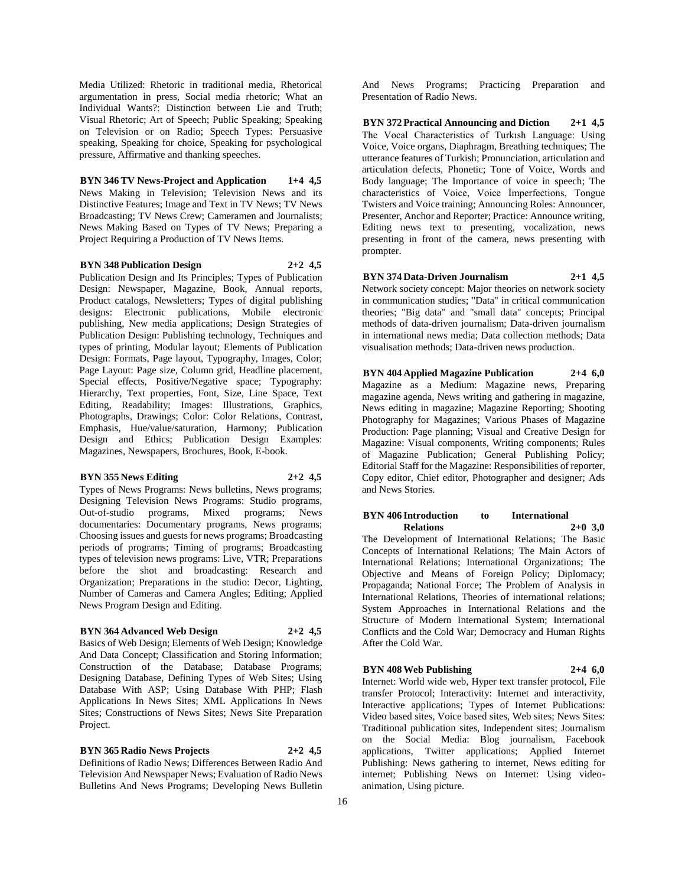Media Utilized: Rhetoric in traditional media, Rhetorical argumentation in press, Social media rhetoric; What an Individual Wants?: Distinction between Lie and Truth; Visual Rhetoric; Art of Speech; Public Speaking; Speaking on Television or on Radio; Speech Types: Persuasive speaking, Speaking for choice, Speaking for psychological pressure, Affirmative and thanking speeches.

**BYN 346 TV News-Project and Application 1+4 4,5**

News Making in Television; Television News and its Distinctive Features; Image and Text in TV News; TV News Broadcasting; TV News Crew; Cameramen and Journalists; News Making Based on Types of TV News; Preparing a Project Requiring a Production of TV News Items.

**BYN 348 Publication Design 2+2 4,5**

Publication Design and Its Principles; Types of Publication Design: Newspaper, Magazine, Book, Annual reports, Product catalogs, Newsletters; Types of digital publishing designs: Electronic publications, Mobile electronic publishing, New media applications; Design Strategies of Publication Design: Publishing technology, Techniques and types of printing, Modular layout; Elements of Publication Design: Formats, Page layout, Typography, Images, Color; Page Layout: Page size, Column grid, Headline placement, Special effects, Positive/Negative space; Typography: Hierarchy, Text properties, Font, Size, Line Space, Text Editing, Readability; Images: Illustrations, Graphics, Photographs, Drawings; Color: Color Relations, Contrast, Emphasis, Hue/value/saturation, Harmony; Publication Design and Ethics; Publication Design Examples: Magazines, Newspapers, Brochures, Book, E-book.

**BYN 355 News Editing 2+2 4,5**

Types of News Programs: News bulletins, News programs; Designing Television News Programs: Studio programs, Out-of-studio programs, Mixed programs; News documentaries: Documentary programs, News programs; Choosing issues and guests for news programs; Broadcasting periods of programs; Timing of programs; Broadcasting types of television news programs: Live, VTR; Preparations before the shot and broadcasting: Research and Organization; Preparations in the studio: Decor, Lighting, Number of Cameras and Camera Angles; Editing; Applied News Program Design and Editing.

**BYN 364 Advanced Web Design 2+2 4,5**

Basics of Web Design; Elements of Web Design; Knowledge And Data Concept; Classification and Storing Information; Construction of the Database; Database Programs; Designing Database, Defining Types of Web Sites; Using Database With ASP; Using Database With PHP; Flash Applications In News Sites; XML Applications In News Sites; Constructions of News Sites; News Site Preparation Project.

**BYN 365 Radio News Projects 2+2 4,5**

Definitions of Radio News; Differences Between Radio And Television And Newspaper News; Evaluation of Radio News Bulletins And News Programs; Developing News Bulletin And News Programs; Practicing Preparation and Presentation of Radio News.

**BYN 372 Practical Announcing and Diction 2+1 4,5**

The Vocal Characteristics of Turkısh Language: Using Voice, Voice organs, Diaphragm, Breathing techniques; The utterance features of Turkish; Pronunciation, articulation and articulation defects, Phonetic; Tone of Voice, Words and Body language; The Importance of voice in speech; The characteristics of Voice, Voice İmperfections, Tongue Twisters and Voice training; Announcing Roles: Announcer, Presenter, Anchor and Reporter; Practice: Announce writing, Editing news text to presenting, vocalization, news presenting in front of the camera, news presenting with prompter.

**BYN 374 Data-Driven Journalism 2+1 4,5**

Network society concept: Major theories on network society in communication studies; "Data" in critical communication theories; "Big data" and "small data" concepts; Principal methods of data-driven journalism; Data-driven journalism in international news media; Data collection methods; Data visualisation methods; Data-driven news production.

**BYN 404 Applied Magazine Publication 2+4 6,0**

Magazine as a Medium: Magazine news, Preparing magazine agenda, News writing and gathering in magazine, News editing in magazine; Magazine Reporting; Shooting Photography for Magazines; Various Phases of Magazine Production: Page planning; Visual and Creative Design for Magazine: Visual components, Writing components; Rules of Magazine Publication; General Publishing Policy; Editorial Staff for the Magazine: Responsibilities of reporter, Copy editor, Chief editor, Photographer and designer; Ads and News Stories.

**BYN 406 Introduction to International Relations 2+0 3,0**

The Development of International Relations; The Basic Concepts of International Relations; The Main Actors of International Relations; International Organizations; The Objective and Means of Foreign Policy; Diplomacy; Propaganda; National Force; The Problem of Analysis in International Relations, Theories of international relations; System Approaches in International Relations and the Structure of Modern International System; International Conflicts and the Cold War; Democracy and Human Rights After the Cold War.

**BYN 408 Web Publishing 2+4 6,0**

Internet: World wide web, Hyper text transfer protocol, File transfer Protocol; Interactivity: Internet and interactivity, Interactive applications; Types of Internet Publications: Video based sites, Voice based sites, Web sites; News Sites: Traditional publication sites, Independent sites; Journalism on the Social Media: Blog journalism, Facebook applications, Twitter applications; Applied Internet Publishing: News gathering to internet, News editing for internet; Publishing News on Internet: Using video-animation, Using picture.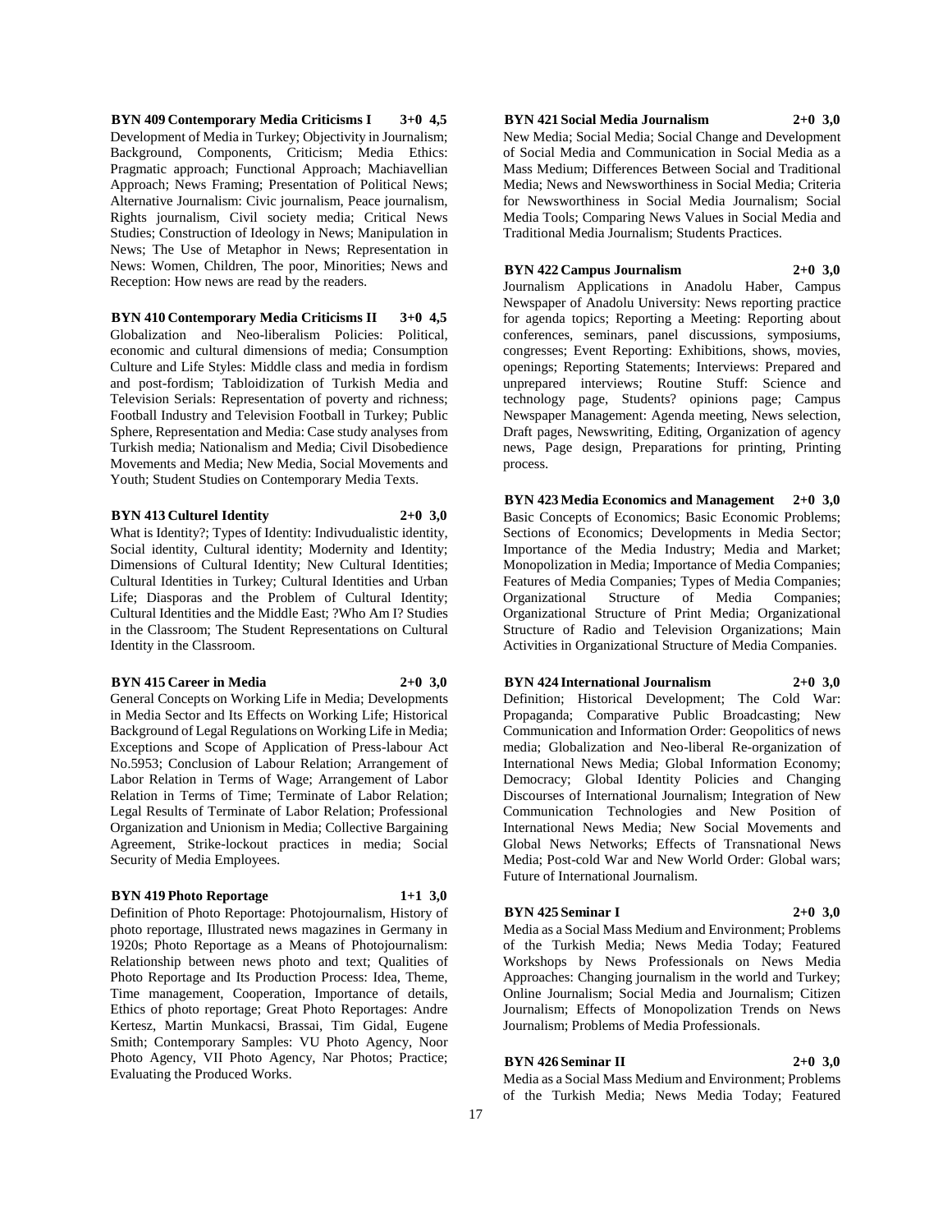**BYN 409 Contemporary Media Criticisms I 3+0 4,5**

Development of Media in Turkey; Objectivity in Journalism; Background, Components, Criticism; Media Ethics: Pragmatic approach; Functional Approach; Machiavellian Approach; News Framing; Presentation of Political News; Alternative Journalism: Civic journalism, Peace journalism, Rights journalism, Civil society media; Critical News Studies; Construction of Ideology in News; Manipulation in News; The Use of Metaphor in News; Representation in News: Women, Children, The poor, Minorities; News and Reception: How news are read by the readers.

**BYN 410 Contemporary Media Criticisms II 3+0 4,5**

Globalization and Neo-liberalism Policies: Political, economic and cultural dimensions of media; Consumption Culture and Life Styles: Middle class and media in fordism and post-fordism; Tabloidization of Turkish Media and Television Serials: Representation of poverty and richness; Football Industry and Television Football in Turkey; Public Sphere, Representation and Media: Case study analyses from Turkish media; Nationalism and Media; Civil Disobedience Movements and Media; New Media, Social Movements and Youth; Student Studies on Contemporary Media Texts.

**BYN 413 Culturel Identity 2+0 3,0**

What is Identity?; Types of Identity: Indivudualistic identity, Social identity, Cultural identity; Modernity and Identity; Dimensions of Cultural Identity; New Cultural Identities; Cultural Identities in Turkey; Cultural Identities and Urban Life; Diasporas and the Problem of Cultural Identity; Cultural Identities and the Middle East; ?Who Am I? Studies in the Classroom; The Student Representations on Cultural Identity in the Classroom.

**BYN 415 Career in Media 2+0 3,0**

General Concepts on Working Life in Media; Developments in Media Sector and Its Effects on Working Life; Historical Background of Legal Regulations on Working Life in Media; Exceptions and Scope of Application of Press-labour Act No.5953; Conclusion of Labour Relation; Arrangement of Labor Relation in Terms of Wage; Arrangement of Labor Relation in Terms of Time; Terminate of Labor Relation; Legal Results of Terminate of Labor Relation; Professional Organization and Unionism in Media; Collective Bargaining Agreement, Strike-lockout practices in media; Social Security of Media Employees.

**BYN 419 Photo Reportage 1+1 3,0**

Definition of Photo Reportage: Photojournalism, History of photo reportage, Illustrated news magazines in Germany in 1920s; Photo Reportage as a Means of Photojournalism: Relationship between news photo and text; Qualities of Photo Reportage and Its Production Process: Idea, Theme, Time management, Cooperation, Importance of details, Ethics of photo reportage; Great Photo Reportages: Andre Kertesz, Martin Munkacsi, Brassai, Tim Gidal, Eugene Smith; Contemporary Samples: VU Photo Agency, Noor Photo Agency, VII Photo Agency, Nar Photos; Practice; Evaluating the Produced Works.

**BYN 421 Social Media Journalism 2+0 3,0**

New Media; Social Media; Social Change and Development of Social Media and Communication in Social Media as a Mass Medium; Differences Between Social and Traditional Media; News and Newsworthiness in Social Media; Criteria for Newsworthiness in Social Media Journalism; Social Media Tools; Comparing News Values in Social Media and Traditional Media Journalism; Students Practices.

**BYN 422 Campus Journalism 2+0 3,0**

Journalism Applications in Anadolu Haber, Campus Newspaper of Anadolu University: News reporting practice for agenda topics; Reporting a Meeting: Reporting about conferences, seminars, panel discussions, symposiums, congresses; Event Reporting: Exhibitions, shows, movies, openings; Reporting Statements; Interviews: Prepared and unprepared interviews; Routine Stuff: Science and technology page, Students? opinions page; Campus Newspaper Management: Agenda meeting, News selection, Draft pages, Newswriting, Editing, Organization of agency news, Page design, Preparations for printing, Printing process.

**BYN 423 Media Economics and Management 2+0 3,0**

Basic Concepts of Economics; Basic Economic Problems; Sections of Economics; Developments in Media Sector; Importance of the Media Industry; Media and Market; Monopolization in Media; Importance of Media Companies; Features of Media Companies; Types of Media Companies; Organizational Structure of Media Companies; Organizational Structure of Print Media; Organizational Structure of Radio and Television Organizations; Main Activities in Organizational Structure of Media Companies.

**BYN 424 International Journalism 2+0 3,0**

Definition; Historical Development; The Cold War: Propaganda; Comparative Public Broadcasting; New Communication and Information Order: Geopolitics of news media; Globalization and Neo-liberal Re-organization of International News Media; Global Information Economy; Democracy; Global Identity Policies and Changing Discourses of International Journalism; Integration of New Communication Technologies and New Position of International News Media; New Social Movements and Global News Networks; Effects of Transnational News Media; Post-cold War and New World Order: Global wars; Future of International Journalism.

**BYN 425 Seminar I 2+0 3,0**

Media as a Social Mass Medium and Environment; Problems of the Turkish Media; News Media Today; Featured Workshops by News Professionals on News Media Approaches: Changing journalism in the world and Turkey; Online Journalism; Social Media and Journalism; Citizen Journalism; Effects of Monopolization Trends on News Journalism; Problems of Media Professionals.

**BYN 426 Seminar II 2+0 3,0**

Media as a Social Mass Medium and Environment; Problems of the Turkish Media; News Media Today; Featured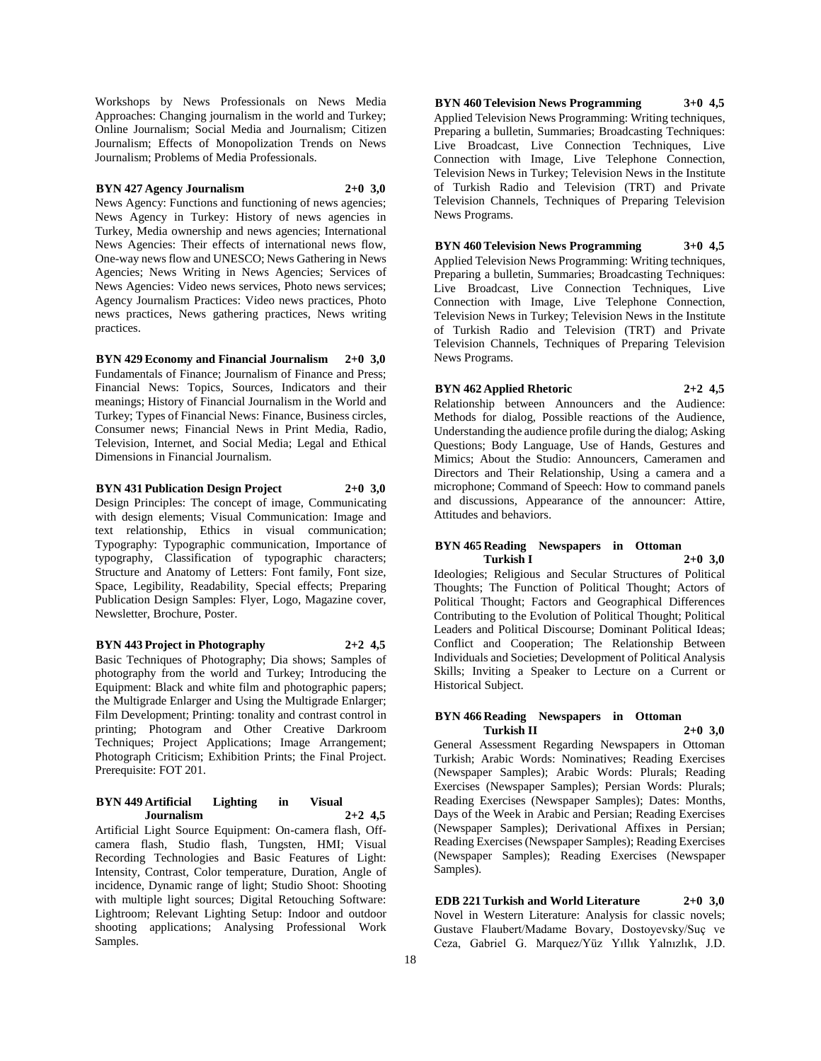Workshops by News Professionals on News Media Approaches: Changing journalism in the world and Turkey; Online Journalism; Social Media and Journalism; Citizen Journalism; Effects of Monopolization Trends on News Journalism; Problems of Media Professionals.

**BYN 427 Agency Journalism 2+0 3,0**

News Agency: Functions and functioning of news agencies; News Agency in Turkey: History of news agencies in Turkey, Media ownership and news agencies; International News Agencies: Their effects of international news flow, One-way news flow and UNESCO; News Gathering in News Agencies; News Writing in News Agencies; Services of News Agencies: Video news services, Photo news services; Agency Journalism Practices: Video news practices, Photo news practices, News gathering practices, News writing practices.

**BYN 429 Economy and Financial Journalism 2+0 3,0**

Fundamentals of Finance; Journalism of Finance and Press; Financial News: Topics, Sources, Indicators and their meanings; History of Financial Journalism in the World and Turkey; Types of Financial News: Finance, Business circles, Consumer news; Financial News in Print Media, Radio, Television, Internet, and Social Media; Legal and Ethical Dimensions in Financial Journalism.

**BYN 431 Publication Design Project 2+0 3,0**

Design Principles: The concept of image, Communicating with design elements; Visual Communication: Image and text relationship, Ethics in visual communication; Typography: Typographic communication, Importance of typography, Classification of typographic characters; Structure and Anatomy of Letters: Font family, Font size, Space, Legibility, Readability, Special effects; Preparing Publication Design Samples: Flyer, Logo, Magazine cover, Newsletter, Brochure, Poster.

**BYN 443 Project in Photography 2+2 4,5**

Basic Techniques of Photography; Dia shows; Samples of photography from the world and Turkey; Introducing the Equipment: Black and white film and photographic papers; the Multigrade Enlarger and Using the Multigrade Enlarger; Film Development; Printing: tonality and contrast control in printing; Photogram and Other Creative Darkroom Techniques; Project Applications; Image Arrangement; Photograph Criticism; Exhibition Prints; the Final Project. Prerequisite: FOT 201.

**BYN 449 Artificial Lighting in Visual Journalism 2+2 4,5**

Artificial Light Source Equipment: On-camera flash, Off-camera flash, Studio flash, Tungsten, HMI; Visual Recording Technologies and Basic Features of Light: Intensity, Contrast, Color temperature, Duration, Angle of incidence, Dynamic range of light; Studio Shoot: Shooting with multiple light sources; Digital Retouching Software: Lightroom; Relevant Lighting Setup: Indoor and outdoor shooting applications; Analysing Professional Work Samples.

**BYN 460 Television News Programming 3+0 4,5**

Applied Television News Programming: Writing techniques, Preparing a bulletin, Summaries; Broadcasting Techniques: Live Broadcast, Live Connection Techniques, Live Connection with Image, Live Telephone Connection, Television News in Turkey; Television News in the Institute of Turkish Radio and Television (TRT) and Private Television Channels, Techniques of Preparing Television News Programs.

**BYN 460 Television News Programming 3+0 4,5**

Applied Television News Programming: Writing techniques, Preparing a bulletin, Summaries; Broadcasting Techniques: Live Broadcast, Live Connection Techniques, Live Connection with Image, Live Telephone Connection, Television News in Turkey; Television News in the Institute of Turkish Radio and Television (TRT) and Private Television Channels, Techniques of Preparing Television News Programs.

**BYN 462 Applied Rhetoric 2+2 4,5**

Relationship between Announcers and the Audience: Methods for dialog, Possible reactions of the Audience, Understanding the audience profile during the dialog; Asking Questions; Body Language, Use of Hands, Gestures and Mimics; About the Studio: Announcers, Cameramen and Directors and Their Relationship, Using a camera and a microphone; Command of Speech: How to command panels and discussions, Appearance of the announcer: Attire, Attitudes and behaviors.

**BYN 465 Reading Newspapers in Ottoman Turkish I 2+0 3,0**

Ideologies; Religious and Secular Structures of Political Thoughts; The Function of Political Thought; Actors of Political Thought; Factors and Geographical Differences Contributing to the Evolution of Political Thought; Political Leaders and Political Discourse; Dominant Political Ideas; Conflict and Cooperation; The Relationship Between Individuals and Societies; Development of Political Analysis Skills; Inviting a Speaker to Lecture on a Current or Historical Subject.

**BYN 466 Reading Newspapers in Ottoman Turkish II 2+0 3,0**

General Assessment Regarding Newspapers in Ottoman Turkish; Arabic Words: Nominatives; Reading Exercises (Newspaper Samples); Arabic Words: Plurals; Reading Exercises (Newspaper Samples); Persian Words: Plurals; Reading Exercises (Newspaper Samples); Dates: Months, Days of the Week in Arabic and Persian; Reading Exercises (Newspaper Samples); Derivational Affixes in Persian; Reading Exercises (Newspaper Samples); Reading Exercises (Newspaper Samples); Reading Exercises (Newspaper Samples).

**EDB 221 Turkish and World Literature 2+0 3,0**

Novel in Western Literature: Analysis for classic novels; Gustave Flaubert/Madame Bovary, Dostoyevsky/Suç ve Ceza, Gabriel G. Marquez/Yüz Yıllık Yalnızlık, J.D.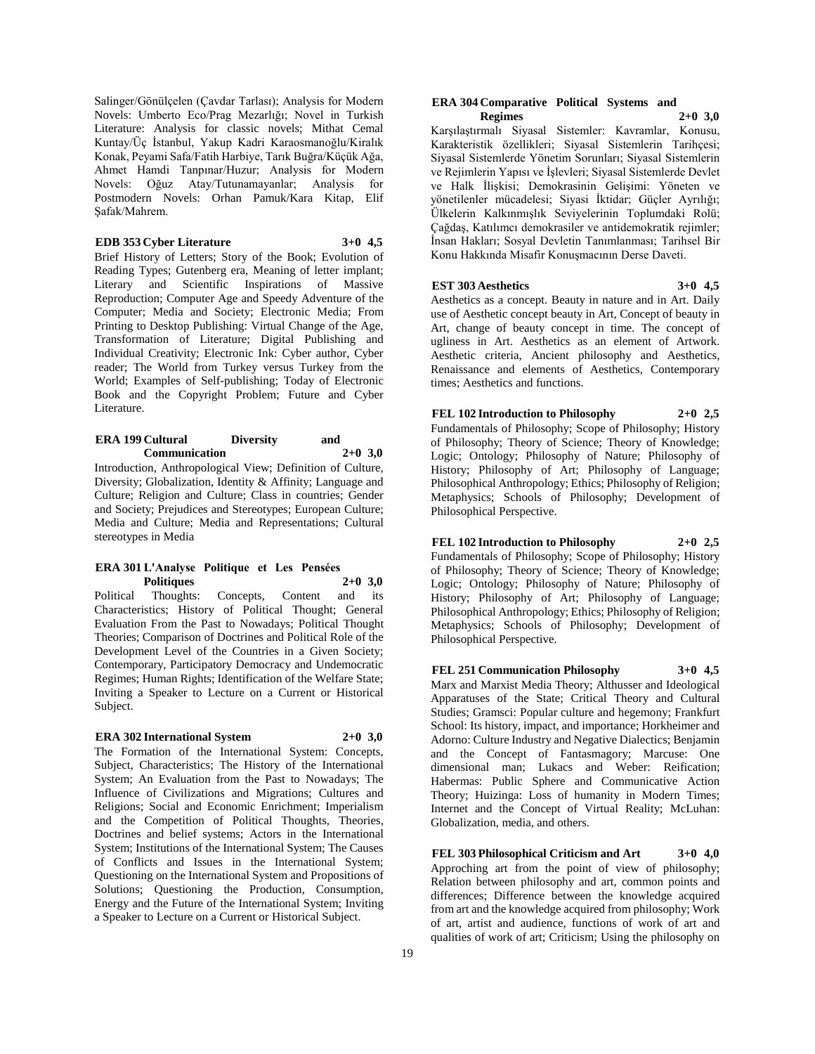Salinger/Gönülçelen (Çavdar Tarlası); Analysis for Modern Novels: Umberto Eco/Prag Mezarlığı; Novel in Turkish Literature: Analysis for classic novels; Mithat Cemal Kuntay/Üç İstanbul, Yakup Kadri Karaosmanoğlu/Kiralık Konak, Peyami Safa/Fatih Harbiye, Tarık Buğra/Küçük Ağa, Ahmet Hamdi Tanpınar/Huzur; Analysis for Modern Novels: Oğuz Atay/Tutunamayanlar; Analysis for Postmodern Novels: Orhan Pamuk/Kara Kitap, Elif Şafak/Mahrem.

**EDB 353 Cyber Literature 3+0 4,5**

Brief History of Letters; Story of the Book; Evolution of Reading Types; Gutenberg era, Meaning of letter implant; Literary and Scientific Inspirations of Massive Reproduction; Computer Age and Speedy Adventure of the Computer; Media and Society; Electronic Media; From Printing to Desktop Publishing: Virtual Change of the Age, Transformation of Literature; Digital Publishing and Individual Creativity; Electronic Ink: Cyber author, Cyber reader; The World from Turkey versus Turkey from the World; Examples of Self-publishing; Today of Electronic Book and the Copyright Problem; Future and Cyber Literature.

**ERA 199 Cultural Diversity and Communication 2+0 3,0**

Introduction, Anthropological View; Definition of Culture, Diversity; Globalization, Identity & Affinity; Language and Culture; Religion and Culture; Class in countries; Gender and Society; Prejudices and Stereotypes; European Culture; Media and Culture; Media and Representations; Cultural stereotypes in Media

**ERA 301 L'Analyse Politique et Les Pensées Politiques 2+0 3,0**

Political Thoughts: Concepts, Content and its Characteristics; History of Political Thought; General Evaluation From the Past to Nowadays; Political Thought Theories; Comparison of Doctrines and Political Role of the Development Level of the Countries in a Given Society; Contemporary, Participatory Democracy and Undemocratic Regimes; Human Rights; Identification of the Welfare State; Inviting a Speaker to Lecture on a Current or Historical Subject.

**ERA 302 International System 2+0 3,0**

The Formation of the International System: Concepts, Subject, Characteristics; The History of the International System; An Evaluation from the Past to Nowadays; The Influence of Civilizations and Migrations; Cultures and Religions; Social and Economic Enrichment; Imperialism and the Competition of Political Thoughts, Theories, Doctrines and belief systems; Actors in the International System; Institutions of the International System; The Causes of Conflicts and Issues in the International System; Questioning on the International System and Propositions of Solutions; Questioning the Production, Consumption, Energy and the Future of the International System; Inviting a Speaker to Lecture on a Current or Historical Subject.

**ERA 304 Comparative Political Systems and Regimes 2+0 3,0**

Karşılaştırmalı Siyasal Sistemler: Kavramlar, Konusu, Karakteristik özellikleri; Siyasal Sistemlerin Tarihçesi; Siyasal Sistemlerde Yönetim Sorunları; Siyasal Sistemlerin ve Rejimlerin Yapısı ve İşlevleri; Siyasal Sistemlerde Devlet ve Halk İlişkisi; Demokrasinin Gelişimi: Yöneten ve yönetilenler mücadelesi; Siyasi İktidar; Güçler Ayrılığı; Ülkelerin Kalkınmışlık Seviyelerinin Toplumdaki Rolü; Çağdaş, Katılımcı demokrasiler ve antidemokratik rejimler; İnsan Hakları; Sosyal Devletin Tanımlanması; Tarihsel Bir Konu Hakkında Misafir Konuşmacının Derse Daveti.

**EST 303 Aesthetics 3+0 4,5**

Aesthetics as a concept. Beauty in nature and in Art. Daily use of Aesthetic concept beauty in Art, Concept of beauty in Art, change of beauty concept in time. The concept of ugliness in Art. Aesthetics as an element of Artwork. Aesthetic criteria, Ancient philosophy and Aesthetics, Renaissance and elements of Aesthetics, Contemporary times; Aesthetics and functions.

**FEL 102 Introduction to Philosophy 2+0 2,5**

Fundamentals of Philosophy; Scope of Philosophy; History of Philosophy; Theory of Science; Theory of Knowledge; Logic; Ontology; Philosophy of Nature; Philosophy of History; Philosophy of Art; Philosophy of Language; Philosophical Anthropology; Ethics; Philosophy of Religion; Metaphysics; Schools of Philosophy; Development of Philosophical Perspective.

**FEL 102 Introduction to Philosophy 2+0 2,5**

Fundamentals of Philosophy; Scope of Philosophy; History of Philosophy; Theory of Science; Theory of Knowledge; Logic; Ontology; Philosophy of Nature; Philosophy of History; Philosophy of Art; Philosophy of Language; Philosophical Anthropology; Ethics; Philosophy of Religion; Metaphysics; Schools of Philosophy; Development of Philosophical Perspective.

**FEL 251 Communication Philosophy 3+0 4,5**

Marx and Marxist Media Theory; Althusser and Ideological Apparatuses of the State; Critical Theory and Cultural Studies; Gramsci: Popular culture and hegemony; Frankfurt School: Its history, impact, and importance; Horkheimer and Adorno: Culture Industry and Negative Dialectics; Benjamin and the Concept of Fantasmagory; Marcuse: One dimensional man; Lukacs and Weber: Reification; Habermas: Public Sphere and Communicative Action Theory; Huizinga: Loss of humanity in Modern Times; Internet and the Concept of Virtual Reality; McLuhan: Globalization, media, and others.

**FEL 303 Philosophical Criticism and Art 3+0 4,0**

Approching art from the point of view of philosophy; Relation between philosophy and art, common points and differences; Difference between the knowledge acquired from art and the knowledge acquired from philosophy; Work of art, artist and audience, functions of work of art and qualities of work of art; Criticism; Using the philosophy on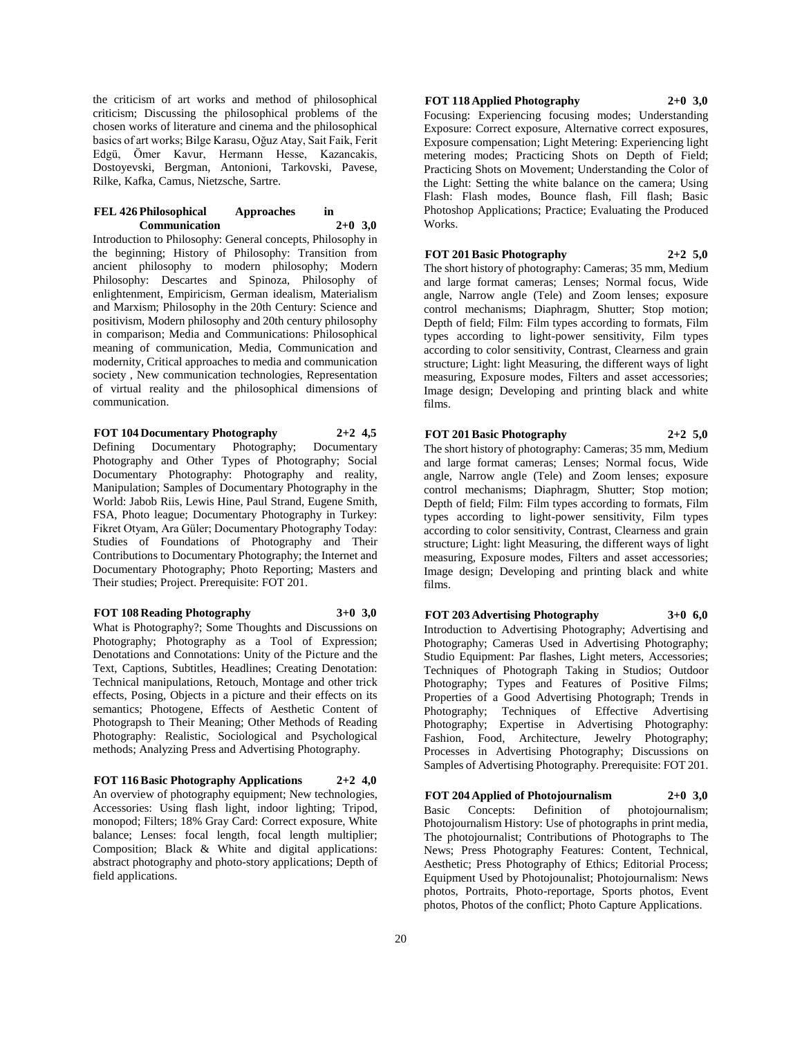the criticism of art works and method of philosophical criticism; Discussing the philosophical problems of the chosen works of literature and cinema and the philosophical basics of art works; Bilge Karasu, Oğuz Atay, Sait Faik, Ferit Edgü, Ömer Kavur, Hermann Hesse, Kazancakis, Dostoyevski, Bergman, Antonioni, Tarkovski, Pavese, Rilke, Kafka, Camus, Nietzsche, Sartre.

**FEL 426 Philosophical Approaches in Communication 2+0 3,0**

Introduction to Philosophy: General concepts, Philosophy in the beginning; History of Philosophy: Transition from ancient philosophy to modern philosophy; Modern Philosophy: Descartes and Spinoza, Philosophy of enlightenment, Empiricism, German idealism, Materialism and Marxism; Philosophy in the 20th Century: Science and positivism, Modern philosophy and 20th century philosophy in comparison; Media and Communications: Philosophical meaning of communication, Media, Communication and modernity, Critical approaches to media and communication society , New communication technologies, Representation of virtual reality and the philosophical dimensions of communication.

**FOT 104 Documentary Photography 2+2 4,5**

Defining Documentary Photography; Documentary Photography and Other Types of Photography; Social Documentary Photography: Photography and reality, Manipulation; Samples of Documentary Photography in the World: Jabob Riis, Lewis Hine, Paul Strand, Eugene Smith, FSA, Photo league; Documentary Photography in Turkey: Fikret Otyam, Ara Güler; Documentary Photography Today: Studies of Foundations of Photography and Their Contributions to Documentary Photography; the Internet and Documentary Photography; Photo Reporting; Masters and Their studies; Project. Prerequisite: FOT 201.

**FOT 108 Reading Photography 3+0 3,0**

What is Photography?; Some Thoughts and Discussions on Photography; Photography as a Tool of Expression; Denotations and Connotations: Unity of the Picture and the Text, Captions, Subtitles, Headlines; Creating Denotation: Technical manipulations, Retouch, Montage and other trick effects, Posing, Objects in a picture and their effects on its semantics; Photogene, Effects of Aesthetic Content of Photograpsh to Their Meaning; Other Methods of Reading Photography: Realistic, Sociological and Psychological methods; Analyzing Press and Advertising Photography.

**FOT 116 Basic Photography Applications 2+2 4,0**

An overview of photography equipment; New technologies, Accessories: Using flash light, indoor lighting; Tripod, monopod; Filters; 18% Gray Card: Correct exposure, White balance; Lenses: focal length, focal length multiplier; Composition; Black & White and digital applications: abstract photography and photo-story applications; Depth of field applications.

**FOT 118 Applied Photography 2+0 3,0**

Focusing: Experiencing focusing modes; Understanding Exposure: Correct exposure, Alternative correct exposures, Exposure compensation; Light Metering: Experiencing light metering modes; Practicing Shots on Depth of Field; Practicing Shots on Movement; Understanding the Color of the Light: Setting the white balance on the camera; Using Flash: Flash modes, Bounce flash, Fill flash; Basic Photoshop Applications; Practice; Evaluating the Produced Works.

**FOT 201 Basic Photography 2+2 5,0**

The short history of photography: Cameras; 35 mm, Medium and large format cameras; Lenses; Normal focus, Wide angle, Narrow angle (Tele) and Zoom lenses; exposure control mechanisms; Diaphragm, Shutter; Stop motion; Depth of field; Film: Film types according to formats, Film types according to light-power sensitivity, Film types according to color sensitivity, Contrast, Clearness and grain structure; Light: light Measuring, the different ways of light measuring, Exposure modes, Filters and asset accessories; Image design; Developing and printing black and white films.

**FOT 201 Basic Photography 2+2 5,0**

The short history of photography: Cameras; 35 mm, Medium and large format cameras; Lenses; Normal focus, Wide angle, Narrow angle (Tele) and Zoom lenses; exposure control mechanisms; Diaphragm, Shutter; Stop motion; Depth of field; Film: Film types according to formats, Film types according to light-power sensitivity, Film types according to color sensitivity, Contrast, Clearness and grain structure; Light: light Measuring, the different ways of light measuring, Exposure modes, Filters and asset accessories; Image design; Developing and printing black and white films.

**FOT 203 Advertising Photography 3+0 6,0**

Introduction to Advertising Photography; Advertising and Photography; Cameras Used in Advertising Photography; Studio Equipment: Par flashes, Light meters, Accessories; Techniques of Photograph Taking in Studios; Outdoor Photography; Types and Features of Positive Films; Properties of a Good Advertising Photograph; Trends in Photography; Techniques of Effective Advertising Photography; Expertise in Advertising Photography: Fashion, Food, Architecture, Jewelry Photography; Processes in Advertising Photography; Discussions on Samples of Advertising Photography. Prerequisite: FOT 201.

**FOT 204 Applied of Photojournalism 2+0 3,0**

Basic Concepts: Definition of photojournalism; Photojournalism History: Use of photographs in print media, The photojournalist; Contributions of Photographs to The News; Press Photography Features: Content, Technical, Aesthetic; Press Photography of Ethics; Editorial Process; Equipment Used by Photojounalist; Photojournalism: News photos, Portraits, Photo-reportage, Sports photos, Event photos, Photos of the conflict; Photo Capture Applications.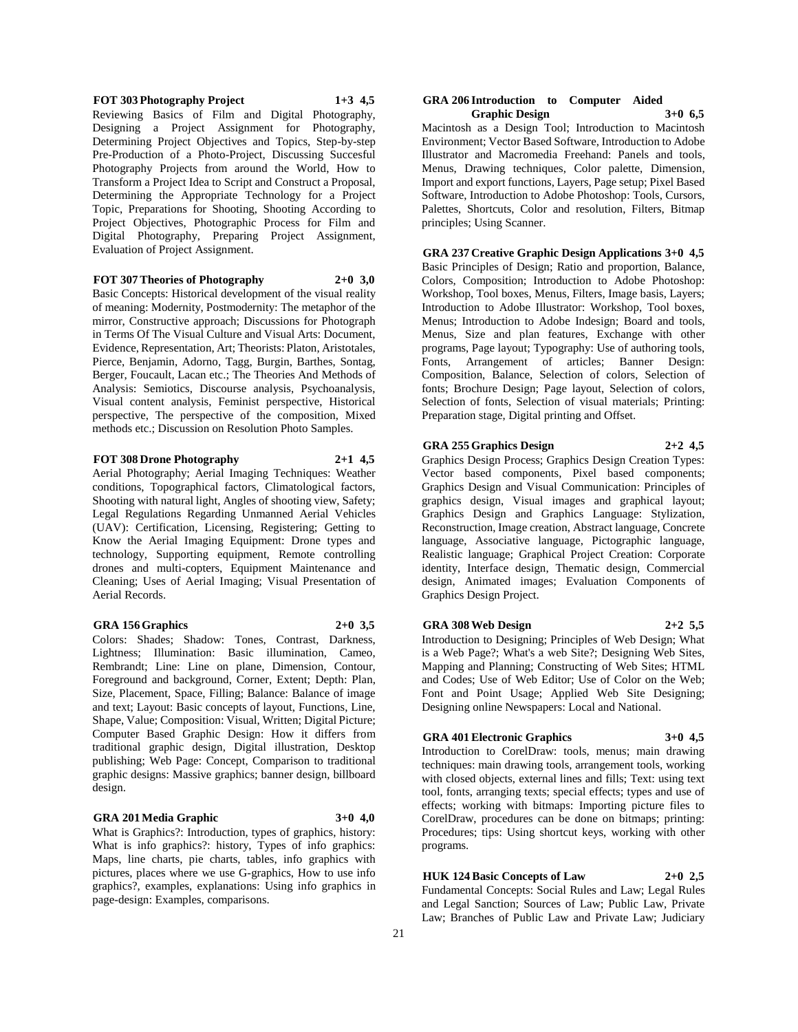**FOT 303 Photography Project 1+3 4,5**

Reviewing Basics of Film and Digital Photography, Designing a Project Assignment for Photography, Determining Project Objectives and Topics, Step-by-step Pre-Production of a Photo-Project, Discussing Succesful Photography Projects from around the World, How to Transform a Project Idea to Script and Construct a Proposal, Determining the Appropriate Technology for a Project Topic, Preparations for Shooting, Shooting According to Project Objectives, Photographic Process for Film and Digital Photography, Preparing Project Assignment, Evaluation of Project Assignment.

**FOT 307 Theories of Photography 2+0 3,0**

Basic Concepts: Historical development of the visual reality of meaning: Modernity, Postmodernity: The metaphor of the mirror, Constructive approach; Discussions for Photograph in Terms Of The Visual Culture and Visual Arts: Document, Evidence, Representation, Art; Theorists: Platon, Aristotales, Pierce, Benjamin, Adorno, Tagg, Burgin, Barthes, Sontag, Berger, Foucault, Lacan etc.; The Theories And Methods of Analysis: Semiotics, Discourse analysis, Psychoanalysis, Visual content analysis, Feminist perspective, Historical perspective, The perspective of the composition, Mixed methods etc.; Discussion on Resolution Photo Samples.

**FOT 308 Drone Photography 2+1 4,5**

Aerial Photography; Aerial Imaging Techniques: Weather conditions, Topographical factors, Climatological factors, Shooting with natural light, Angles of shooting view, Safety; Legal Regulations Regarding Unmanned Aerial Vehicles (UAV): Certification, Licensing, Registering; Getting to Know the Aerial Imaging Equipment: Drone types and technology, Supporting equipment, Remote controlling drones and multi-copters, Equipment Maintenance and Cleaning; Uses of Aerial Imaging; Visual Presentation of Aerial Records.

**GRA 156 Graphics 2+0 3,5**

Colors: Shades; Shadow: Tones, Contrast, Darkness, Lightness; Illumination: Basic illumination, Cameo, Rembrandt; Line: Line on plane, Dimension, Contour, Foreground and background, Corner, Extent; Depth: Plan, Size, Placement, Space, Filling; Balance: Balance of image and text; Layout: Basic concepts of layout, Functions, Line, Shape, Value; Composition: Visual, Written; Digital Picture; Computer Based Graphic Design: How it differs from traditional graphic design, Digital illustration, Desktop publishing; Web Page: Concept, Comparison to traditional graphic designs: Massive graphics; banner design, billboard design.

**GRA 201 Media Graphic 3+0 4,0**

What is Graphics?: Introduction, types of graphics, history: What is info graphics?: history, Types of info graphics: Maps, line charts, pie charts, tables, info graphics with pictures, places where we use G-graphics, How to use info graphics?, examples, explanations: Using info graphics in page-design: Examples, comparisons.

**GRA 206 Introduction to Computer Aided Graphic Design 3+0 6,5**

Macintosh as a Design Tool; Introduction to Macintosh Environment; Vector Based Software, Introduction to Adobe Illustrator and Macromedia Freehand: Panels and tools, Menus, Drawing techniques, Color palette, Dimension, Import and export functions, Layers, Page setup; Pixel Based Software, Introduction to Adobe Photoshop: Tools, Cursors, Palettes, Shortcuts, Color and resolution, Filters, Bitmap principles; Using Scanner.

**GRA 237 Creative Graphic Design Applications 3+0 4,5**

Basic Principles of Design; Ratio and proportion, Balance, Colors, Composition; Introduction to Adobe Photoshop: Workshop, Tool boxes, Menus, Filters, Image basis, Layers; Introduction to Adobe Illustrator: Workshop, Tool boxes, Menus; Introduction to Adobe Indesign; Board and tools, Menus, Size and plan features, Exchange with other programs, Page layout; Typography: Use of authoring tools, Fonts, Arrangement of articles; Banner Design: Composition, Balance, Selection of colors, Selection of fonts; Brochure Design; Page layout, Selection of colors, Selection of fonts, Selection of visual materials; Printing: Preparation stage, Digital printing and Offset.

**GRA 255 Graphics Design 2+2 4,5**

Graphics Design Process; Graphics Design Creation Types: Vector based components, Pixel based components; Graphics Design and Visual Communication: Principles of graphics design, Visual images and graphical layout; Graphics Design and Graphics Language: Stylization, Reconstruction, Image creation, Abstract language, Concrete language, Associative language, Pictographic language, Realistic language; Graphical Project Creation: Corporate identity, Interface design, Thematic design, Commercial design, Animated images; Evaluation Components of Graphics Design Project.

**GRA 308 Web Design 2+2 5,5**

Introduction to Designing; Principles of Web Design; What is a Web Page?; What's a web Site?; Designing Web Sites, Mapping and Planning; Constructing of Web Sites; HTML and Codes; Use of Web Editor; Use of Color on the Web; Font and Point Usage; Applied Web Site Designing; Designing online Newspapers: Local and National.

**GRA 401 Electronic Graphics 3+0 4,5**

Introduction to CorelDraw: tools, menus; main drawing techniques: main drawing tools, arrangement tools, working with closed objects, external lines and fills; Text: using text tool, fonts, arranging texts; special effects; types and use of effects; working with bitmaps: Importing picture files to CorelDraw, procedures can be done on bitmaps; printing: Procedures; tips: Using shortcut keys, working with other programs.

**HUK 124 Basic Concepts of Law 2+0 2,5**

Fundamental Concepts: Social Rules and Law; Legal Rules and Legal Sanction; Sources of Law; Public Law, Private Law; Branches of Public Law and Private Law; Judiciary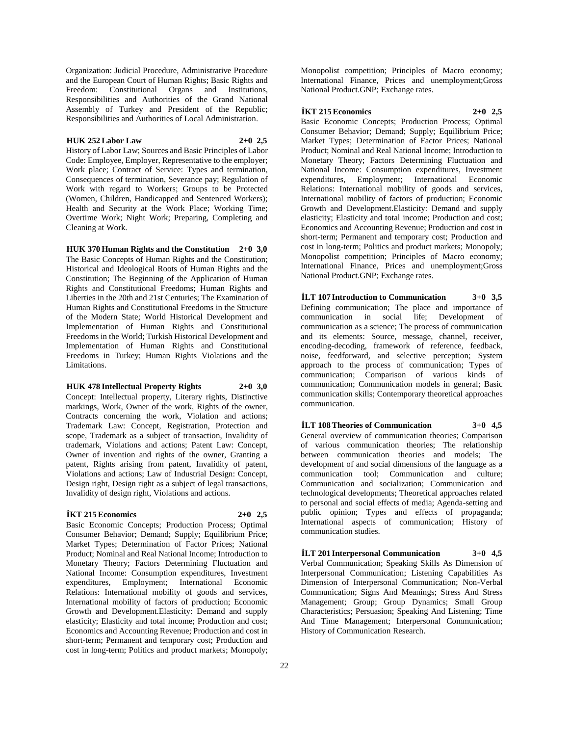Organization: Judicial Procedure, Administrative Procedure and the European Court of Human Rights; Basic Rights and Freedom: Constitutional Organs and Institutions, Responsibilities and Authorities of the Grand National Assembly of Turkey and President of the Republic; Responsibilities and Authorities of Local Administration.

**HUK 252 Labor Law 2+0 2,5**

History of Labor Law; Sources and Basic Principles of Labor Code: Employee, Employer, Representative to the employer; Work place; Contract of Service: Types and termination, Consequences of termination, Severance pay; Regulation of Work with regard to Workers; Groups to be Protected (Women, Children, Handicapped and Sentenced Workers); Health and Security at the Work Place; Working Time; Overtime Work; Night Work; Preparing, Completing and Cleaning at Work.

**HUK 370 Human Rights and the Constitution 2+0 3,0**

The Basic Concepts of Human Rights and the Constitution; Historical and Ideological Roots of Human Rights and the Constitution; The Beginning of the Application of Human Rights and Constitutional Freedoms; Human Rights and Liberties in the 20th and 21st Centuries; The Examination of Human Rights and Constitutional Freedoms in the Structure of the Modern State; World Historical Development and Implementation of Human Rights and Constitutional Freedoms in the World; Turkish Historical Development and Implementation of Human Rights and Constitutional Freedoms in Turkey; Human Rights Violations and the Limitations.

**HUK 478 Intellectual Property Rights 2+0 3,0**

Concept: Intellectual property, Literary rights, Distinctive markings, Work, Owner of the work, Rights of the owner, Contracts concerning the work, Violation and actions; Trademark Law: Concept, Registration, Protection and scope, Trademark as a subject of transaction, Invalidity of trademark, Violations and actions; Patent Law: Concept, Owner of invention and rights of the owner, Granting a patent, Rights arising from patent, Invalidity of patent, Violations and actions; Law of Industrial Design: Concept, Design right, Design right as a subject of legal transactions, Invalidity of design right, Violations and actions.

**İKT 215 Economics 2+0 2,5**

Basic Economic Concepts; Production Process; Optimal Consumer Behavior; Demand; Supply; Equilibrium Price; Market Types; Determination of Factor Prices; National Product; Nominal and Real National Income; Introduction to Monetary Theory; Factors Determining Fluctuation and National Income: Consumption expenditures, Investment expenditures, Employment; International Economic Relations: International mobility of goods and services, International mobility of factors of production; Economic Growth and Development.Elasticity: Demand and supply elasticity; Elasticity and total income; Production and cost; Economics and Accounting Revenue; Production and cost in short-term; Permanent and temporary cost; Production and cost in long-term; Politics and product markets; Monopoly; Monopolist competition; Principles of Macro economy; International Finance, Prices and unemployment;Gross National Product.GNP; Exchange rates.

**İKT 215 Economics 2+0 2,5**

Basic Economic Concepts; Production Process; Optimal Consumer Behavior; Demand; Supply; Equilibrium Price; Market Types; Determination of Factor Prices; National Product; Nominal and Real National Income; Introduction to Monetary Theory; Factors Determining Fluctuation and National Income: Consumption expenditures, Investment expenditures, Employment; International Economic Relations: International mobility of goods and services, International mobility of factors of production; Economic Growth and Development.Elasticity: Demand and supply elasticity; Elasticity and total income; Production and cost; Economics and Accounting Revenue; Production and cost in short-term; Permanent and temporary cost; Production and cost in long-term; Politics and product markets; Monopoly; Monopolist competition; Principles of Macro economy; International Finance, Prices and unemployment;Gross National Product.GNP; Exchange rates.

**İLT 107 Introduction to Communication 3+0 3,5**

Defining communication; The place and importance of communication in social life; Development of communication as a science; The process of communication and its elements: Source, message, channel, receiver, encoding-decoding, framework of reference, feedback, noise, feedforward, and selective perception; System approach to the process of communication; Types of communication; Comparison of various kinds of communication; Communication models in general; Basic communication skills; Contemporary theoretical approaches communication.

**İLT 108 Theories of Communication 3+0 4,5**

General overview of communication theories; Comparison of various communication theories; The relationship between communication theories and models; The development of and social dimensions of the language as a communication tool; Communication and culture; Communication and socialization; Communication and technological developments; Theoretical approaches related to personal and social effects of media; Agenda-setting and public opinion; Types and effects of propaganda; International aspects of communication; History of communication studies.

**İLT 201 Interpersonal Communication 3+0 4,5**

Verbal Communication; Speaking Skills As Dimension of Interpersonal Communication; Listening Capabilities As Dimension of Interpersonal Communication; Non-Verbal Communication; Signs And Meanings; Stress And Stress Management; Group; Group Dynamics; Small Group Characteristics; Persuasion; Speaking And Listening; Time And Time Management; Interpersonal Communication; History of Communication Research.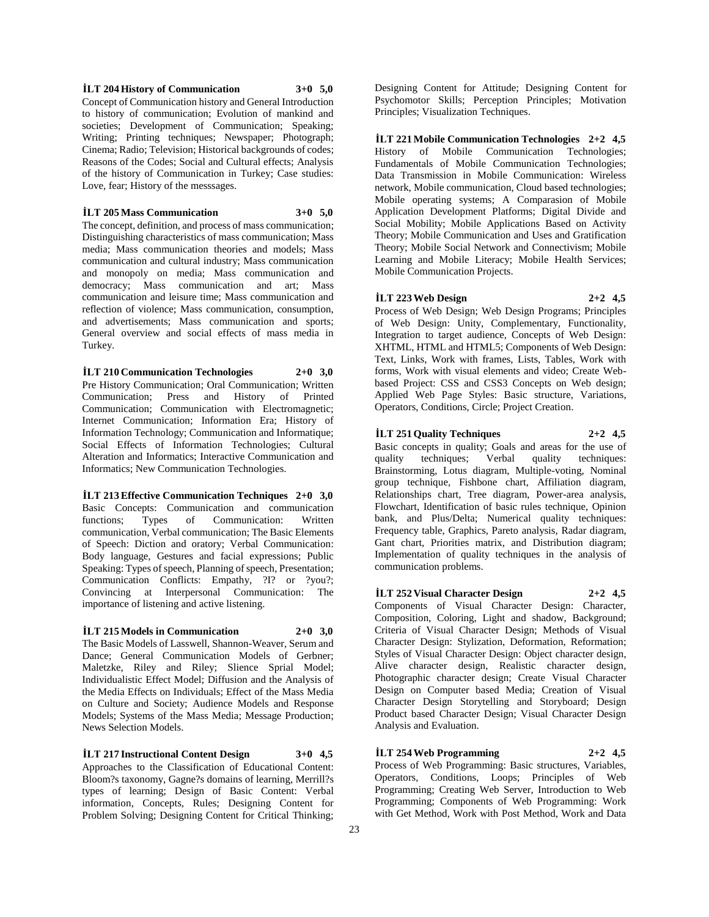**İLT 204 History of Communication 3+0 5,0**

Concept of Communication history and General Introduction to history of communication; Evolution of mankind and societies; Development of Communication; Speaking; Writing; Printing techniques; Newspaper; Photograph; Cinema; Radio; Television; Historical backgrounds of codes; Reasons of the Codes; Social and Cultural effects; Analysis of the history of Communication in Turkey; Case studies: Love, fear; History of the messsages.

**İLT 205 Mass Communication 3+0 5,0**

The concept, definition, and process of mass communication; Distinguishing characteristics of mass communication; Mass media; Mass communication theories and models; Mass communication and cultural industry; Mass communication and monopoly on media; Mass communication and democracy; Mass communication and art; Mass communication and leisure time; Mass communication and reflection of violence; Mass communication, consumption, and advertisements; Mass communication and sports; General overview and social effects of mass media in Turkey.

**İLT 210 Communication Technologies 2+0 3,0**

Pre History Communication; Oral Communication; Written Communication; Press and History of Printed Communication; Communication with Electromagnetic; Internet Communication; Information Era; History of Information Technology; Communication and Informatique; Social Effects of Information Technologies; Cultural Alteration and Informatics; Interactive Communication and Informatics; New Communication Technologies.

**İLT 213 Effective Communication Techniques 2+0 3,0**

Basic Concepts: Communication and communication functions; Types of Communication: Written communication, Verbal communication; The Basic Elements of Speech: Diction and oratory; Verbal Communication: Body language, Gestures and facial expressions; Public Speaking: Types of speech, Planning of speech, Presentation; Communication Conflicts: Empathy, ?I? or ?you?; Convincing at Interpersonal Communication: The importance of listening and active listening.

**İLT 215 Models in Communication 2+0 3,0**

The Basic Models of Lasswell, Shannon-Weaver, Serum and Dance; General Communication Models of Gerbner; Maletzke, Riley and Riley; Slience Sprial Model; Individualistic Effect Model; Diffusion and the Analysis of the Media Effects on Individuals; Effect of the Mass Media on Culture and Society; Audience Models and Response Models; Systems of the Mass Media; Message Production; News Selection Models.

**İLT 217 Instructional Content Design 3+0 4,5**

Approaches to the Classification of Educational Content: Bloom?s taxonomy, Gagne?s domains of learning, Merrill?s types of learning; Design of Basic Content: Verbal information, Concepts, Rules; Designing Content for Problem Solving; Designing Content for Critical Thinking; Designing Content for Attitude; Designing Content for Psychomotor Skills; Perception Principles; Motivation Principles; Visualization Techniques.

**İLT 221 Mobile Communication Technologies 2+2 4,5**

History of Mobile Communication Technologies; Fundamentals of Mobile Communication Technologies; Data Transmission in Mobile Communication: Wireless network, Mobile communication, Cloud based technologies; Mobile operating systems; A Comparasion of Mobile Application Development Platforms; Digital Divide and Social Mobility; Mobile Applications Based on Activity Theory; Mobile Communication and Uses and Gratification Theory; Mobile Social Network and Connectivism; Mobile Learning and Mobile Literacy; Mobile Health Services; Mobile Communication Projects.

**İLT 223 Web Design 2+2 4,5**

Process of Web Design; Web Design Programs; Principles of Web Design: Unity, Complementary, Functionality, Integration to target audience, Concepts of Web Design: XHTML, HTML and HTML5; Components of Web Design: Text, Links, Work with frames, Lists, Tables, Work with forms, Work with visual elements and video; Create Web-based Project: CSS and CSS3 Concepts on Web design; Applied Web Page Styles: Basic structure, Variations, Operators, Conditions, Circle; Project Creation.

**İLT 251 Quality Techniques 2+2 4,5**

Basic concepts in quality; Goals and areas for the use of quality techniques; Verbal quality techniques: Brainstorming, Lotus diagram, Multiple-voting, Nominal group technique, Fishbone chart, Affiliation diagram, Relationships chart, Tree diagram, Power-area analysis, Flowchart, Identification of basic rules technique, Opinion bank, and Plus/Delta; Numerical quality techniques: Frequency table, Graphics, Pareto analysis, Radar diagram, Gant chart, Priorities matrix, and Distribution diagram; Implementation of quality techniques in the analysis of communication problems.

**İLT 252 Visual Character Design 2+2 4,5**

Components of Visual Character Design: Character, Composition, Coloring, Light and shadow, Background; Criteria of Visual Character Design; Methods of Visual Character Design: Stylization, Deformation, Reformation; Styles of Visual Character Design: Object character design, Alive character design, Realistic character design, Photographic character design; Create Visual Character Design on Computer based Media; Creation of Visual Character Design Storytelling and Storyboard; Design Product based Character Design; Visual Character Design Analysis and Evaluation.

**İLT 254 Web Programming 2+2 4,5**

Process of Web Programming: Basic structures, Variables, Operators, Conditions, Loops; Principles of Web Programming; Creating Web Server, Introduction to Web Programming; Components of Web Programming: Work with Get Method, Work with Post Method, Work and Data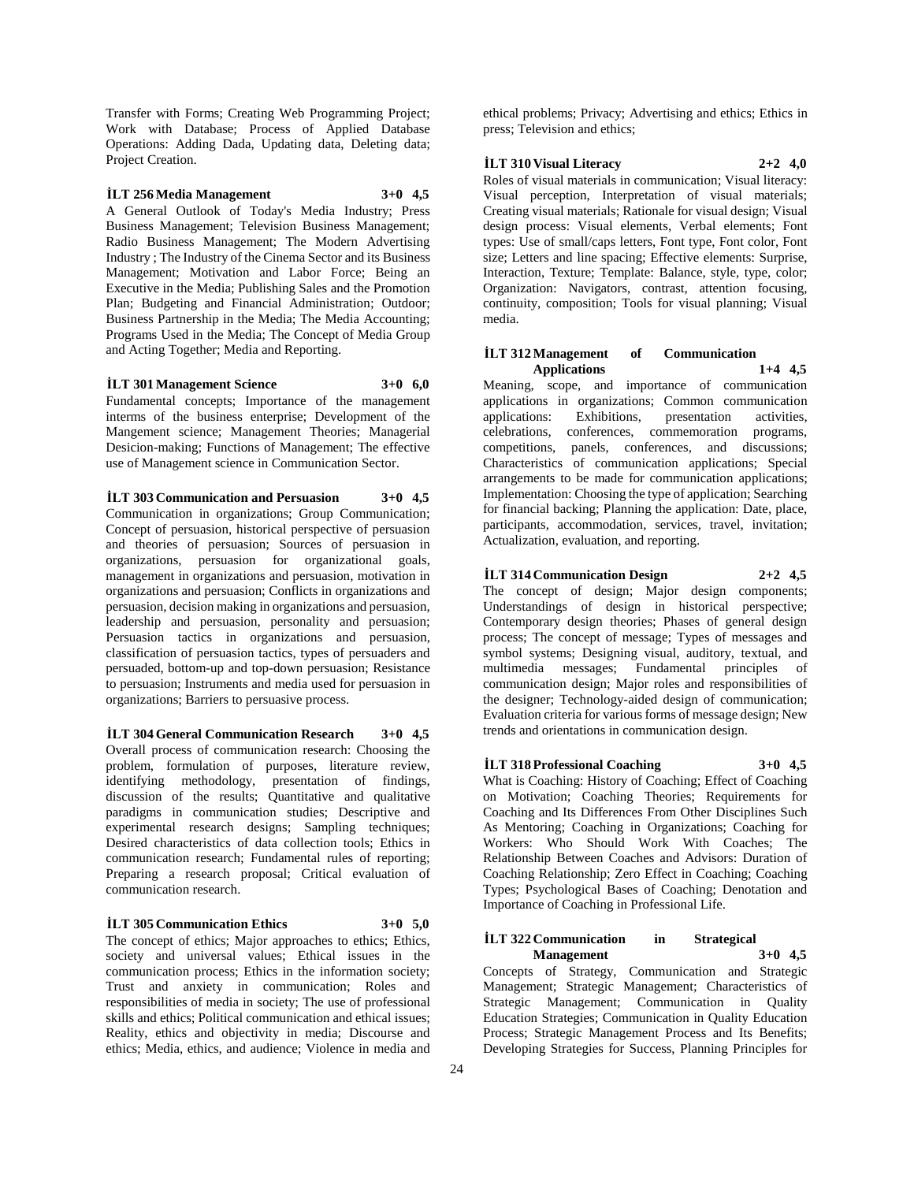Transfer with Forms; Creating Web Programming Project; Work with Database; Process of Applied Database Operations: Adding Dada, Updating data, Deleting data; Project Creation.

**İLT 256 Media Management 3+0 4,5**

A General Outlook of Today's Media Industry; Press Business Management; Television Business Management; Radio Business Management; The Modern Advertising Industry ; The Industry of the Cinema Sector and its Business Management; Motivation and Labor Force; Being an Executive in the Media; Publishing Sales and the Promotion Plan; Budgeting and Financial Administration; Outdoor; Business Partnership in the Media; The Media Accounting; Programs Used in the Media; The Concept of Media Group and Acting Together; Media and Reporting.

**İLT 301 Management Science 3+0 6,0**

Fundamental concepts; Importance of the management interms of the business enterprise; Development of the Mangement science; Management Theories; Managerial Desicion-making; Functions of Management; The effective use of Management science in Communication Sector.

**İLT 303 Communication and Persuasion 3+0 4,5**

Communication in organizations; Group Communication; Concept of persuasion, historical perspective of persuasion and theories of persuasion; Sources of persuasion in organizations, persuasion for organizational goals, management in organizations and persuasion, motivation in organizations and persuasion; Conflicts in organizations and persuasion, decision making in organizations and persuasion, leadership and persuasion, personality and persuasion; Persuasion tactics in organizations and persuasion, classification of persuasion tactics, types of persuaders and persuaded, bottom-up and top-down persuasion; Resistance to persuasion; Instruments and media used for persuasion in organizations; Barriers to persuasive process.

**İLT 304 General Communication Research 3+0 4,5**

Overall process of communication research: Choosing the problem, formulation of purposes, literature review, identifying methodology, presentation of findings, discussion of the results; Quantitative and qualitative paradigms in communication studies; Descriptive and experimental research designs; Sampling techniques; Desired characteristics of data collection tools; Ethics in communication research; Fundamental rules of reporting; Preparing a research proposal; Critical evaluation of communication research.

**İLT 305 Communication Ethics 3+0 5,0**

The concept of ethics; Major approaches to ethics; Ethics, society and universal values; Ethical issues in the communication process; Ethics in the information society; Trust and anxiety in communication; Roles and responsibilities of media in society; The use of professional skills and ethics; Political communication and ethical issues; Reality, ethics and objectivity in media; Discourse and ethics; Media, ethics, and audience; Violence in media and ethical problems; Privacy; Advertising and ethics; Ethics in press; Television and ethics;

**İLT 310 Visual Literacy 2+2 4,0**

Roles of visual materials in communication; Visual literacy: Visual perception, Interpretation of visual materials; Creating visual materials; Rationale for visual design; Visual design process: Visual elements, Verbal elements; Font types: Use of small/caps letters, Font type, Font color, Font size; Letters and line spacing; Effective elements: Surprise, Interaction, Texture; Template: Balance, style, type, color; Organization: Navigators, contrast, attention focusing, continuity, composition; Tools for visual planning; Visual media.

**İLT 312 Management of Communication Applications 1+4 4,5**

Meaning, scope, and importance of communication applications in organizations; Common communication applications: Exhibitions, presentation activities, celebrations, conferences, commemoration programs, competitions, panels, conferences, and discussions; Characteristics of communication applications; Special arrangements to be made for communication applications; Implementation: Choosing the type of application; Searching for financial backing; Planning the application: Date, place, participants, accommodation, services, travel, invitation; Actualization, evaluation, and reporting.

**İLT 314 Communication Design 2+2 4,5**

The concept of design; Major design components; Understandings of design in historical perspective; Contemporary design theories; Phases of general design process; The concept of message; Types of messages and symbol systems; Designing visual, auditory, textual, and multimedia messages; Fundamental principles of communication design; Major roles and responsibilities of the designer; Technology-aided design of communication; Evaluation criteria for various forms of message design; New trends and orientations in communication design.

**İLT 318 Professional Coaching 3+0 4,5**

What is Coaching: History of Coaching; Effect of Coaching on Motivation; Coaching Theories; Requirements for Coaching and Its Differences From Other Disciplines Such As Mentoring; Coaching in Organizations; Coaching for Workers: Who Should Work With Coaches; The Relationship Between Coaches and Advisors: Duration of Coaching Relationship; Zero Effect in Coaching; Coaching Types; Psychological Bases of Coaching; Denotation and Importance of Coaching in Professional Life.

**İLT 322 Communication in Strategical Management 3+0 4,5**

Concepts of Strategy, Communication and Strategic Management; Strategic Management; Characteristics of Strategic Management; Communication in Quality Education Strategies; Communication in Quality Education Process; Strategic Management Process and Its Benefits; Developing Strategies for Success, Planning Principles for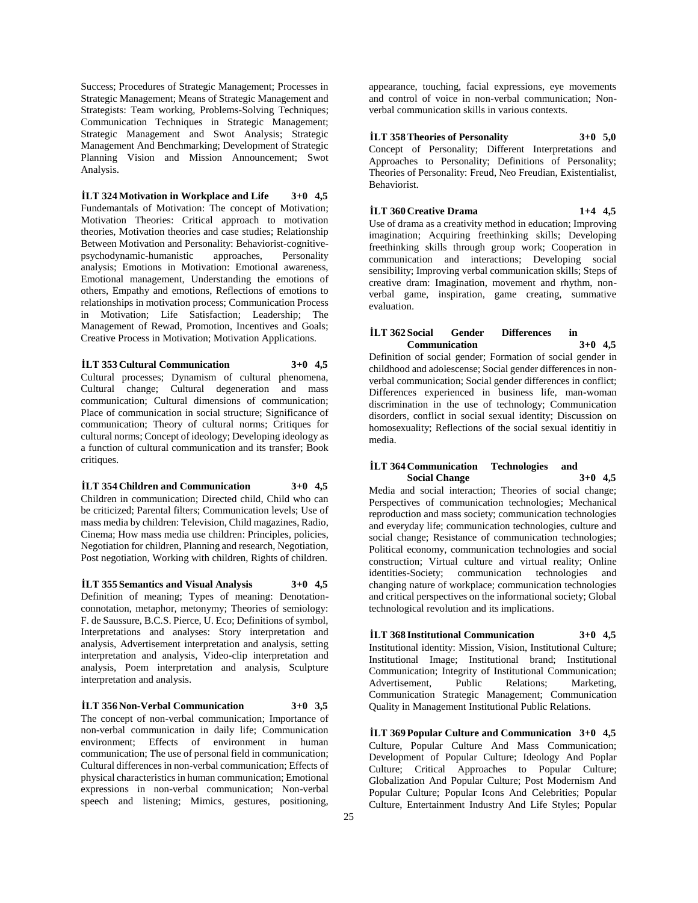Success; Procedures of Strategic Management; Processes in Strategic Management; Means of Strategic Management and Strategists: Team working, Problems-Solving Techniques; Communication Techniques in Strategic Management; Strategic Management and Swot Analysis; Strategic Management And Benchmarking; Development of Strategic Planning Vision and Mission Announcement; Swot Analysis.

**İLT 324 Motivation in Workplace and Life 3+0 4,5**
Fundemantals of Motivation: The concept of Motivation; Motivation Theories: Critical approach to motivation theories, Motivation theories and case studies; Relationship Between Motivation and Personality: Behaviorist-cognitive-psychodynamic-humanistic approaches, Personality analysis; Emotions in Motivation: Emotional awareness, Emotional management, Understanding the emotions of others, Empathy and emotions, Reflections of emotions to relationships in motivation process; Communication Process in Motivation; Life Satisfaction; Leadership; The Management of Rewad, Promotion, Incentives and Goals; Creative Process in Motivation; Motivation Applications.

**İLT 353 Cultural Communication 3+0 4,5**
Cultural processes; Dynamism of cultural phenomena, Cultural change; Cultural degeneration and mass communication; Cultural dimensions of communication; Place of communication in social structure; Significance of communication; Theory of cultural norms; Critiques for cultural norms; Concept of ideology; Developing ideology as a function of cultural communication and its transfer; Book critiques.

**İLT 354 Children and Communication 3+0 4,5**
Children in communication; Directed child, Child who can be criticized; Parental filters; Communication levels; Use of mass media by children: Television, Child magazines, Radio, Cinema; How mass media use children: Principles, policies, Negotiation for children, Planning and research, Negotiation, Post negotiation, Working with children, Rights of children.

**İLT 355 Semantics and Visual Analysis 3+0 4,5**
Definition of meaning; Types of meaning: Denotation-connotation, metaphor, metonymy; Theories of semiology: F. de Saussure, B.C.S. Pierce, U. Eco; Definitions of symbol, Interpretations and analyses: Story interpretation and analysis, Advertisement interpretation and analysis, setting interpretation and analysis, Video-clip interpretation and analysis, Poem interpretation and analysis, Sculpture interpretation and analysis.

**İLT 356 Non-Verbal Communication 3+0 3,5**
The concept of non-verbal communication; Importance of non-verbal communication in daily life; Communication environment; Effects of environment in human communication; The use of personal field in communication; Cultural differences in non-verbal communication; Effects of physical characteristics in human communication; Emotional expressions in non-verbal communication; Non-verbal speech and listening; Mimics, gestures, positioning, appearance, touching, facial expressions, eye movements and control of voice in non-verbal communication; Non-verbal communication skills in various contexts.

**İLT 358 Theories of Personality 3+0 5,0**
Concept of Personality; Different Interpretations and Approaches to Personality; Definitions of Personality; Theories of Personality: Freud, Neo Freudian, Existentialist, Behaviorist.

**İLT 360 Creative Drama 1+4 4,5**
Use of drama as a creativity method in education; Improving imagination; Acquiring freethinking skills; Developing freethinking skills through group work; Cooperation in communication and interactions; Developing social sensibility; Improving verbal communication skills; Steps of creative dram: Imagination, movement and rhythm, non-verbal game, inspiration, game creating, summative evaluation.

**İLT 362 Social Gender Differences in Communication 3+0 4,5**
Definition of social gender; Formation of social gender in childhood and adolescense; Social gender differences in non-verbal communication; Social gender differences in conflict; Differences experienced in business life, man-woman discrimination in the use of technology; Communication disorders, conflict in social sexual identity; Discussion on homosexuality; Reflections of the social sexual identitiy in media.

**İLT 364 Communication Technologies and Social Change 3+0 4,5**
Media and social interaction; Theories of social change; Perspectives of communication technologies; Mechanical reproduction and mass society; communication technologies and everyday life; communication technologies, culture and social change; Resistance of communication technologies; Political economy, communication technologies and social construction; Virtual culture and virtual reality; Online identities-Society; communication technologies and changing nature of workplace; communication technologies and critical perspectives on the informational society; Global technological revolution and its implications.

**İLT 368 Institutional Communication 3+0 4,5**
Institutional identity: Mission, Vision, Institutional Culture; Institutional Image; Institutional brand; Institutional Communication; Integrity of Institutional Communication; Advertisement, Public Relations; Marketing, Communication Strategic Management; Communication Quality in Management Institutional Public Relations.

**İLT 369 Popular Culture and Communication 3+0 4,5**
Culture, Popular Culture And Mass Communication; Development of Popular Culture; Ideology And Poplar Culture; Critical Approaches to Popular Culture; Globalization And Popular Culture; Post Modernism And Popular Culture; Popular Icons And Celebrities; Popular Culture, Entertainment Industry And Life Styles; Popular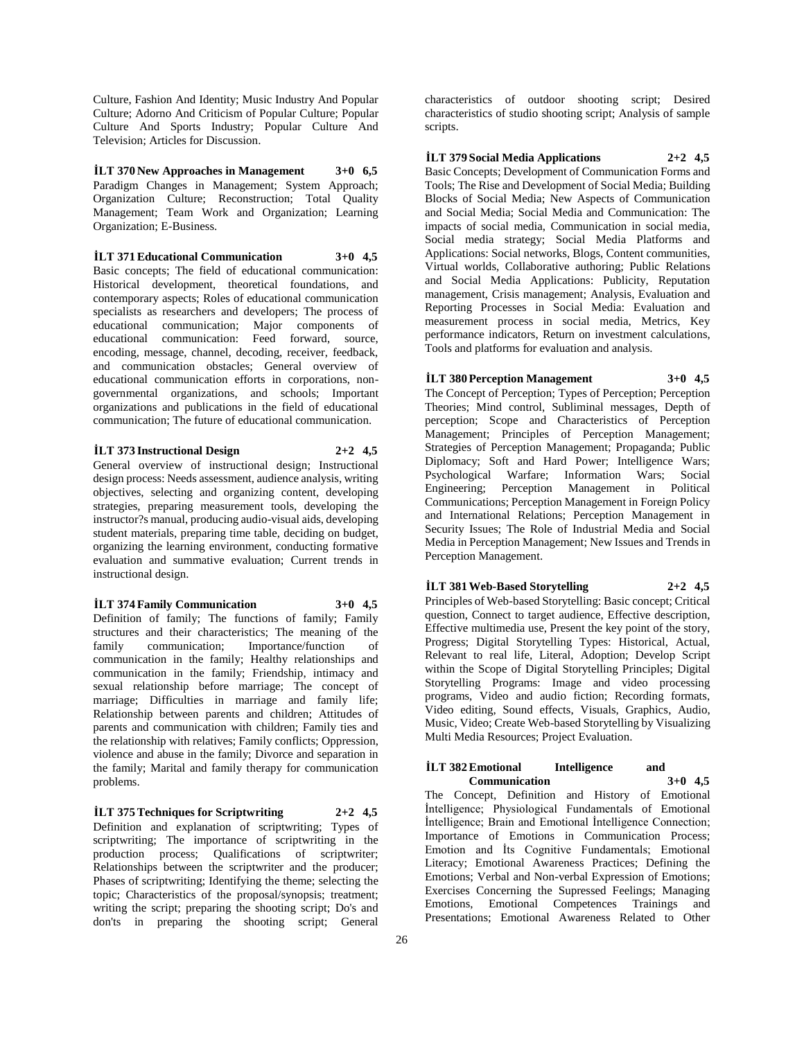Culture, Fashion And Identity; Music Industry And Popular Culture; Adorno And Criticism of Popular Culture; Popular Culture And Sports Industry; Popular Culture And Television; Articles for Discussion.

**İLT 370 New Approaches in Management 3+0 6,5**

Paradigm Changes in Management; System Approach; Organization Culture; Reconstruction; Total Quality Management; Team Work and Organization; Learning Organization; E-Business.

**İLT 371 Educational Communication 3+0 4,5**

Basic concepts; The field of educational communication: Historical development, theoretical foundations, and contemporary aspects; Roles of educational communication specialists as researchers and developers; The process of educational communication; Major components of educational communication: Feed forward, source, encoding, message, channel, decoding, receiver, feedback, and communication obstacles; General overview of educational communication efforts in corporations, non-governmental organizations, and schools; Important organizations and publications in the field of educational communication; The future of educational communication.

**İLT 373 Instructional Design 2+2 4,5**

General overview of instructional design; Instructional design process: Needs assessment, audience analysis, writing objectives, selecting and organizing content, developing strategies, preparing measurement tools, developing the instructor?s manual, producing audio-visual aids, developing student materials, preparing time table, deciding on budget, organizing the learning environment, conducting formative evaluation and summative evaluation; Current trends in instructional design.

**İLT 374 Family Communication 3+0 4,5**

Definition of family; The functions of family; Family structures and their characteristics; The meaning of the family communication; Importance/function of communication in the family; Healthy relationships and communication in the family; Friendship, intimacy and sexual relationship before marriage; The concept of marriage; Difficulties in marriage and family life; Relationship between parents and children; Attitudes of parents and communication with children; Family ties and the relationship with relatives; Family conflicts; Oppression, violence and abuse in the family; Divorce and separation in the family; Marital and family therapy for communication problems.

**İLT 375 Techniques for Scriptwriting 2+2 4,5**

Definition and explanation of scriptwriting; Types of scriptwriting; The importance of scriptwriting in the production process; Qualifications of scriptwriter; Relationships between the scriptwriter and the producer; Phases of scriptwriting; Identifying the theme; selecting the topic; Characteristics of the proposal/synopsis; treatment; writing the script; preparing the shooting script; Do's and don'ts in preparing the shooting script; General characteristics of outdoor shooting script; Desired characteristics of studio shooting script; Analysis of sample scripts.

**İLT 379 Social Media Applications 2+2 4,5**

Basic Concepts; Development of Communication Forms and Tools; The Rise and Development of Social Media; Building Blocks of Social Media; New Aspects of Communication and Social Media; Social Media and Communication: The impacts of social media, Communication in social media, Social media strategy; Social Media Platforms and Applications: Social networks, Blogs, Content communities, Virtual worlds, Collaborative authoring; Public Relations and Social Media Applications: Publicity, Reputation management, Crisis management; Analysis, Evaluation and Reporting Processes in Social Media: Evaluation and measurement process in social media, Metrics, Key performance indicators, Return on investment calculations, Tools and platforms for evaluation and analysis.

**İLT 380 Perception Management 3+0 4,5**

The Concept of Perception; Types of Perception; Perception Theories; Mind control, Subliminal messages, Depth of perception; Scope and Characteristics of Perception Management; Principles of Perception Management; Strategies of Perception Management; Propaganda; Public Diplomacy; Soft and Hard Power; Intelligence Wars; Psychological Warfare; Information Wars; Social Engineering; Perception Management in Political Communications; Perception Management in Foreign Policy and International Relations; Perception Management in Security Issues; The Role of Industrial Media and Social Media in Perception Management; New Issues and Trends in Perception Management.

**İLT 381 Web-Based Storytelling 2+2 4,5**

Principles of Web-based Storytelling: Basic concept; Critical question, Connect to target audience, Effective description, Effective multimedia use, Present the key point of the story, Progress; Digital Storytelling Types: Historical, Actual, Relevant to real life, Literal, Adoption; Develop Script within the Scope of Digital Storytelling Principles; Digital Storytelling Programs: Image and video processing programs, Video and audio fiction; Recording formats, Video editing, Sound effects, Visuals, Graphics, Audio, Music, Video; Create Web-based Storytelling by Visualizing Multi Media Resources; Project Evaluation.

**İLT 382 Emotional Intelligence and Communication 3+0 4,5**

The Concept, Definition and History of Emotional İntelligence; Physiological Fundamentals of Emotional İntelligence; Brain and Emotional İntelligence Connection; Importance of Emotions in Communication Process; Emotion and İts Cognitive Fundamentals; Emotional Literacy; Emotional Awareness Practices; Defining the Emotions; Verbal and Non-verbal Expression of Emotions; Exercises Concerning the Supressed Feelings; Managing Emotions, Emotional Competences Trainings and Presentations; Emotional Awareness Related to Other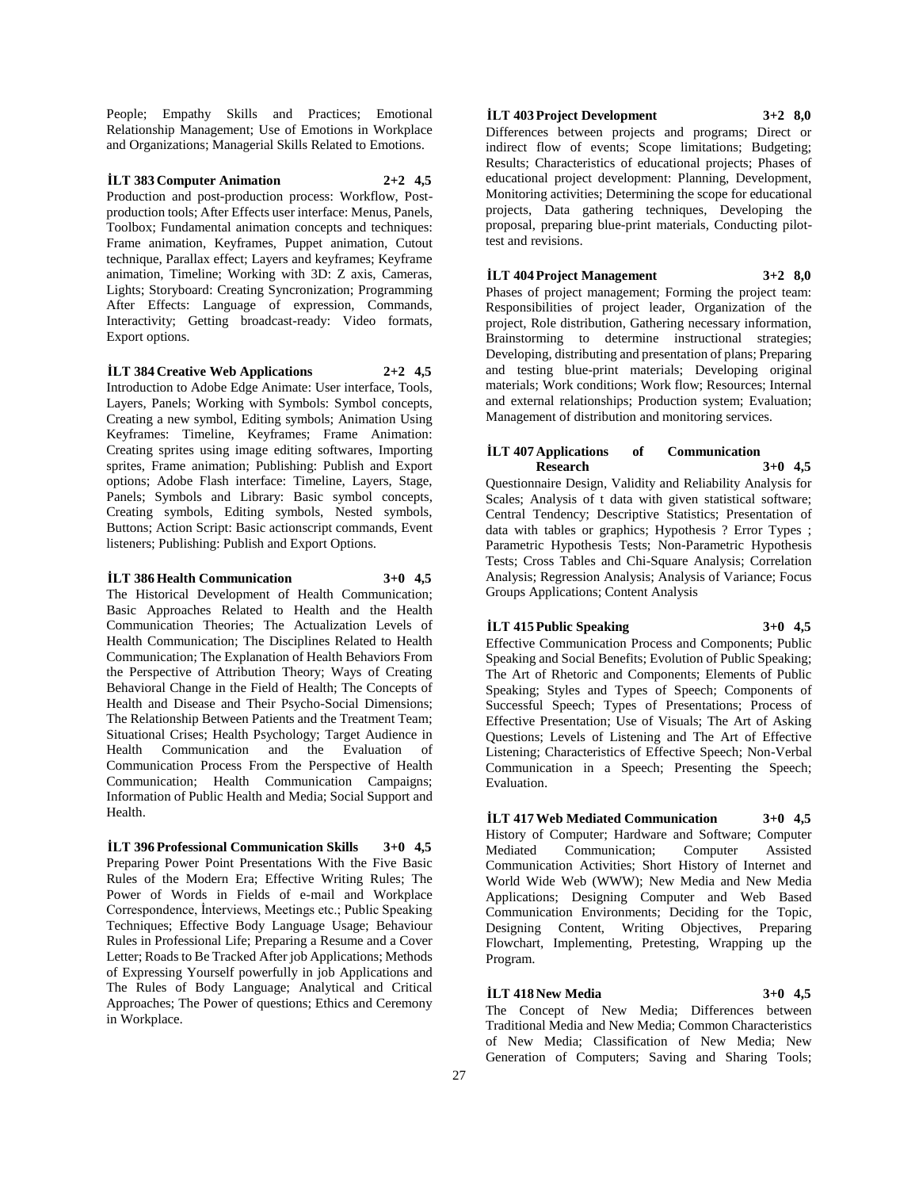People; Empathy Skills and Practices; Emotional Relationship Management; Use of Emotions in Workplace and Organizations; Managerial Skills Related to Emotions.

**İLT 383 Computer Animation 2+2 4,5**

Production and post-production process: Workflow, Post-production tools; After Effects user interface: Menus, Panels, Toolbox; Fundamental animation concepts and techniques: Frame animation, Keyframes, Puppet animation, Cutout technique, Parallax effect; Layers and keyframes; Keyframe animation, Timeline; Working with 3D: Z axis, Cameras, Lights; Storyboard: Creating Syncronization; Programming After Effects: Language of expression, Commands, Interactivity; Getting broadcast-ready: Video formats, Export options.

**İLT 384 Creative Web Applications 2+2 4,5**

Introduction to Adobe Edge Animate: User interface, Tools, Layers, Panels; Working with Symbols: Symbol concepts, Creating a new symbol, Editing symbols; Animation Using Keyframes: Timeline, Keyframes; Frame Animation: Creating sprites using image editing softwares, Importing sprites, Frame animation; Publishing: Publish and Export options; Adobe Flash interface: Timeline, Layers, Stage, Panels; Symbols and Library: Basic symbol concepts, Creating symbols, Editing symbols, Nested symbols, Buttons; Action Script: Basic actionscript commands, Event listeners; Publishing: Publish and Export Options.

**İLT 386 Health Communication 3+0 4,5**

The Historical Development of Health Communication; Basic Approaches Related to Health and the Health Communication Theories; The Actualization Levels of Health Communication; The Disciplines Related to Health Communication; The Explanation of Health Behaviors From the Perspective of Attribution Theory; Ways of Creating Behavioral Change in the Field of Health; The Concepts of Health and Disease and Their Psycho-Social Dimensions; The Relationship Between Patients and the Treatment Team; Situational Crises; Health Psychology; Target Audience in Health Communication and the Evaluation of Communication Process From the Perspective of Health Communication; Health Communication Campaigns; Information of Public Health and Media; Social Support and Health.

**İLT 396 Professional Communication Skills 3+0 4,5**

Preparing Power Point Presentations With the Five Basic Rules of the Modern Era; Effective Writing Rules; The Power of Words in Fields of e-mail and Workplace Correspondence, İnterviews, Meetings etc.; Public Speaking Techniques; Effective Body Language Usage; Behaviour Rules in Professional Life; Preparing a Resume and a Cover Letter; Roads to Be Tracked After job Applications; Methods of Expressing Yourself powerfully in job Applications and The Rules of Body Language; Analytical and Critical Approaches; The Power of questions; Ethics and Ceremony in Workplace.

**İLT 403 Project Development 3+2 8,0**

Differences between projects and programs; Direct or indirect flow of events; Scope limitations; Budgeting; Results; Characteristics of educational projects; Phases of educational project development: Planning, Development, Monitoring activities; Determining the scope for educational projects, Data gathering techniques, Developing the proposal, preparing blue-print materials, Conducting pilot-test and revisions.

**İLT 404 Project Management 3+2 8,0**

Phases of project management; Forming the project team: Responsibilities of project leader, Organization of the project, Role distribution, Gathering necessary information, Brainstorming to determine instructional strategies; Developing, distributing and presentation of plans; Preparing and testing blue-print materials; Developing original materials; Work conditions; Work flow; Resources; Internal and external relationships; Production system; Evaluation; Management of distribution and monitoring services.

**İLT 407 Applications of Communication Research 3+0 4,5**

Questionnaire Design, Validity and Reliability Analysis for Scales; Analysis of t data with given statistical software; Central Tendency; Descriptive Statistics; Presentation of data with tables or graphics; Hypothesis ? Error Types ; Parametric Hypothesis Tests; Non-Parametric Hypothesis Tests; Cross Tables and Chi-Square Analysis; Correlation Analysis; Regression Analysis; Analysis of Variance; Focus Groups Applications; Content Analysis

**İLT 415 Public Speaking 3+0 4,5**

Effective Communication Process and Components; Public Speaking and Social Benefits; Evolution of Public Speaking; The Art of Rhetoric and Components; Elements of Public Speaking; Styles and Types of Speech; Components of Successful Speech; Types of Presentations; Process of Effective Presentation; Use of Visuals; The Art of Asking Questions; Levels of Listening and The Art of Effective Listening; Characteristics of Effective Speech; Non-Verbal Communication in a Speech; Presenting the Speech; Evaluation.

**İLT 417 Web Mediated Communication 3+0 4,5**

History of Computer; Hardware and Software; Computer Mediated Communication; Computer Assisted Communication Activities; Short History of Internet and World Wide Web (WWW); New Media and New Media Applications; Designing Computer and Web Based Communication Environments; Deciding for the Topic, Designing Content, Writing Objectives, Preparing Flowchart, Implementing, Pretesting, Wrapping up the Program.

**İLT 418 New Media 3+0 4,5**

The Concept of New Media; Differences between Traditional Media and New Media; Common Characteristics of New Media; Classification of New Media; New Generation of Computers; Saving and Sharing Tools;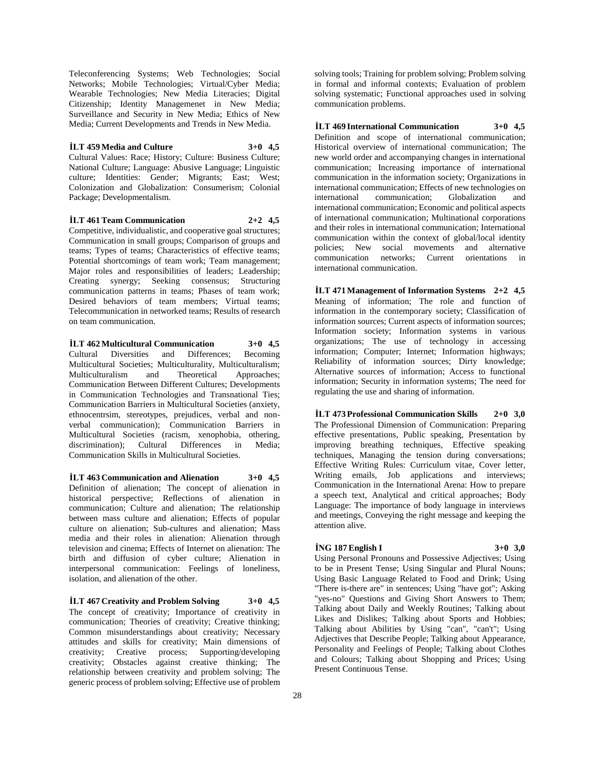Teleconferencing Systems; Web Technologies; Social Networks; Mobile Technologies; Virtual/Cyber Media; Wearable Technologies; New Media Literacies; Digital Citizenship; Identity Managemenet in New Media; Surveillance and Security in New Media; Ethics of New Media; Current Developments and Trends in New Media.

**İLT 459 Media and Culture 3+0 4,5**

Cultural Values: Race; History; Culture: Business Culture; National Culture; Language: Abusive Language; Linguistic culture; Identities: Gender; Migrants; East; West; Colonization and Globalization: Consumerism; Colonial Package; Developmentalism.

**İLT 461 Team Communication 2+2 4,5**

Competitive, individualistic, and cooperative goal structures; Communication in small groups; Comparison of groups and teams; Types of teams; Characteristics of effective teams; Potential shortcomings of team work; Team management; Major roles and responsibilities of leaders; Leadership; Creating synergy; Seeking consensus; Structuring communication patterns in teams; Phases of team work; Desired behaviors of team members; Virtual teams; Telecommunication in networked teams; Results of research on team communication.

**İLT 462 Multicultural Communication 3+0 4,5**

Cultural Diversities and Differences; Becoming Multicultural Societies; Multiculturality, Multiculturalism; Multiculturalism and Theoretical Approaches; Communication Between Different Cultures; Developments in Communication Technologies and Transnational Ties; Communication Barriers in Multicultural Societies (anxiety, ethnocentrsim, stereotypes, prejudices, verbal and non-verbal communication); Communication Barriers in Multicultural Societies (racism, xenophobia, othering, discrimination); Cultural Differences in Media; Communication Skills in Multicultural Societies.

**İLT 463 Communication and Alienation 3+0 4,5**

Definition of alienation; The concept of alienation in historical perspective; Reflections of alienation in communication; Culture and alienation; The relationship between mass culture and alienation; Effects of popular culture on alienation; Sub-cultures and alienation; Mass media and their roles in alienation: Alienation through television and cinema; Effects of Internet on alienation: The birth and diffusion of cyber culture; Alienation in interpersonal communication: Feelings of loneliness, isolation, and alienation of the other.

**İLT 467 Creativity and Problem Solving 3+0 4,5**

The concept of creativity; Importance of creativity in communication; Theories of creativity; Creative thinking; Common misunderstandings about creativity; Necessary attitudes and skills for creativity; Main dimensions of creativity; Creative process; Supporting/developing creativity; Obstacles against creative thinking; The relationship between creativity and problem solving; The generic process of problem solving; Effective use of problem solving tools; Training for problem solving; Problem solving in formal and informal contexts; Evaluation of problem solving systematic; Functional approaches used in solving communication problems.

**İLT 469 International Communication 3+0 4,5**

Definition and scope of international communication; Historical overview of international communication; The new world order and accompanying changes in international communication; Increasing importance of international communication in the information society; Organizations in international communication; Effects of new technologies on international communication; Globalization and international communication; Economic and political aspects of international communication; Multinational corporations and their roles in international communication; International communication within the context of global/local identity policies; New social movements and alternative communication networks; Current orientations in international communication.

**İLT 471 Management of Information Systems 2+2 4,5**

Meaning of information; The role and function of information in the contemporary society; Classification of information sources; Current aspects of information sources; Information society; Information systems in various organizations; The use of technology in accessing information; Computer; Internet; Information highways; Reliability of information sources; Dirty knowledge; Alternative sources of information; Access to functional information; Security in information systems; The need for regulating the use and sharing of information.

**İLT 473 Professional Communication Skills 2+0 3,0**

The Professional Dimension of Communication: Preparing effective presentations, Public speaking, Presentation by improving breathing techniques, Effective speaking techniques, Managing the tension during conversations; Effective Writing Rules: Curriculum vitae, Cover letter, Writing emails, Job applications and interviews; Communication in the International Arena: How to prepare a speech text, Analytical and critical approaches; Body Language: The importance of body language in interviews and meetings, Conveying the right message and keeping the attention alive.

**İNG 187 English I 3+0 3,0**

Using Personal Pronouns and Possessive Adjectives; Using to be in Present Tense; Using Singular and Plural Nouns; Using Basic Language Related to Food and Drink; Using "There is-there are" in sentences; Using "have got"; Asking "yes-no" Questions and Giving Short Answers to Them; Talking about Daily and Weekly Routines; Talking about Likes and Dislikes; Talking about Sports and Hobbies; Talking about Abilities by Using "can", "can't"; Using Adjectives that Describe People; Talking about Appearance, Personality and Feelings of People; Talking about Clothes and Colours; Talking about Shopping and Prices; Using Present Continuous Tense.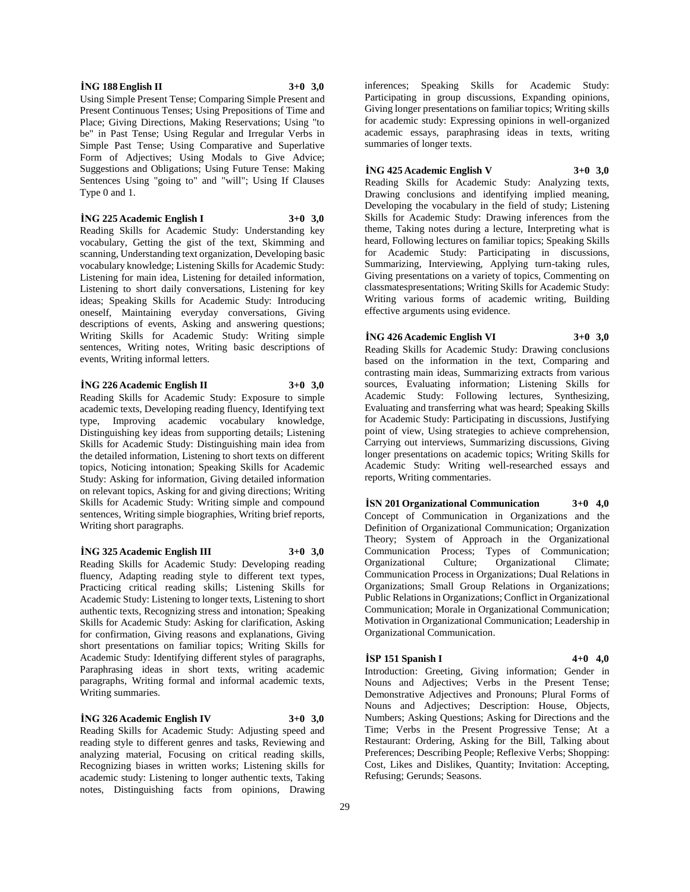**İNG 188 English II 3+0 3,0**

Using Simple Present Tense; Comparing Simple Present and Present Continuous Tenses; Using Prepositions of Time and Place; Giving Directions, Making Reservations; Using "to be" in Past Tense; Using Regular and Irregular Verbs in Simple Past Tense; Using Comparative and Superlative Form of Adjectives; Using Modals to Give Advice; Suggestions and Obligations; Using Future Tense: Making Sentences Using "going to" and "will"; Using If Clauses Type 0 and 1.

**İNG 225 Academic English I 3+0 3,0**

Reading Skills for Academic Study: Understanding key vocabulary, Getting the gist of the text, Skimming and scanning, Understanding text organization, Developing basic vocabulary knowledge; Listening Skills for Academic Study: Listening for main idea, Listening for detailed information, Listening to short daily conversations, Listening for key ideas; Speaking Skills for Academic Study: Introducing oneself, Maintaining everyday conversations, Giving descriptions of events, Asking and answering questions; Writing Skills for Academic Study: Writing simple sentences, Writing notes, Writing basic descriptions of events, Writing informal letters.

**İNG 226 Academic English II 3+0 3,0**

Reading Skills for Academic Study: Exposure to simple academic texts, Developing reading fluency, Identifying text type, Improving academic vocabulary knowledge, Distinguishing key ideas from supporting details; Listening Skills for Academic Study: Distinguishing main idea from the detailed information, Listening to short texts on different topics, Noticing intonation; Speaking Skills for Academic Study: Asking for information, Giving detailed information on relevant topics, Asking for and giving directions; Writing Skills for Academic Study: Writing simple and compound sentences, Writing simple biographies, Writing brief reports, Writing short paragraphs.

**İNG 325 Academic English III 3+0 3,0**

Reading Skills for Academic Study: Developing reading fluency, Adapting reading style to different text types, Practicing critical reading skills; Listening Skills for Academic Study: Listening to longer texts, Listening to short authentic texts, Recognizing stress and intonation; Speaking Skills for Academic Study: Asking for clarification, Asking for confirmation, Giving reasons and explanations, Giving short presentations on familiar topics; Writing Skills for Academic Study: Identifying different styles of paragraphs, Paraphrasing ideas in short texts, writing academic paragraphs, Writing formal and informal academic texts, Writing summaries.

**İNG 326 Academic English IV 3+0 3,0**

Reading Skills for Academic Study: Adjusting speed and reading style to different genres and tasks, Reviewing and analyzing material, Focusing on critical reading skills, Recognizing biases in written works; Listening skills for academic study: Listening to longer authentic texts, Taking notes, Distinguishing facts from opinions, Drawing inferences; Speaking Skills for Academic Study: Participating in group discussions, Expanding opinions, Giving longer presentations on familiar topics; Writing skills for academic study: Expressing opinions in well-organized academic essays, paraphrasing ideas in texts, writing summaries of longer texts.

**İNG 425 Academic English V 3+0 3,0**

Reading Skills for Academic Study: Analyzing texts, Drawing conclusions and identifying implied meaning, Developing the vocabulary in the field of study; Listening Skills for Academic Study: Drawing inferences from the theme, Taking notes during a lecture, Interpreting what is heard, Following lectures on familiar topics; Speaking Skills for Academic Study: Participating in discussions, Summarizing, Interviewing, Applying turn-taking rules, Giving presentations on a variety of topics, Commenting on classmatespresentations; Writing Skills for Academic Study: Writing various forms of academic writing, Building effective arguments using evidence.

**İNG 426 Academic English VI 3+0 3,0**

Reading Skills for Academic Study: Drawing conclusions based on the information in the text, Comparing and contrasting main ideas, Summarizing extracts from various sources, Evaluating information; Listening Skills for Academic Study: Following lectures, Synthesizing, Evaluating and transferring what was heard; Speaking Skills for Academic Study: Participating in discussions, Justifying point of view, Using strategies to achieve comprehension, Carrying out interviews, Summarizing discussions, Giving longer presentations on academic topics; Writing Skills for Academic Study: Writing well-researched essays and reports, Writing commentaries.

**İSN 201 Organizational Communication 3+0 4,0**

Concept of Communication in Organizations and the Definition of Organizational Communication; Organization Theory; System of Approach in the Organizational Communication Process; Types of Communication; Organizational Culture; Organizational Climate; Communication Process in Organizations; Dual Relations in Organizations; Small Group Relations in Organizations; Public Relations in Organizations; Conflict in Organizational Communication; Morale in Organizational Communication; Motivation in Organizational Communication; Leadership in Organizational Communication.

**İSP 151 Spanish I 4+0 4,0**

Introduction: Greeting, Giving information; Gender in Nouns and Adjectives; Verbs in the Present Tense; Demonstrative Adjectives and Pronouns; Plural Forms of Nouns and Adjectives; Description: House, Objects, Numbers; Asking Questions; Asking for Directions and the Time; Verbs in the Present Progressive Tense; At a Restaurant: Ordering, Asking for the Bill, Talking about Preferences; Describing People; Reflexive Verbs; Shopping: Cost, Likes and Dislikes, Quantity; Invitation: Accepting, Refusing; Gerunds; Seasons.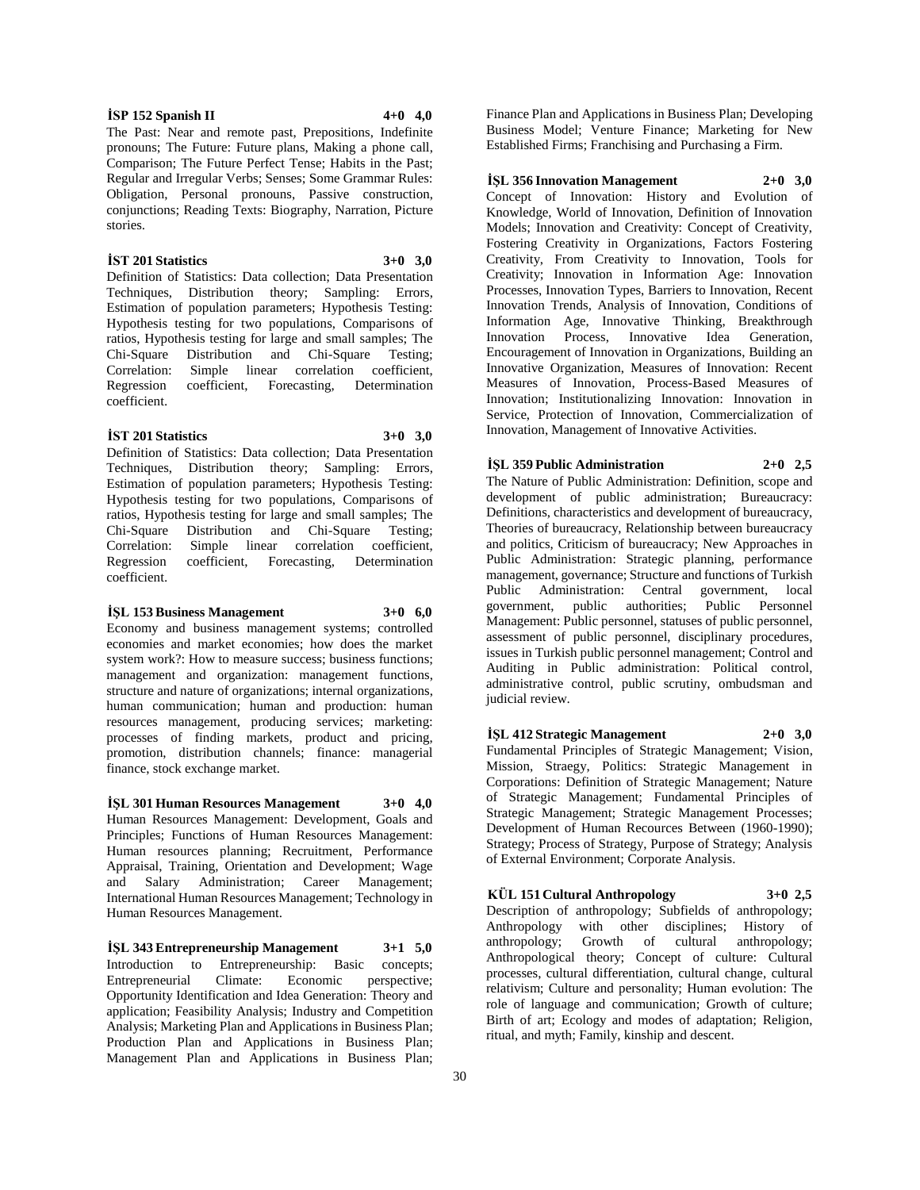**İSP 152 Spanish II 4+0 4,0**

The Past: Near and remote past, Prepositions, Indefinite pronouns; The Future: Future plans, Making a phone call, Comparison; The Future Perfect Tense; Habits in the Past; Regular and Irregular Verbs; Senses; Some Grammar Rules: Obligation, Personal pronouns, Passive construction, conjunctions; Reading Texts: Biography, Narration, Picture stories.

**İST 201 Statistics 3+0 3,0**

Definition of Statistics: Data collection; Data Presentation Techniques, Distribution theory; Sampling: Errors, Estimation of population parameters; Hypothesis Testing: Hypothesis testing for two populations, Comparisons of ratios, Hypothesis testing for large and small samples; The Chi-Square Distribution and Chi-Square Testing; Correlation: Simple linear correlation coefficient, Regression coefficient, Forecasting, Determination coefficient.

**İST 201 Statistics 3+0 3,0**

Definition of Statistics: Data collection; Data Presentation Techniques, Distribution theory; Sampling: Errors, Estimation of population parameters; Hypothesis Testing: Hypothesis testing for two populations, Comparisons of ratios, Hypothesis testing for large and small samples; The Chi-Square Distribution and Chi-Square Testing; Correlation: Simple linear correlation coefficient, Regression coefficient, Forecasting, Determination coefficient.

**İŞL 153 Business Management 3+0 6,0**

Economy and business management systems; controlled economies and market economies; how does the market system work?: How to measure success; business functions; management and organization: management functions, structure and nature of organizations; internal organizations, human communication; human and production: human resources management, producing services; marketing: processes of finding markets, product and pricing, promotion, distribution channels; finance: managerial finance, stock exchange market.

**İŞL 301 Human Resources Management 3+0 4,0**

Human Resources Management: Development, Goals and Principles; Functions of Human Resources Management: Human resources planning; Recruitment, Performance Appraisal, Training, Orientation and Development; Wage and Salary Administration; Career Management; International Human Resources Management; Technology in Human Resources Management.

**İŞL 343 Entrepreneurship Management 3+1 5,0**

Introduction to Entrepreneurship: Basic concepts; Entrepreneurial Climate: Economic perspective; Opportunity Identification and Idea Generation: Theory and application; Feasibility Analysis; Industry and Competition Analysis; Marketing Plan and Applications in Business Plan; Production Plan and Applications in Business Plan; Management Plan and Applications in Business Plan; Finance Plan and Applications in Business Plan; Developing Business Model; Venture Finance; Marketing for New Established Firms; Franchising and Purchasing a Firm.

**İŞL 356 Innovation Management 2+0 3,0**

Concept of Innovation: History and Evolution of Knowledge, World of Innovation, Definition of Innovation Models; Innovation and Creativity: Concept of Creativity, Fostering Creativity in Organizations, Factors Fostering Creativity, From Creativity to Innovation, Tools for Creativity; Innovation in Information Age: Innovation Processes, Innovation Types, Barriers to Innovation, Recent Innovation Trends, Analysis of Innovation, Conditions of Information Age, Innovative Thinking, Breakthrough Innovation Process, Innovative Idea Generation, Encouragement of Innovation in Organizations, Building an Innovative Organization, Measures of Innovation: Recent Measures of Innovation, Process-Based Measures of Innovation; Institutionalizing Innovation: Innovation in Service, Protection of Innovation, Commercialization of Innovation, Management of Innovative Activities.

**İŞL 359 Public Administration 2+0 2,5**

The Nature of Public Administration: Definition, scope and development of public administration; Bureaucracy: Definitions, characteristics and development of bureaucracy, Theories of bureaucracy, Relationship between bureaucracy and politics, Criticism of bureaucracy; New Approaches in Public Administration: Strategic planning, performance management, governance; Structure and functions of Turkish Public Administration: Central government, local government, public authorities; Public Personnel Management: Public personnel, statuses of public personnel, assessment of public personnel, disciplinary procedures, issues in Turkish public personnel management; Control and Auditing in Public administration: Political control, administrative control, public scrutiny, ombudsman and judicial review.

**İŞL 412 Strategic Management 2+0 3,0**

Fundamental Principles of Strategic Management; Vision, Mission, Straegy, Politics: Strategic Management in Corporations: Definition of Strategic Management; Nature of Strategic Management; Fundamental Principles of Strategic Management; Strategic Management Processes; Development of Human Recources Between (1960-1990); Strategy; Process of Strategy, Purpose of Strategy; Analysis of External Environment; Corporate Analysis.

**KÜL 151 Cultural Anthropology 3+0 2,5**

Description of anthropology; Subfields of anthropology; Anthropology with other disciplines; History of anthropology; Growth of cultural anthropology; Anthropological theory; Concept of culture: Cultural processes, cultural differentiation, cultural change, cultural relativism; Culture and personality; Human evolution: The role of language and communication; Growth of culture; Birth of art; Ecology and modes of adaptation; Religion, ritual, and myth; Family, kinship and descent.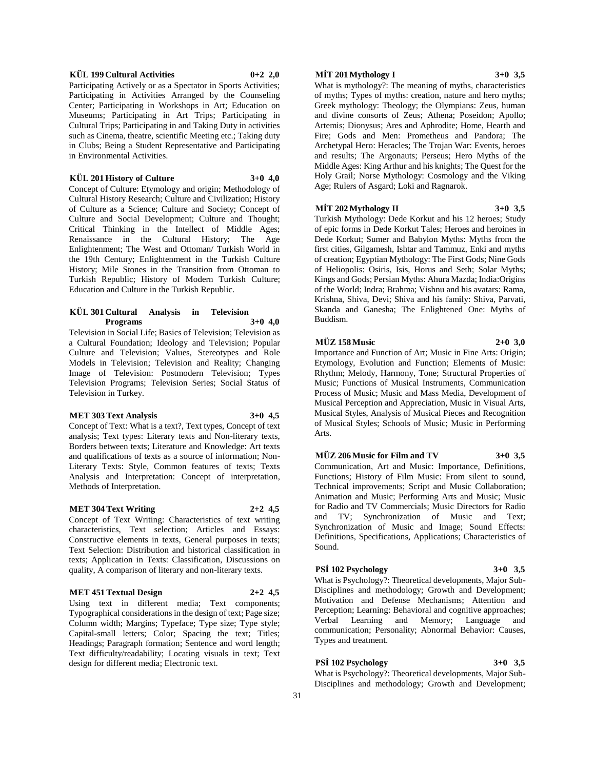**KÜL 199 Cultural Activities 0+2 2,0**

Participating Actively or as a Spectator in Sports Activities; Participating in Activities Arranged by the Counseling Center; Participating in Workshops in Art; Education on Museums; Participating in Art Trips; Participating in Cultural Trips; Participating in and Taking Duty in activities such as Cinema, theatre, scientific Meeting etc.; Taking duty in Clubs; Being a Student Representative and Participating in Environmental Activities.

**KÜL 201 History of Culture 3+0 4,0**

Concept of Culture: Etymology and origin; Methodology of Cultural History Research; Culture and Civilization; History of Culture as a Science; Culture and Society; Concept of Culture and Social Development; Culture and Thought; Critical Thinking in the Intellect of Middle Ages; Renaissance in the Cultural History; The Age Enlightenment; The West and Ottoman/ Turkish World in the 19th Century; Enlightenment in the Turkish Culture History; Mile Stones in the Transition from Ottoman to Turkish Republic; History of Modern Turkish Culture; Education and Culture in the Turkish Republic.

**KÜL 301 Cultural Analysis in Television Programs 3+0 4,0**

Television in Social Life; Basics of Television; Television as a Cultural Foundation; Ideology and Television; Popular Culture and Television; Values, Stereotypes and Role Models in Television; Television and Reality; Changing Image of Television: Postmodern Television; Types Television Programs; Television Series; Social Status of Television in Turkey.

**MET 303 Text Analysis 3+0 4,5**

Concept of Text: What is a text?, Text types, Concept of text analysis; Text types: Literary texts and Non-literary texts, Borders between texts; Literature and Knowledge: Art texts and qualifications of texts as a source of information; Non-Literary Texts: Style, Common features of texts; Texts Analysis and Interpretation: Concept of interpretation, Methods of Interpretation.

**MET 304 Text Writing 2+2 4,5**

Concept of Text Writing: Characteristics of text writing characteristics, Text selection; Articles and Essays: Constructive elements in texts, General purposes in texts; Text Selection: Distribution and historical classification in texts; Application in Texts: Classification, Discussions on quality, A comparison of literary and non-literary texts.

**MET 451 Textual Design 2+2 4,5**

Using text in different media; Text components; Typographical considerations in the design of text; Page size; Column width; Margins; Typeface; Type size; Type style; Capital-small letters; Color; Spacing the text; Titles; Headings; Paragraph formation; Sentence and word length; Text difficulty/readability; Locating visuals in text; Text design for different media; Electronic text.

**MİT 201 Mythology I 3+0 3,5**

What is mythology?: The meaning of myths, characteristics of myths; Types of myths: creation, nature and hero myths; Greek mythology: Theology; the Olympians: Zeus, human and divine consorts of Zeus; Athena; Poseidon; Apollo; Artemis; Dionysus; Ares and Aphrodite; Home, Hearth and Fire; Gods and Men: Prometheus and Pandora; The Archetypal Hero: Heracles; The Trojan War: Events, heroes and results; The Argonauts; Perseus; Hero Myths of the Middle Ages: King Arthur and his knights; The Quest for the Holy Grail; Norse Mythology: Cosmology and the Viking Age; Rulers of Asgard; Loki and Ragnarok.

**MİT 202 Mythology II 3+0 3,5**

Turkish Mythology: Dede Korkut and his 12 heroes; Study of epic forms in Dede Korkut Tales; Heroes and heroines in Dede Korkut; Sumer and Babylon Myths: Myths from the first cities, Gilgamesh, Ishtar and Tammuz, Enki and myths of creation; Egyptian Mythology: The First Gods; Nine Gods of Heliopolis: Osiris, Isis, Horus and Seth; Solar Myths; Kings and Gods; Persian Myths: Ahura Mazda; India:Origins of the World; Indra; Brahma; Vishnu and his avatars: Rama, Krishna, Shiva, Devi; Shiva and his family: Shiva, Parvati, Skanda and Ganesha; The Enlightened One: Myths of Buddism.

**MÜZ 158 Music 2+0 3,0**

Importance and Function of Art; Music in Fine Arts: Origin; Etymology, Evolution and Function; Elements of Music: Rhythm; Melody, Harmony, Tone; Structural Properties of Music; Functions of Musical Instruments, Communication Process of Music; Music and Mass Media, Development of Musical Perception and Appreciation, Music in Visual Arts, Musical Styles, Analysis of Musical Pieces and Recognition of Musical Styles; Schools of Music; Music in Performing Arts.

**MÜZ 206 Music for Film and TV 3+0 3,5**

Communication, Art and Music: Importance, Definitions, Functions; History of Film Music: From silent to sound, Technical improvements; Script and Music Collaboration; Animation and Music; Performing Arts and Music; Music for Radio and TV Commercials; Music Directors for Radio and TV; Synchronization of Music and Text; Synchronization of Music and Image; Sound Effects: Definitions, Specifications, Applications; Characteristics of Sound.

**PSİ 102 Psychology 3+0 3,5**

What is Psychology?: Theoretical developments, Major Sub-Disciplines and methodology; Growth and Development; Motivation and Defense Mechanisms; Attention and Perception; Learning: Behavioral and cognitive approaches; Verbal Learning and Memory; Language and communication; Personality; Abnormal Behavior: Causes, Types and treatment.

**PSİ 102 Psychology 3+0 3,5**

What is Psychology?: Theoretical developments, Major Sub-Disciplines and methodology; Growth and Development;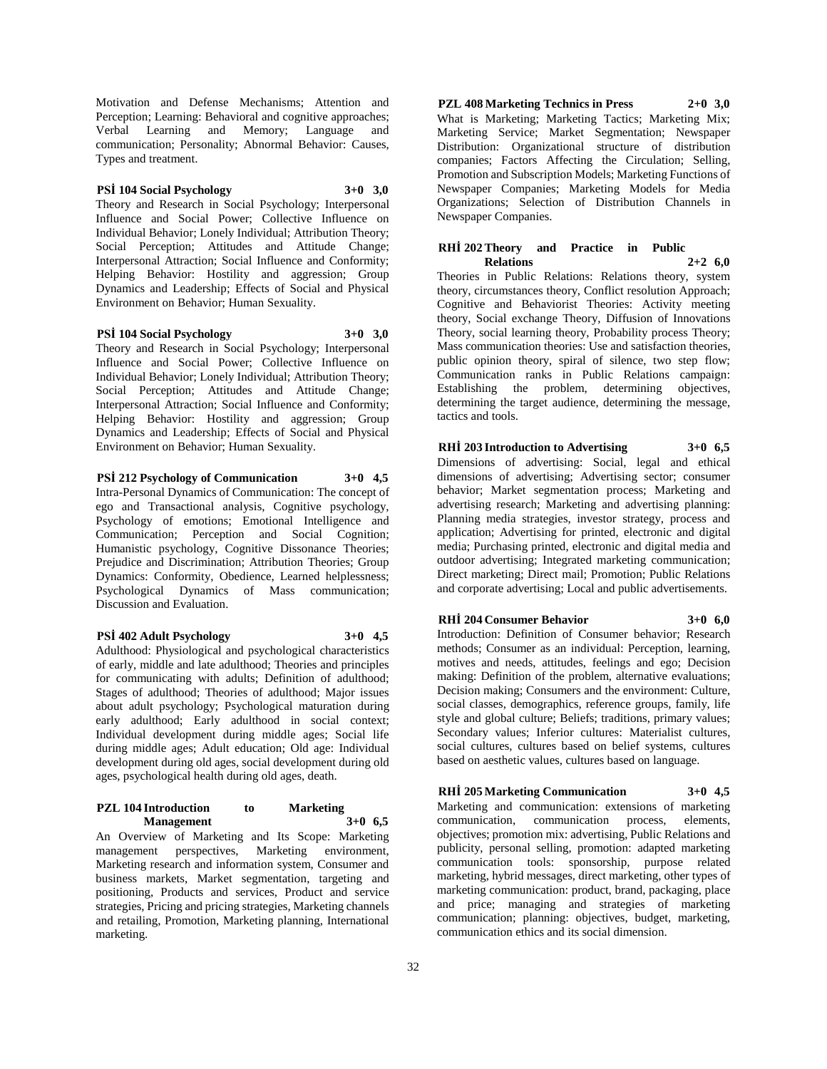Motivation and Defense Mechanisms; Attention and Perception; Learning: Behavioral and cognitive approaches; Verbal Learning and Memory; Language and communication; Personality; Abnormal Behavior: Causes, Types and treatment.

**PSİ 104 Social Psychology 3+0 3,0**

Theory and Research in Social Psychology; Interpersonal Influence and Social Power; Collective Influence on Individual Behavior; Lonely Individual; Attribution Theory; Social Perception; Attitudes and Attitude Change; Interpersonal Attraction; Social Influence and Conformity; Helping Behavior: Hostility and aggression; Group Dynamics and Leadership; Effects of Social and Physical Environment on Behavior; Human Sexuality.

**PSİ 104 Social Psychology 3+0 3,0**

Theory and Research in Social Psychology; Interpersonal Influence and Social Power; Collective Influence on Individual Behavior; Lonely Individual; Attribution Theory; Social Perception; Attitudes and Attitude Change; Interpersonal Attraction; Social Influence and Conformity; Helping Behavior: Hostility and aggression; Group Dynamics and Leadership; Effects of Social and Physical Environment on Behavior; Human Sexuality.

**PSİ 212 Psychology of Communication 3+0 4,5**

Intra-Personal Dynamics of Communication: The concept of ego and Transactional analysis, Cognitive psychology, Psychology of emotions; Emotional Intelligence and Communication; Perception and Social Cognition; Humanistic psychology, Cognitive Dissonance Theories; Prejudice and Discrimination; Attribution Theories; Group Dynamics: Conformity, Obedience, Learned helplessness; Psychological Dynamics of Mass communication; Discussion and Evaluation.

**PSİ 402 Adult Psychology 3+0 4,5**

Adulthood: Physiological and psychological characteristics of early, middle and late adulthood; Theories and principles for communicating with adults; Definition of adulthood; Stages of adulthood; Theories of adulthood; Major issues about adult psychology; Psychological maturation during early adulthood; Early adulthood in social context; Individual development during middle ages; Social life during middle ages; Adult education; Old age: Individual development during old ages, social development during old ages, psychological health during old ages, death.

**PZL 104 Introduction to Marketing Management 3+0 6,5**

An Overview of Marketing and Its Scope: Marketing management perspectives, Marketing environment, Marketing research and information system, Consumer and business markets, Market segmentation, targeting and positioning, Products and services, Product and service strategies, Pricing and pricing strategies, Marketing channels and retailing, Promotion, Marketing planning, International marketing.

**PZL 408 Marketing Technics in Press 2+0 3,0**

What is Marketing; Marketing Tactics; Marketing Mix; Marketing Service; Market Segmentation; Newspaper Distribution: Organizational structure of distribution companies; Factors Affecting the Circulation; Selling, Promotion and Subscription Models; Marketing Functions of Newspaper Companies; Marketing Models for Media Organizations; Selection of Distribution Channels in Newspaper Companies.

**RHİ 202 Theory and Practice in Public Relations 2+2 6,0**

Theories in Public Relations: Relations theory, system theory, circumstances theory, Conflict resolution Approach; Cognitive and Behaviorist Theories: Activity meeting theory, Social exchange Theory, Diffusion of Innovations Theory, social learning theory, Probability process Theory; Mass communication theories: Use and satisfaction theories, public opinion theory, spiral of silence, two step flow; Communication ranks in Public Relations campaign: Establishing the problem, determining objectives, determining the target audience, determining the message, tactics and tools.

**RHİ 203 Introduction to Advertising 3+0 6,5**

Dimensions of advertising: Social, legal and ethical dimensions of advertising; Advertising sector; consumer behavior; Market segmentation process; Marketing and advertising research; Marketing and advertising planning: Planning media strategies, investor strategy, process and application; Advertising for printed, electronic and digital media; Purchasing printed, electronic and digital media and outdoor advertising; Integrated marketing communication; Direct marketing; Direct mail; Promotion; Public Relations and corporate advertising; Local and public advertisements.

**RHİ 204 Consumer Behavior 3+0 6,0**

Introduction: Definition of Consumer behavior; Research methods; Consumer as an individual: Perception, learning, motives and needs, attitudes, feelings and ego; Decision making: Definition of the problem, alternative evaluations; Decision making; Consumers and the environment: Culture, social classes, demographics, reference groups, family, life style and global culture; Beliefs; traditions, primary values; Secondary values; Inferior cultures: Materialist cultures, social cultures, cultures based on belief systems, cultures based on aesthetic values, cultures based on language.

**RHİ 205 Marketing Communication 3+0 4,5**

Marketing and communication: extensions of marketing communication, communication process, elements, objectives; promotion mix: advertising, Public Relations and publicity, personal selling, promotion: adapted marketing communication tools: sponsorship, purpose related marketing, hybrid messages, direct marketing, other types of marketing communication: product, brand, packaging, place and price; managing and strategies of marketing communication; planning: objectives, budget, marketing, communication ethics and its social dimension.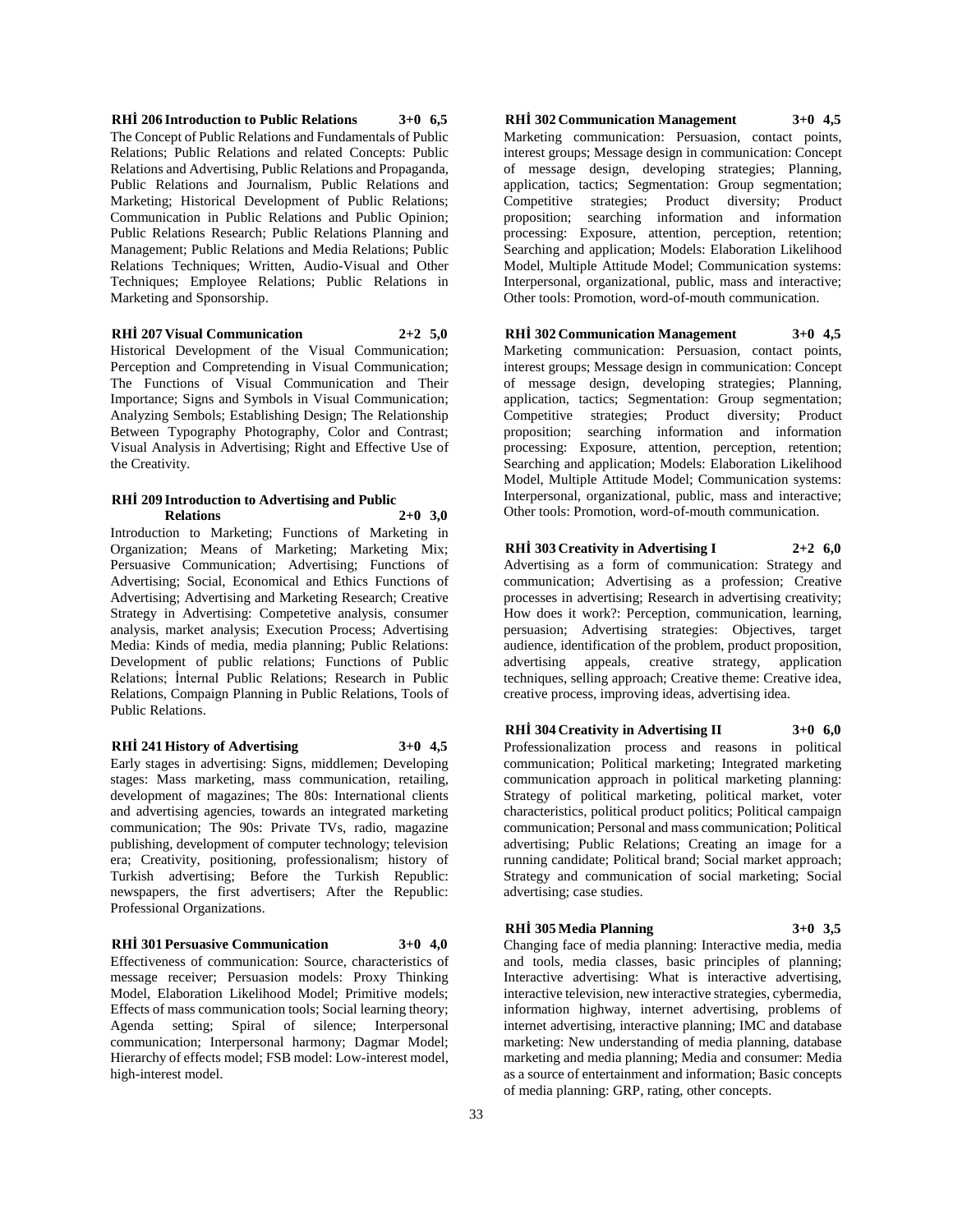**RHİ 206 Introduction to Public Relations 3+0 6,5**

The Concept of Public Relations and Fundamentals of Public Relations; Public Relations and related Concepts: Public Relations and Advertising, Public Relations and Propaganda, Public Relations and Journalism, Public Relations and Marketing; Historical Development of Public Relations; Communication in Public Relations and Public Opinion; Public Relations Research; Public Relations Planning and Management; Public Relations and Media Relations; Public Relations Techniques; Written, Audio-Visual and Other Techniques; Employee Relations; Public Relations in Marketing and Sponsorship.

**RHİ 207 Visual Communication 2+2 5,0**

Historical Development of the Visual Communication; Perception and Compretending in Visual Communication; The Functions of Visual Communication and Their Importance; Signs and Symbols in Visual Communication; Analyzing Sembols; Establishing Design; The Relationship Between Typography Photography, Color and Contrast; Visual Analysis in Advertising; Right and Effective Use of the Creativity.

**RHİ 209 Introduction to Advertising and Public Relations 2+0 3,0**

Introduction to Marketing; Functions of Marketing in Organization; Means of Marketing; Marketing Mix; Persuasive Communication; Advertising; Functions of Advertising; Social, Economical and Ethics Functions of Advertising; Advertising and Marketing Research; Creative Strategy in Advertising: Competetive analysis, consumer analysis, market analysis; Execution Process; Advertising Media: Kinds of media, media planning; Public Relations: Development of public relations; Functions of Public Relations; İnternal Public Relations; Research in Public Relations, Compaign Planning in Public Relations, Tools of Public Relations.

**RHİ 241 History of Advertising 3+0 4,5**

Early stages in advertising: Signs, middlemen; Developing stages: Mass marketing, mass communication, retailing, development of magazines; The 80s: International clients and advertising agencies, towards an integrated marketing communication; The 90s: Private TVs, radio, magazine publishing, development of computer technology; television era; Creativity, positioning, professionalism; history of Turkish advertising; Before the Turkish Republic: newspapers, the first advertisers; After the Republic: Professional Organizations.

**RHİ 301 Persuasive Communication 3+0 4,0**

Effectiveness of communication: Source, characteristics of message receiver; Persuasion models: Proxy Thinking Model, Elaboration Likelihood Model; Primitive models; Effects of mass communication tools; Social learning theory; Agenda setting; Spiral of silence; Interpersonal communication; Interpersonal harmony; Dagmar Model; Hierarchy of effects model; FSB model: Low-interest model, high-interest model.

**RHİ 302 Communication Management 3+0 4,5**

Marketing communication: Persuasion, contact points, interest groups; Message design in communication: Concept of message design, developing strategies; Planning, application, tactics; Segmentation: Group segmentation; Competitive strategies; Product diversity; Product proposition; searching information and information processing: Exposure, attention, perception, retention; Searching and application; Models: Elaboration Likelihood Model, Multiple Attitude Model; Communication systems: Interpersonal, organizational, public, mass and interactive; Other tools: Promotion, word-of-mouth communication.

**RHİ 302 Communication Management 3+0 4,5**

Marketing communication: Persuasion, contact points, interest groups; Message design in communication: Concept of message design, developing strategies; Planning, application, tactics; Segmentation: Group segmentation; Competitive strategies; Product diversity; Product proposition; searching information and information processing: Exposure, attention, perception, retention; Searching and application; Models: Elaboration Likelihood Model, Multiple Attitude Model; Communication systems: Interpersonal, organizational, public, mass and interactive; Other tools: Promotion, word-of-mouth communication.

**RHİ 303 Creativity in Advertising I 2+2 6,0**

Advertising as a form of communication: Strategy and communication; Advertising as a profession; Creative processes in advertising; Research in advertising creativity; How does it work?: Perception, communication, learning, persuasion; Advertising strategies: Objectives, target audience, identification of the problem, product proposition, advertising appeals, creative strategy, application techniques, selling approach; Creative theme: Creative idea, creative process, improving ideas, advertising idea.

**RHİ 304 Creativity in Advertising II 3+0 6,0**

Professionalization process and reasons in political communication; Political marketing; Integrated marketing communication approach in political marketing planning: Strategy of political marketing, political market, voter characteristics, political product politics; Political campaign communication; Personal and mass communication; Political advertising; Public Relations; Creating an image for a running candidate; Political brand; Social market approach; Strategy and communication of social marketing; Social advertising; case studies.

**RHİ 305 Media Planning 3+0 3,5**

Changing face of media planning: Interactive media, media and tools, media classes, basic principles of planning; Interactive advertising: What is interactive advertising, interactive television, new interactive strategies, cybermedia, information highway, internet advertising, problems of internet advertising, interactive planning; IMC and database marketing: New understanding of media planning, database marketing and media planning; Media and consumer: Media as a source of entertainment and information; Basic concepts of media planning: GRP, rating, other concepts.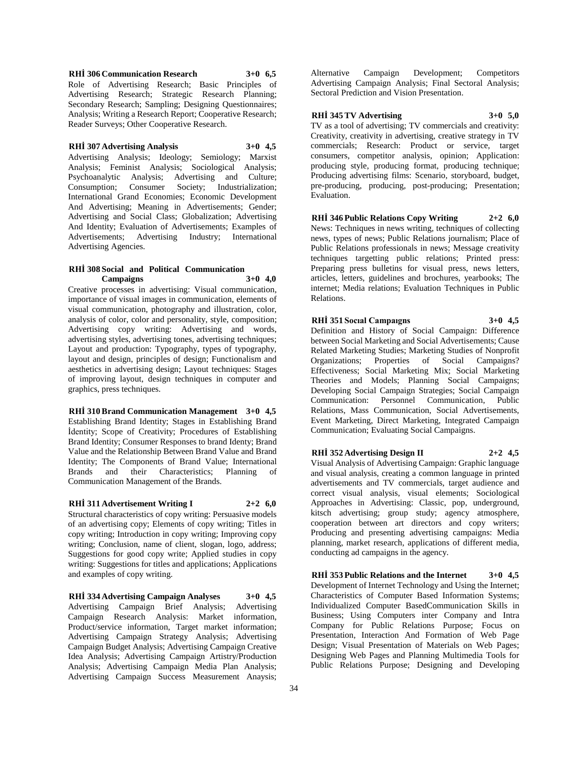**RHİ 306 Communication Research 3+0 6,5**

Role of Advertising Research; Basic Principles of Advertising Research; Strategic Research Planning; Secondary Research; Sampling; Designing Questionnaires; Analysis; Writing a Research Report; Cooperative Research; Reader Surveys; Other Cooperative Research.

**RHİ 307 Advertising Analysis 3+0 4,5**

Advertising Analysis; Ideology; Semiology; Marxist Analysis; Feminist Analysis; Sociological Analysis; Psychoanalytic Analysis; Advertising and Culture; Consumption; Consumer Society; Industrialization; International Grand Economies; Economic Development And Advertising; Meaning in Advertisements; Gender; Advertising and Social Class; Globalization; Advertising And Identity; Evaluation of Advertisements; Examples of Advertisements; Advertising Industry; International Advertising Agencies.

**RHİ 308 Social and Political Communication Campaigns 3+0 4,0**

Creative processes in advertising: Visual communication, importance of visual images in communication, elements of visual communication, photography and illustration, color, analysis of color, color and personality, style, composition; Advertising copy writing: Advertising and words, advertising styles, advertising tones, advertising techniques; Layout and production: Typography, types of typography, layout and design, principles of design; Functionalism and aesthetics in advertising design; Layout techniques: Stages of improving layout, design techniques in computer and graphics, press techniques.

**RHİ 310 Brand Communication Management 3+0 4,5**

Establishing Brand Identity; Stages in Establishing Brand İdentity; Scope of Creativity; Procedures of Establishing Brand Identity; Consumer Responses to brand Identy; Brand Value and the Relationship Between Brand Value and Brand Identity; The Components of Brand Value; International Brands and their Characteristics; Planning of Communication Management of the Brands.

**RHİ 311 Advertisement Writing I 2+2 6,0**

Structural characteristics of copy writing: Persuasive models of an advertising copy; Elements of copy writing; Titles in copy writing; Introduction in copy writing; Improving copy writing; Conclusion, name of client, slogan, logo, address; Suggestions for good copy write; Applied studies in copy writing: Suggestions for titles and applications; Applications and examples of copy writing.

**RHİ 334 Advertising Campaign Analyses 3+0 4,5**

Advertising Campaign Brief Analysis; Advertising Campaign Research Analysis: Market information, Product/service information, Target market information; Advertising Campaign Strategy Analysis; Advertising Campaign Budget Analysis; Advertising Campaign Creative Idea Analysis; Advertising Campaign Artistry/Production Analysis; Advertising Campaign Media Plan Analysis; Advertising Campaign Success Measurement Anaysis; Alternative Campaign Development; Competitors Advertising Campaign Analysis; Final Sectoral Analysis; Sectoral Prediction and Vision Presentation.

**RHİ 345 TV Advertising 3+0 5,0**

TV as a tool of advertising; TV commercials and creativity: Creativity, creativity in advertising, creative strategy in TV commercials; Research: Product or service, target consumers, competitor analysis, opinion; Application: producing style, producing format, producing technique; Producing advertising films: Scenario, storyboard, budget, pre-producing, producing, post-producing; Presentation; Evaluation.

**RHİ 346 Public Relations Copy Writing 2+2 6,0**

News: Techniques in news writing, techniques of collecting news, types of news; Public Relations journalism; Place of Public Relations professionals in news; Message creativity techniques targetting public relations; Printed press: Preparing press bulletins for visual press, news letters, articles, letters, guidelines and brochures, yearbooks; The internet; Media relations; Evaluation Techniques in Public Relations.

**RHİ 351 Socıal Campaıgns 3+0 4,5**

Definition and History of Social Campaign: Difference between Social Marketing and Social Advertisements; Cause Related Marketing Studies; Marketing Studies of Nonprofit Organizations; Properties of Social Campaigns? Effectiveness; Social Marketing Mix; Social Marketing Theories and Models; Planning Social Campaigns; Developing Social Campaign Strategies; Social Campaign Communication: Personnel Communication, Public Relations, Mass Communication, Social Advertisements, Event Marketing, Direct Marketing, Integrated Campaign Communication; Evaluating Social Campaigns.

**RHİ 352 Advertising Design II 2+2 4,5**

Visual Analysis of Advertising Campaign: Graphic language and visual analysis, creating a common language in printed advertisements and TV commercials, target audience and correct visual analysis, visual elements; Sociological Approaches in Advertising: Classic, pop, underground, kitsch advertising; group study; agency atmosphere, cooperation between art directors and copy writers; Producing and presenting advertising campaigns: Media planning, market research, applications of different media, conducting ad campaigns in the agency.

**RHİ 353 Public Relations and the Internet 3+0 4,5**

Development of Internet Technology and Using the Internet; Characteristics of Computer Based Information Systems; Individualized Computer BasedCommunication Skills in Business; Using Computers inter Company and Intra Company for Public Relations Purpose; Focus on Presentation, Interaction And Formation of Web Page Design; Visual Presentation of Materials on Web Pages; Designing Web Pages and Planning Multimedia Tools for Public Relations Purpose; Designing and Developing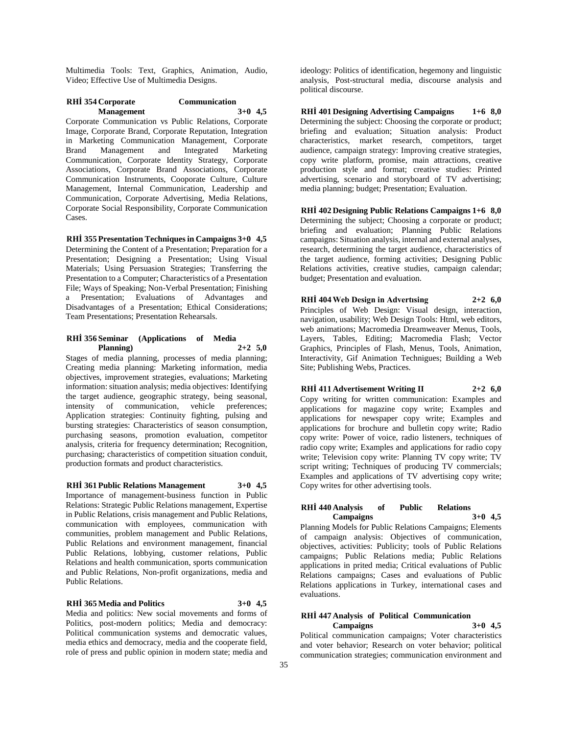Multimedia Tools: Text, Graphics, Animation, Audio, Video; Effective Use of Multimedia Designs.

**RHİ 354 Corporate Communication Management 3+0 4,5**

Corporate Communication vs Public Relations, Corporate Image, Corporate Brand, Corporate Reputation, Integration in Marketing Communication Management, Corporate Brand Management and Integrated Marketing Communication, Corporate Identity Strategy, Corporate Associations, Corporate Brand Associations, Corporate Communication Instruments, Cooporate Culture, Culture Management, Internal Communication, Leadership and Communication, Corporate Advertising, Media Relations, Corporate Social Responsibility, Corporate Communication Cases.

**RHİ 355 Presentation Techniques in Campaigns 3+0 4,5**

Determining the Content of a Presentation; Preparation for a Presentation; Designing a Presentation; Using Visual Materials; Using Persuasion Strategies; Transferring the Presentation to a Computer; Characteristics of a Presentation File; Ways of Speaking; Non-Verbal Presentation; Finishing a Presentation; Evaluations of Advantages and Disadvantages of a Presentation; Ethical Considerations; Team Presentations; Presentation Rehearsals.

**RHİ 356 Seminar (Applications of Media Planning) 2+2 5,0**

Stages of media planning, processes of media planning; Creating media planning: Marketing information, media objectives, improvement strategies, evaluations; Marketing information: situation analysis; media objectives: Identifying the target audience, geographic strategy, being seasonal, intensity of communication, vehicle preferences; Application strategies: Continuity fighting, pulsing and bursting strategies: Characteristics of season consumption, purchasing seasons, promotion evaluation, competitor analysis, criteria for frequency determination; Recognition, purchasing; characteristics of competition situation conduit, production formats and product characteristics.

**RHİ 361 Public Relations Management 3+0 4,5**

Importance of management-business function in Public Relations: Strategic Public Relations management, Expertise in Public Relations, crisis management and Public Relations, communication with employees, communication with communities, problem management and Public Relations, Public Relations and environment management, financial Public Relations, lobbying, customer relations, Public Relations and health communication, sports communication and Public Relations, Non-profit organizations, media and Public Relations.

**RHİ 365 Media and Politics 3+0 4,5**

Media and politics: New social movements and forms of Politics, post-modern politics; Media and democracy: Political communication systems and democratic values, media ethics and democracy, media and the cooperate field, role of press and public opinion in modern state; media and ideology: Politics of identification, hegemony and linguistic analysis, Post-structural media, discourse analysis and political discourse.

**RHİ 401 Designing Advertising Campaigns 1+6 8,0**

Determining the subject: Choosing the corporate or product; briefing and evaluation; Situation analysis: Product characteristics, market research, competitors, target audience, campaign strategy: Improving creative strategies, copy write platform, promise, main attractions, creative production style and format; creative studies: Printed advertising, scenario and storyboard of TV advertising; media planning; budget; Presentation; Evaluation.

**RHİ 402 Designing Public Relations Campaigns 1+6 8,0**

Determining the subject; Choosing a corporate or product; briefing and evaluation; Planning Public Relations campaigns: Situation analysis, internal and external analyses, research, determining the target audience, characteristics of the target audience, forming activities; Designing Public Relations activities, creative studies, campaign calendar; budget; Presentation and evaluation.

**RHİ 404 Web Design in Advertısing 2+2 6,0**

Principles of Web Design: Visual design, interaction, navigation, usability; Web Design Tools: Html, web editors, web animations; Macromedia Dreamweaver Menus, Tools, Layers, Tables, Editing; Macromedia Flash; Vector Graphics, Principles of Flash, Menus, Tools, Animation, Interactivity, Gif Animation Technigues; Building a Web Site; Publishing Webs, Practices.

**RHİ 411 Advertisement Writing II 2+2 6,0**

Copy writing for written communication: Examples and applications for magazine copy write; Examples and applications for newspaper copy write; Examples and applications for brochure and bulletin copy write; Radio copy write: Power of voice, radio listeners, techniques of radio copy write; Examples and applications for radio copy write; Television copy write: Planning TV copy write; TV script writing; Techniques of producing TV commercials; Examples and applications of TV advertising copy write; Copy writes for other advertising tools.

**RHİ 440 Analysis of Public Relations Campaigns 3+0 4,5**

Planning Models for Public Relations Campaigns; Elements of campaign analysis: Objectives of communication, objectives, activities: Publicity; tools of Public Relations campaigns; Public Relations media; Public Relations applications in prited media; Critical evaluations of Public Relations campaigns; Cases and evaluations of Public Relations applications in Turkey, international cases and evaluations.

**RHİ 447 Analysis of Political Communication Campaigns 3+0 4,5**

Political communication campaigns; Voter characteristics and voter behavior; Research on voter behavior; political communication strategies; communication environment and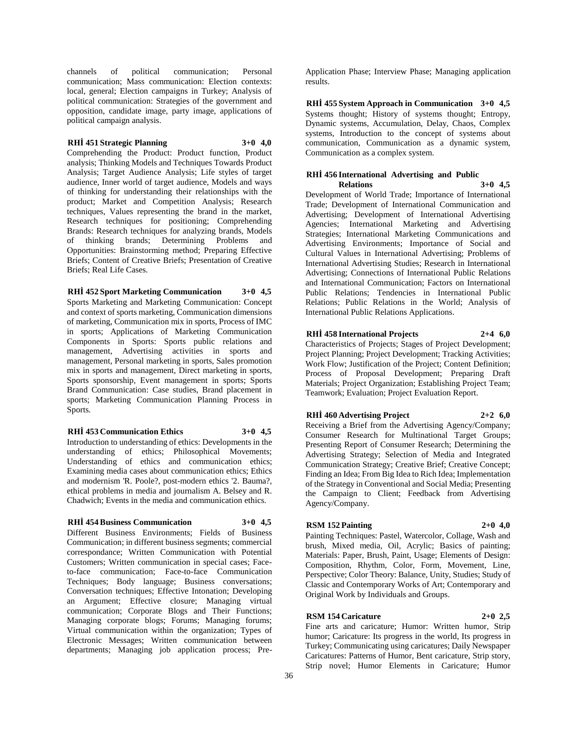channels of political communication; Personal communication; Mass communication: Election contexts: local, general; Election campaigns in Turkey; Analysis of political communication: Strategies of the government and opposition, candidate image, party image, applications of political campaign analysis.

**RHİ 451 Strategic Planning 3+0 4,0**

Comprehending the Product: Product function, Product analysis; Thinking Models and Techniques Towards Product Analysis; Target Audience Analysis; Life styles of target audience, Inner world of target audience, Models and ways of thinking for understanding their relationships with the product; Market and Competition Analysis; Research techniques, Values representing the brand in the market, Research techniques for positioning; Comprehending Brands: Research techniques for analyzing brands, Models of thinking brands; Determining Problems and Opportunities: Brainstorming method; Preparing Effective Briefs; Content of Creative Briefs; Presentation of Creative Briefs; Real Life Cases.

**RHİ 452 Sport Marketing Communication 3+0 4,5**

Sports Marketing and Marketing Communication: Concept and context of sports marketing, Communication dimensions of marketing, Communication mix in sports, Process of IMC in sports; Applications of Marketing Communication Components in Sports: Sports public relations and management, Advertising activities in sports and management, Personal marketing in sports, Sales promotion mix in sports and management, Direct marketing in sports, Sports sponsorship, Event management in sports; Sports Brand Communication: Case studies, Brand placement in sports; Marketing Communication Planning Process in Sports.

**RHİ 453 Communication Ethics 3+0 4,5**

Introduction to understanding of ethics: Developments in the understanding of ethics; Philosophical Movements; Understanding of ethics and communication ethics; Examining media cases about communication ethics; Ethics and modernism 'R. Poole?, post-modern ethics '2. Bauma?, ethical problems in media and journalism A. Belsey and R. Chadwich; Events in the media and communication ethics.

**RHİ 454 Business Communication 3+0 4,5**

Different Business Environments; Fields of Business Communication; in different business segments; commercial correspondance; Written Communication with Potential Customers; Written communication in special cases; Face-to-face communication; Face-to-face Communication Techniques; Body language; Business conversations; Conversation techniques; Effective Intonation; Developing an Argument; Effective closure; Managing virtual communication; Corporate Blogs and Their Functions; Managing corporate blogs; Forums; Managing forums; Virtual communication within the organization; Types of Electronic Messages; Written communication between departments; Managing job application process; Pre-Application Phase; Interview Phase; Managing application results.

**RHİ 455 System Approach in Communication 3+0 4,5**

Systems thought; History of systems thought; Entropy, Dynamic systems, Accumulation, Delay, Chaos, Complex systems, Introduction to the concept of systems about communication, Communication as a dynamic system, Communication as a complex system.

**RHİ 456 International Advertising and Public Relations 3+0 4,5**

Development of World Trade; Importance of International Trade; Development of International Communication and Advertising; Development of International Advertising Agencies; International Marketing and Advertising Strategies; International Marketing Communications and Advertising Environments; Importance of Social and Cultural Values in International Advertising; Problems of International Advertising Studies; Research in International Advertising; Connections of International Public Relations and International Communication; Factors on International Public Relations; Tendencies in International Public Relations; Public Relations in the World; Analysis of International Public Relations Applications.

**RHİ 458 International Projects 2+4 6,0**

Characteristics of Projects; Stages of Project Development; Project Planning; Project Development; Tracking Activities; Work Flow; Justification of the Project; Content Definition; Process of Proposal Development; Preparing Draft Materials; Project Organization; Establishing Project Team; Teamwork; Evaluation; Project Evaluation Report.

**RHİ 460 Advertising Project 2+2 6,0**

Receiving a Brief from the Advertising Agency/Company; Consumer Research for Multinational Target Groups; Presenting Report of Consumer Research; Determining the Advertising Strategy; Selection of Media and Integrated Communication Strategy; Creative Brief; Creative Concept; Finding an Idea; From Big Idea to Rich Idea; Implementation of the Strategy in Conventional and Social Media; Presenting the Campaign to Client; Feedback from Advertising Agency/Company.

**RSM 152 Painting 2+0 4,0**

Painting Techniques: Pastel, Watercolor, Collage, Wash and brush, Mixed media, Oil, Acrylic; Basics of painting; Materials: Paper, Brush, Paint, Usage; Elements of Design: Composition, Rhythm, Color, Form, Movement, Line, Perspective; Color Theory: Balance, Unity, Studies; Study of Classic and Contemporary Works of Art; Contemporary and Original Work by Individuals and Groups.

**RSM 154 Caricature 2+0 2,5**

Fine arts and caricature; Humor: Written humor, Strip humor; Caricature: Its progress in the world, Its progress in Turkey; Communicating using caricatures; Daily Newspaper Caricatures: Patterns of Humor, Bent caricature, Strip story, Strip novel; Humor Elements in Caricature; Humor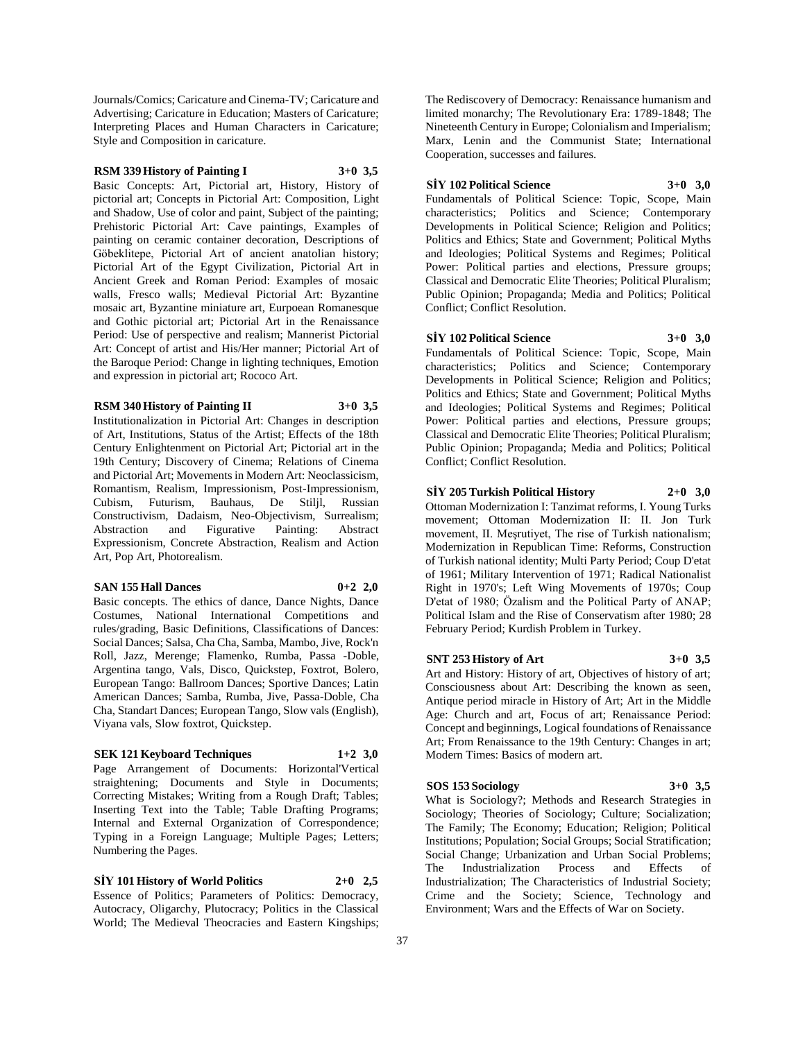Journals/Comics; Caricature and Cinema-TV; Caricature and Advertising; Caricature in Education; Masters of Caricature; Interpreting Places and Human Characters in Caricature; Style and Composition in caricature.

**RSM 339 History of Painting I 3+0 3,5**

Basic Concepts: Art, Pictorial art, History, History of pictorial art; Concepts in Pictorial Art: Composition, Light and Shadow, Use of color and paint, Subject of the painting; Prehistoric Pictorial Art: Cave paintings, Examples of painting on ceramic container decoration, Descriptions of Göbeklitepe, Pictorial Art of ancient anatolian history; Pictorial Art of the Egypt Civilization, Pictorial Art in Ancient Greek and Roman Period: Examples of mosaic walls, Fresco walls; Medieval Pictorial Art: Byzantine mosaic art, Byzantine miniature art, Eurpoean Romanesque and Gothic pictorial art; Pictorial Art in the Renaissance Period: Use of perspective and realism; Mannerist Pictorial Art: Concept of artist and His/Her manner; Pictorial Art of the Baroque Period: Change in lighting techniques, Emotion and expression in pictorial art; Rococo Art.

**RSM 340 History of Painting II 3+0 3,5**

Institutionalization in Pictorial Art: Changes in description of Art, Institutions, Status of the Artist; Effects of the 18th Century Enlightenment on Pictorial Art; Pictorial art in the 19th Century; Discovery of Cinema; Relations of Cinema and Pictorial Art; Movements in Modern Art: Neoclassicism, Romantism, Realism, Impressionism, Post-Impressionism, Cubism, Futurism, Bauhaus, De Stiljl, Russian Constructivism, Dadaism, Neo-Objectivism, Surrealism; Abstraction and Figurative Painting: Abstract Expressionism, Concrete Abstraction, Realism and Action Art, Pop Art, Photorealism.

**SAN 155 Hall Dances 0+2 2,0**

Basic concepts. The ethics of dance, Dance Nights, Dance Costumes, National International Competitions and rules/grading, Basic Definitions, Classifications of Dances: Social Dances; Salsa, Cha Cha, Samba, Mambo, Jive, Rock'n Roll, Jazz, Merenge; Flamenko, Rumba, Passa -Doble, Argentina tango, Vals, Disco, Quickstep, Foxtrot, Bolero, European Tango: Ballroom Dances; Sportive Dances; Latin American Dances; Samba, Rumba, Jive, Passa-Doble, Cha Cha, Standart Dances; European Tango, Slow vals (English), Viyana vals, Slow foxtrot, Quickstep.

**SEK 121 Keyboard Techniques 1+2 3,0**

Page Arrangement of Documents: Horizontal'Vertical straightening; Documents and Style in Documents; Correcting Mistakes; Writing from a Rough Draft; Tables; Inserting Text into the Table; Table Drafting Programs; Internal and External Organization of Correspondence; Typing in a Foreign Language; Multiple Pages; Letters; Numbering the Pages.

**SİY 101 History of World Politics 2+0 2,5**

Essence of Politics; Parameters of Politics: Democracy, Autocracy, Oligarchy, Plutocracy; Politics in the Classical World; The Medieval Theocracies and Eastern Kingships; The Rediscovery of Democracy: Renaissance humanism and limited monarchy; The Revolutionary Era: 1789-1848; The Nineteenth Century in Europe; Colonialism and Imperialism; Marx, Lenin and the Communist State; International Cooperation, successes and failures.

**SİY 102 Political Science 3+0 3,0**

Fundamentals of Political Science: Topic, Scope, Main characteristics; Politics and Science; Contemporary Developments in Political Science; Religion and Politics; Politics and Ethics; State and Government; Political Myths and Ideologies; Political Systems and Regimes; Political Power: Political parties and elections, Pressure groups; Classical and Democratic Elite Theories; Political Pluralism; Public Opinion; Propaganda; Media and Politics; Political Conflict; Conflict Resolution.

**SİY 102 Political Science 3+0 3,0**

Fundamentals of Political Science: Topic, Scope, Main characteristics; Politics and Science; Contemporary Developments in Political Science; Religion and Politics; Politics and Ethics; State and Government; Political Myths and Ideologies; Political Systems and Regimes; Political Power: Political parties and elections, Pressure groups; Classical and Democratic Elite Theories; Political Pluralism; Public Opinion; Propaganda; Media and Politics; Political Conflict; Conflict Resolution.

**SİY 205 Turkish Political History 2+0 3,0**

Ottoman Modernization I: Tanzimat reforms, I. Young Turks movement; Ottoman Modernization II: II. Jon Turk movement, II. Meşrutiyet, The rise of Turkish nationalism; Modernization in Republican Time: Reforms, Construction of Turkish national identity; Multi Party Period; Coup D'etat of 1961; Military Intervention of 1971; Radical Nationalist Right in 1970's; Left Wing Movements of 1970s; Coup D'etat of 1980; Özalism and the Political Party of ANAP; Political Islam and the Rise of Conservatism after 1980; 28 February Period; Kurdish Problem in Turkey.

**SNT 253 History of Art 3+0 3,5**

Art and History: History of art, Objectives of history of art; Consciousness about Art: Describing the known as seen, Antique period miracle in History of Art; Art in the Middle Age: Church and art, Focus of art; Renaissance Period: Concept and beginnings, Logical foundations of Renaissance Art; From Renaissance to the 19th Century: Changes in art; Modern Times: Basics of modern art.

**SOS 153 Sociology 3+0 3,5**

What is Sociology?; Methods and Research Strategies in Sociology; Theories of Sociology; Culture; Socialization; The Family; The Economy; Education; Religion; Political Institutions; Population; Social Groups; Social Stratification; Social Change; Urbanization and Urban Social Problems; The Industrialization Process and Effects of Industrialization; The Characteristics of Industrial Society; Crime and the Society; Science, Technology and Environment; Wars and the Effects of War on Society.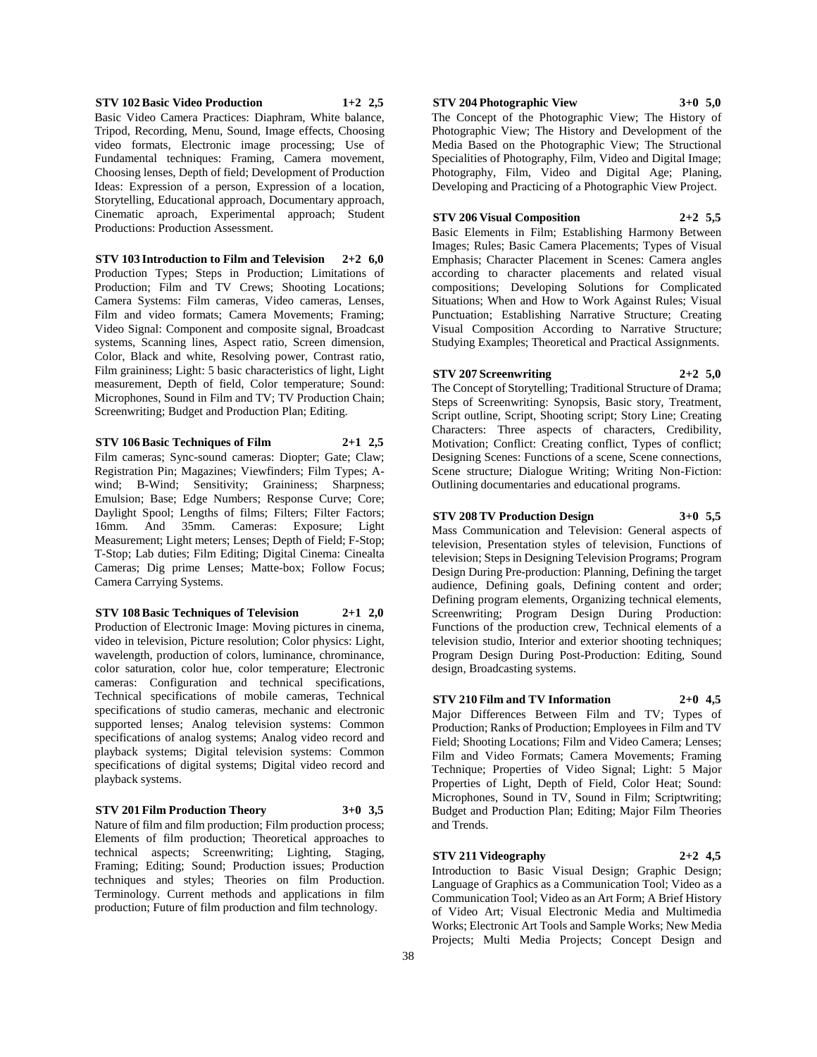**STV 102 Basic Video Production 1+2 2,5**

Basic Video Camera Practices: Diaphram, White balance, Tripod, Recording, Menu, Sound, Image effects, Choosing video formats, Electronic image processing; Use of Fundamental techniques: Framing, Camera movement, Choosing lenses, Depth of field; Development of Production Ideas: Expression of a person, Expression of a location, Storytelling, Educational approach, Documentary approach, Cinematic aproach, Experimental approach; Student Productions: Production Assessment.

**STV 103 Introduction to Film and Television 2+2 6,0**

Production Types; Steps in Production; Limitations of Production; Film and TV Crews; Shooting Locations; Camera Systems: Film cameras, Video cameras, Lenses, Film and video formats; Camera Movements; Framing; Video Signal: Component and composite signal, Broadcast systems, Scanning lines, Aspect ratio, Screen dimension, Color, Black and white, Resolving power, Contrast ratio, Film graininess; Light: 5 basic characteristics of light, Light measurement, Depth of field, Color temperature; Sound: Microphones, Sound in Film and TV; TV Production Chain; Screenwriting; Budget and Production Plan; Editing.

**STV 106 Basic Techniques of Film 2+1 2,5**

Film cameras; Sync-sound cameras: Diopter; Gate; Claw; Registration Pin; Magazines; Viewfinders; Film Types; A-wind; B-Wind; Sensitivity; Graininess; Sharpness; Emulsion; Base; Edge Numbers; Response Curve; Core; Daylight Spool; Lengths of films; Filters; Filter Factors; 16mm. And 35mm. Cameras: Exposure; Light Measurement; Light meters; Lenses; Depth of Field; F-Stop; T-Stop; Lab duties; Film Editing; Digital Cinema: Cinealta Cameras; Dig prime Lenses; Matte-box; Follow Focus; Camera Carrying Systems.

**STV 108 Basic Techniques of Television 2+1 2,0**

Production of Electronic Image: Moving pictures in cinema, video in television, Picture resolution; Color physics: Light, wavelength, production of colors, luminance, chrominance, color saturation, color hue, color temperature; Electronic cameras: Configuration and technical specifications, Technical specifications of mobile cameras, Technical specifications of studio cameras, mechanic and electronic supported lenses; Analog television systems: Common specifications of analog systems; Analog video record and playback systems; Digital television systems: Common specifications of digital systems; Digital video record and playback systems.

**STV 201 Film Production Theory 3+0 3,5**

Nature of film and film production; Film production process; Elements of film production; Theoretical approaches to technical aspects; Screenwriting; Lighting, Staging, Framing; Editing; Sound; Production issues; Production techniques and styles; Theories on film Production. Terminology. Current methods and applications in film production; Future of film production and film technology.

**STV 204 Photographic View 3+0 5,0**

The Concept of the Photographic View; The History of Photographic View; The History and Development of the Media Based on the Photographic View; The Structional Specialities of Photography, Film, Video and Digital Image; Photography, Film, Video and Digital Age; Planing, Developing and Practicing of a Photographic View Project.

**STV 206 Visual Composition 2+2 5,5**

Basic Elements in Film; Establishing Harmony Between Images; Rules; Basic Camera Placements; Types of Visual Emphasis; Character Placement in Scenes: Camera angles according to character placements and related visual compositions; Developing Solutions for Complicated Situations; When and How to Work Against Rules; Visual Punctuation; Establishing Narrative Structure; Creating Visual Composition According to Narrative Structure; Studying Examples; Theoretical and Practical Assignments.

**STV 207 Screenwriting 2+2 5,0**

The Concept of Storytelling; Traditional Structure of Drama; Steps of Screenwriting: Synopsis, Basic story, Treatment, Script outline, Script, Shooting script; Story Line; Creating Characters: Three aspects of characters, Credibility, Motivation; Conflict: Creating conflict, Types of conflict; Designing Scenes: Functions of a scene, Scene connections, Scene structure; Dialogue Writing; Writing Non-Fiction: Outlining documentaries and educational programs.

**STV 208 TV Production Design 3+0 5,5**

Mass Communication and Television: General aspects of television, Presentation styles of television, Functions of television; Steps in Designing Television Programs; Program Design During Pre-production: Planning, Defining the target audience, Defining goals, Defining content and order; Defining program elements, Organizing technical elements, Screenwriting; Program Design During Production: Functions of the production crew, Technical elements of a television studio, Interior and exterior shooting techniques; Program Design During Post-Production: Editing, Sound design, Broadcasting systems.

**STV 210 Film and TV Information 2+0 4,5**

Major Differences Between Film and TV; Types of Production; Ranks of Production; Employees in Film and TV Field; Shooting Locations; Film and Video Camera; Lenses; Film and Video Formats; Camera Movements; Framing Technique; Properties of Video Signal; Light: 5 Major Properties of Light, Depth of Field, Color Heat; Sound: Microphones, Sound in TV, Sound in Film; Scriptwriting; Budget and Production Plan; Editing; Major Film Theories and Trends.

**STV 211 Videography 2+2 4,5**

Introduction to Basic Visual Design; Graphic Design; Language of Graphics as a Communication Tool; Video as a Communication Tool; Video as an Art Form; A Brief History of Video Art; Visual Electronic Media and Multimedia Works; Electronic Art Tools and Sample Works; New Media Projects; Multi Media Projects; Concept Design and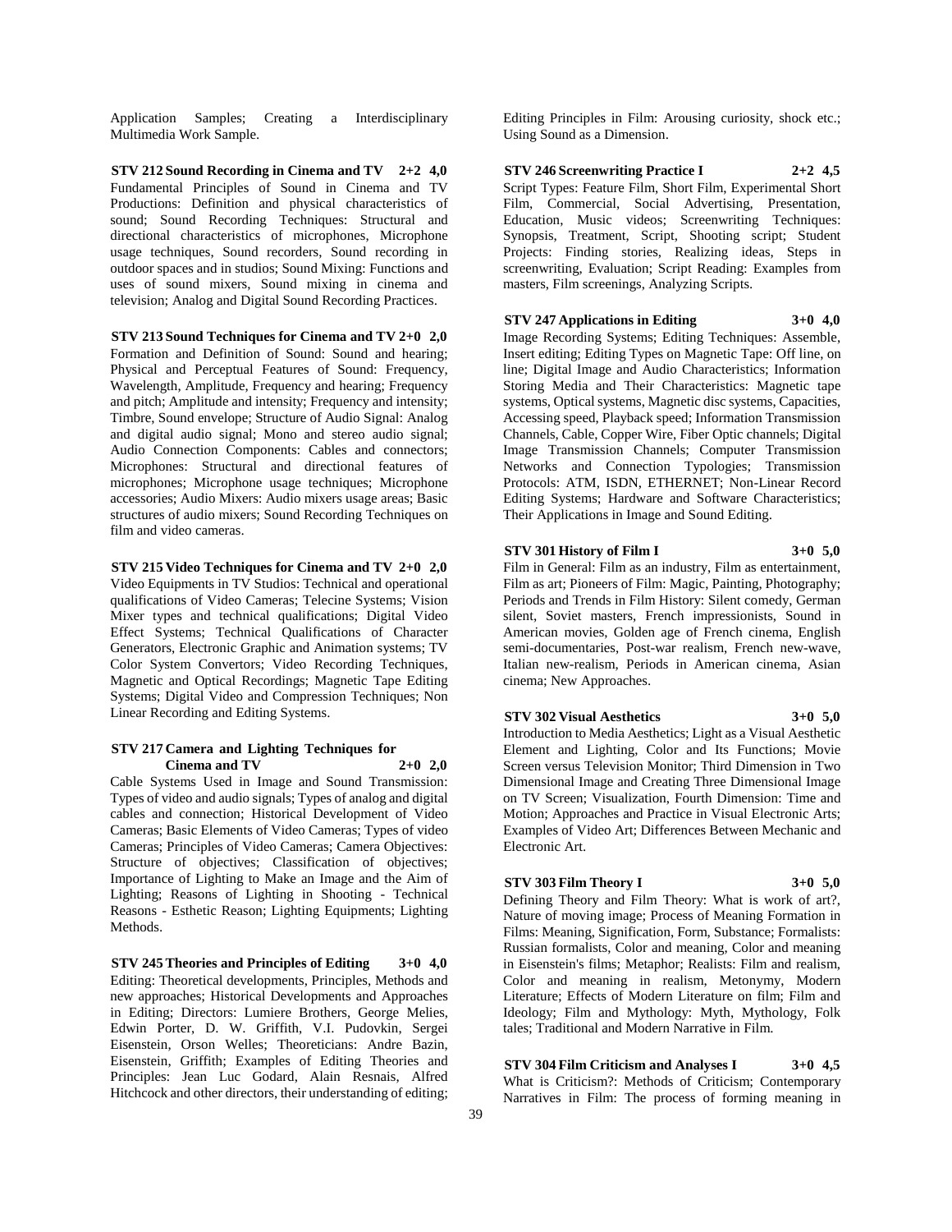Application Samples; Creating a Interdisciplinary Multimedia Work Sample.

**STV 212 Sound Recording in Cinema and TV 2+2 4,0**
Fundamental Principles of Sound in Cinema and TV Productions: Definition and physical characteristics of sound; Sound Recording Techniques: Structural and directional characteristics of microphones, Microphone usage techniques, Sound recorders, Sound recording in outdoor spaces and in studios; Sound Mixing: Functions and uses of sound mixers, Sound mixing in cinema and television; Analog and Digital Sound Recording Practices.

**STV 213 Sound Techniques for Cinema and TV 2+0 2,0**
Formation and Definition of Sound: Sound and hearing; Physical and Perceptual Features of Sound: Frequency, Wavelength, Amplitude, Frequency and hearing; Frequency and pitch; Amplitude and intensity; Frequency and intensity; Timbre, Sound envelope; Structure of Audio Signal: Analog and digital audio signal; Mono and stereo audio signal; Audio Connection Components: Cables and connectors; Microphones: Structural and directional features of microphones; Microphone usage techniques; Microphone accessories; Audio Mixers: Audio mixers usage areas; Basic structures of audio mixers; Sound Recording Techniques on film and video cameras.

**STV 215 Video Techniques for Cinema and TV 2+0 2,0**
Video Equipments in TV Studios: Technical and operational qualifications of Video Cameras; Telecine Systems; Vision Mixer types and technical qualifications; Digital Video Effect Systems; Technical Qualifications of Character Generators, Electronic Graphic and Animation systems; TV Color System Convertors; Video Recording Techniques, Magnetic and Optical Recordings; Magnetic Tape Editing Systems; Digital Video and Compression Techniques; Non Linear Recording and Editing Systems.

**STV 217 Camera and Lighting Techniques for Cinema and TV 2+0 2,0**
Cable Systems Used in Image and Sound Transmission: Types of video and audio signals; Types of analog and digital cables and connection; Historical Development of Video Cameras; Basic Elements of Video Cameras; Types of video Cameras; Principles of Video Cameras; Camera Objectives: Structure of objectives; Classification of objectives; Importance of Lighting to Make an Image and the Aim of Lighting; Reasons of Lighting in Shooting - Technical Reasons - Esthetic Reason; Lighting Equipments; Lighting Methods.

**STV 245 Theories and Principles of Editing 3+0 4,0**
Editing: Theoretical developments, Principles, Methods and new approaches; Historical Developments and Approaches in Editing; Directors: Lumiere Brothers, George Melies, Edwin Porter, D. W. Griffith, V.I. Pudovkin, Sergei Eisenstein, Orson Welles; Theoreticians: Andre Bazin, Eisenstein, Griffith; Examples of Editing Theories and Principles: Jean Luc Godard, Alain Resnais, Alfred Hitchcock and other directors, their understanding of editing; Editing Principles in Film: Arousing curiosity, shock etc.; Using Sound as a Dimension.

**STV 246 Screenwriting Practice I 2+2 4,5**
Script Types: Feature Film, Short Film, Experimental Short Film, Commercial, Social Advertising, Presentation, Education, Music videos; Screenwriting Techniques: Synopsis, Treatment, Script, Shooting script; Student Projects: Finding stories, Realizing ideas, Steps in screenwriting, Evaluation; Script Reading: Examples from masters, Film screenings, Analyzing Scripts.

**STV 247 Applications in Editing 3+0 4,0**
Image Recording Systems; Editing Techniques: Assemble, Insert editing; Editing Types on Magnetic Tape: Off line, on line; Digital Image and Audio Characteristics; Information Storing Media and Their Characteristics: Magnetic tape systems, Optical systems, Magnetic disc systems, Capacities, Accessing speed, Playback speed; Information Transmission Channels, Cable, Copper Wire, Fiber Optic channels; Digital Image Transmission Channels; Computer Transmission Networks and Connection Typologies; Transmission Protocols: ATM, ISDN, ETHERNET; Non-Linear Record Editing Systems; Hardware and Software Characteristics; Their Applications in Image and Sound Editing.

**STV 301 History of Film I 3+0 5,0**
Film in General: Film as an industry, Film as entertainment, Film as art; Pioneers of Film: Magic, Painting, Photography; Periods and Trends in Film History: Silent comedy, German silent, Soviet masters, French impressionists, Sound in American movies, Golden age of French cinema, English semi-documentaries, Post-war realism, French new-wave, Italian new-realism, Periods in American cinema, Asian cinema; New Approaches.

**STV 302 Visual Aesthetics 3+0 5,0**
Introduction to Media Aesthetics; Light as a Visual Aesthetic Element and Lighting, Color and Its Functions; Movie Screen versus Television Monitor; Third Dimension in Two Dimensional Image and Creating Three Dimensional Image on TV Screen; Visualization, Fourth Dimension: Time and Motion; Approaches and Practice in Visual Electronic Arts; Examples of Video Art; Differences Between Mechanic and Electronic Art.

**STV 303 Film Theory I 3+0 5,0**
Defining Theory and Film Theory: What is work of art?, Nature of moving image; Process of Meaning Formation in Films: Meaning, Signification, Form, Substance; Formalists: Russian formalists, Color and meaning, Color and meaning in Eisenstein's films; Metaphor; Realists: Film and realism, Color and meaning in realism, Metonymy, Modern Literature; Effects of Modern Literature on film; Film and Ideology; Film and Mythology: Myth, Mythology, Folk tales; Traditional and Modern Narrative in Film.

**STV 304 Film Criticism and Analyses I 3+0 4,5**
What is Criticism?: Methods of Criticism; Contemporary Narratives in Film: The process of forming meaning in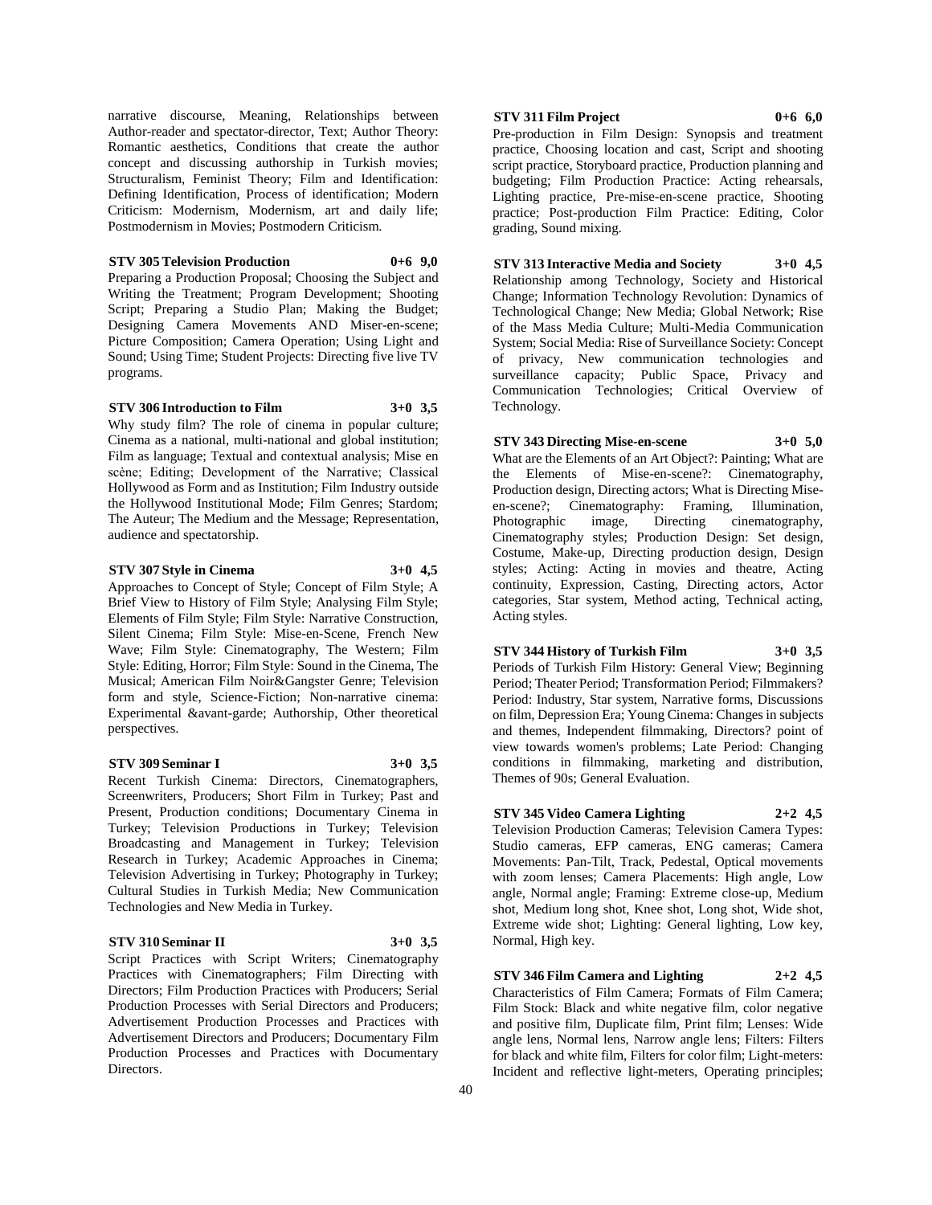narrative discourse, Meaning, Relationships between Author-reader and spectator-director, Text; Author Theory: Romantic aesthetics, Conditions that create the author concept and discussing authorship in Turkish movies; Structuralism, Feminist Theory; Film and Identification: Defining Identification, Process of identification; Modern Criticism: Modernism, Modernism, art and daily life; Postmodernism in Movies; Postmodern Criticism.

**STV 305 Television Production 0+6 9,0**

Preparing a Production Proposal; Choosing the Subject and Writing the Treatment; Program Development; Shooting Script; Preparing a Studio Plan; Making the Budget; Designing Camera Movements AND Miser-en-scene; Picture Composition; Camera Operation; Using Light and Sound; Using Time; Student Projects: Directing five live TV programs.

**STV 306 Introduction to Film 3+0 3,5**

Why study film? The role of cinema in popular culture; Cinema as a national, multi-national and global institution; Film as language; Textual and contextual analysis; Mise en scène; Editing; Development of the Narrative; Classical Hollywood as Form and as Institution; Film Industry outside the Hollywood Institutional Mode; Film Genres; Stardom; The Auteur; The Medium and the Message; Representation, audience and spectatorship.

**STV 307 Style in Cinema 3+0 4,5**

Approaches to Concept of Style; Concept of Film Style; A Brief View to History of Film Style; Analysing Film Style; Elements of Film Style; Film Style: Narrative Construction, Silent Cinema; Film Style: Mise-en-Scene, French New Wave; Film Style: Cinematography, The Western; Film Style: Editing, Horror; Film Style: Sound in the Cinema, The Musical; American Film Noir&Gangster Genre; Television form and style, Science-Fiction; Non-narrative cinema: Experimental &avant-garde; Authorship, Other theoretical perspectives.

**STV 309 Seminar I 3+0 3,5**

Recent Turkish Cinema: Directors, Cinematographers, Screenwriters, Producers; Short Film in Turkey; Past and Present, Production conditions; Documentary Cinema in Turkey; Television Productions in Turkey; Television Broadcasting and Management in Turkey; Television Research in Turkey; Academic Approaches in Cinema; Television Advertising in Turkey; Photography in Turkey; Cultural Studies in Turkish Media; New Communication Technologies and New Media in Turkey.

**STV 310 Seminar II 3+0 3,5**

Script Practices with Script Writers; Cinematography Practices with Cinematographers; Film Directing with Directors; Film Production Practices with Producers; Serial Production Processes with Serial Directors and Producers; Advertisement Production Processes and Practices with Advertisement Directors and Producers; Documentary Film Production Processes and Practices with Documentary Directors.

**STV 311 Film Project 0+6 6,0**

Pre-production in Film Design: Synopsis and treatment practice, Choosing location and cast, Script and shooting script practice, Storyboard practice, Production planning and budgeting; Film Production Practice: Acting rehearsals, Lighting practice, Pre-mise-en-scene practice, Shooting practice; Post-production Film Practice: Editing, Color grading, Sound mixing.

**STV 313 Interactive Media and Society 3+0 4,5**

Relationship among Technology, Society and Historical Change; Information Technology Revolution: Dynamics of Technological Change; New Media; Global Network; Rise of the Mass Media Culture; Multi-Media Communication System; Social Media: Rise of Surveillance Society: Concept of privacy, New communication technologies and surveillance capacity; Public Space, Privacy and Communication Technologies; Critical Overview of Technology.

**STV 343 Directing Mise-en-scene 3+0 5,0**

What are the Elements of an Art Object?: Painting; What are the Elements of Mise-en-scene?: Cinematography, Production design, Directing actors; What is Directing Mise-en-scene?; Cinematography: Framing, Illumination, Photographic image, Directing cinematography, Cinematography styles; Production Design: Set design, Costume, Make-up, Directing production design, Design styles; Acting: Acting in movies and theatre, Acting continuity, Expression, Casting, Directing actors, Actor categories, Star system, Method acting, Technical acting, Acting styles.

**STV 344 History of Turkish Film 3+0 3,5**

Periods of Turkish Film History: General View; Beginning Period; Theater Period; Transformation Period; Filmmakers? Period: Industry, Star system, Narrative forms, Discussions on film, Depression Era; Young Cinema: Changes in subjects and themes, Independent filmmaking, Directors? point of view towards women's problems; Late Period: Changing conditions in filmmaking, marketing and distribution, Themes of 90s; General Evaluation.

**STV 345 Video Camera Lighting 2+2 4,5**

Television Production Cameras; Television Camera Types: Studio cameras, EFP cameras, ENG cameras; Camera Movements: Pan-Tilt, Track, Pedestal, Optical movements with zoom lenses; Camera Placements: High angle, Low angle, Normal angle; Framing: Extreme close-up, Medium shot, Medium long shot, Knee shot, Long shot, Wide shot, Extreme wide shot; Lighting: General lighting, Low key, Normal, High key.

**STV 346 Film Camera and Lighting 2+2 4,5**

Characteristics of Film Camera; Formats of Film Camera; Film Stock: Black and white negative film, color negative and positive film, Duplicate film, Print film; Lenses: Wide angle lens, Normal lens, Narrow angle lens; Filters: Filters for black and white film, Filters for color film; Light-meters: Incident and reflective light-meters, Operating principles;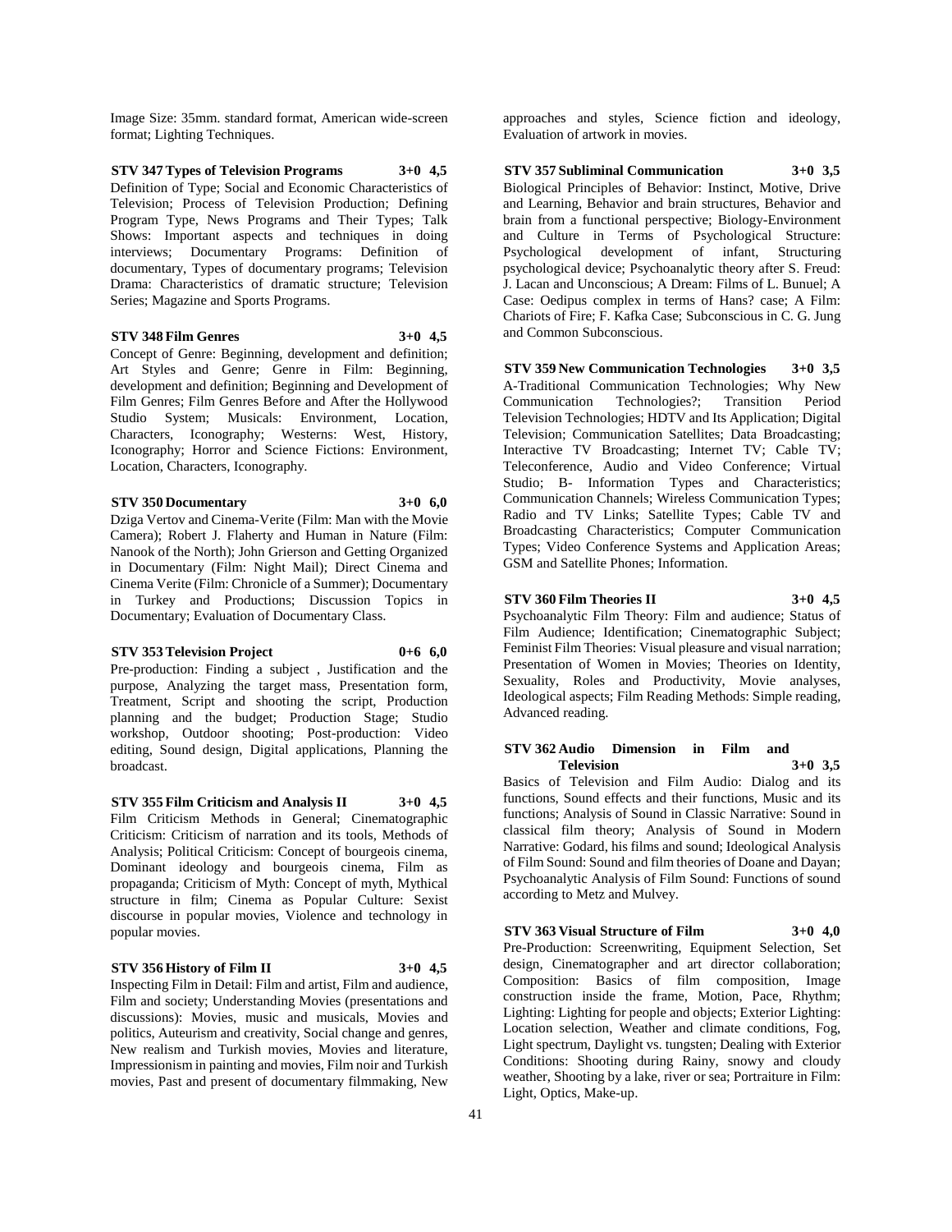Image Size: 35mm. standard format, American wide-screen format; Lighting Techniques.

**STV 347 Types of Television Programs 3+0 4,5**
Definition of Type; Social and Economic Characteristics of Television; Process of Television Production; Defining Program Type, News Programs and Their Types; Talk Shows: Important aspects and techniques in doing interviews; Documentary Programs: Definition of documentary, Types of documentary programs; Television Drama: Characteristics of dramatic structure; Television Series; Magazine and Sports Programs.

**STV 348 Film Genres 3+0 4,5**
Concept of Genre: Beginning, development and definition; Art Styles and Genre; Genre in Film: Beginning, development and definition; Beginning and Development of Film Genres; Film Genres Before and After the Hollywood Studio System; Musicals: Environment, Location, Characters, Iconography; Westerns: West, History, Iconography; Horror and Science Fictions: Environment, Location, Characters, Iconography.

**STV 350 Documentary 3+0 6,0**
Dziga Vertov and Cinema-Verite (Film: Man with the Movie Camera); Robert J. Flaherty and Human in Nature (Film: Nanook of the North); John Grierson and Getting Organized in Documentary (Film: Night Mail); Direct Cinema and Cinema Verite (Film: Chronicle of a Summer); Documentary in Turkey and Productions; Discussion Topics in Documentary; Evaluation of Documentary Class.

**STV 353 Television Project 0+6 6,0**
Pre-production: Finding a subject , Justification and the purpose, Analyzing the target mass, Presentation form, Treatment, Script and shooting the script, Production planning and the budget; Production Stage; Studio workshop, Outdoor shooting; Post-production: Video editing, Sound design, Digital applications, Planning the broadcast.

**STV 355 Film Criticism and Analysis II 3+0 4,5**
Film Criticism Methods in General; Cinematographic Criticism: Criticism of narration and its tools, Methods of Analysis; Political Criticism: Concept of bourgeois cinema, Dominant ideology and bourgeois cinema, Film as propaganda; Criticism of Myth: Concept of myth, Mythical structure in film; Cinema as Popular Culture: Sexist discourse in popular movies, Violence and technology in popular movies.

**STV 356 History of Film II 3+0 4,5**
Inspecting Film in Detail: Film and artist, Film and audience, Film and society; Understanding Movies (presentations and discussions): Movies, music and musicals, Movies and politics, Auteurism and creativity, Social change and genres, New realism and Turkish movies, Movies and literature, Impressionism in painting and movies, Film noir and Turkish movies, Past and present of documentary filmmaking, New approaches and styles, Science fiction and ideology, Evaluation of artwork in movies.

**STV 357 Subliminal Communication 3+0 3,5**
Biological Principles of Behavior: Instinct, Motive, Drive and Learning, Behavior and brain structures, Behavior and brain from a functional perspective; Biology-Environment and Culture in Terms of Psychological Structure: Psychological development of infant, Structuring psychological device; Psychoanalytic theory after S. Freud: J. Lacan and Unconscious; A Dream: Films of L. Bunuel; A Case: Oedipus complex in terms of Hans? case; A Film: Chariots of Fire; F. Kafka Case; Subconscious in C. G. Jung and Common Subconscious.

**STV 359 New Communication Technologies 3+0 3,5**
A-Traditional Communication Technologies; Why New Communication Technologies?; Transition Period Television Technologies; HDTV and Its Application; Digital Television; Communication Satellites; Data Broadcasting; Interactive TV Broadcasting; Internet TV; Cable TV; Teleconference, Audio and Video Conference; Virtual Studio; B- Information Types and Characteristics; Communication Channels; Wireless Communication Types; Radio and TV Links; Satellite Types; Cable TV and Broadcasting Characteristics; Computer Communication Types; Video Conference Systems and Application Areas; GSM and Satellite Phones; Information.

**STV 360 Film Theories II 3+0 4,5**
Psychoanalytic Film Theory: Film and audience; Status of Film Audience; Identification; Cinematographic Subject; Feminist Film Theories: Visual pleasure and visual narration; Presentation of Women in Movies; Theories on Identity, Sexuality, Roles and Productivity, Movie analyses, Ideological aspects; Film Reading Methods: Simple reading, Advanced reading.

**STV 362 Audio Dimension in Film and Television 3+0 3,5**
Basics of Television and Film Audio: Dialog and its functions, Sound effects and their functions, Music and its functions; Analysis of Sound in Classic Narrative: Sound in classical film theory; Analysis of Sound in Modern Narrative: Godard, his films and sound; Ideological Analysis of Film Sound: Sound and film theories of Doane and Dayan; Psychoanalytic Analysis of Film Sound: Functions of sound according to Metz and Mulvey.

**STV 363 Visual Structure of Film 3+0 4,0**
Pre-Production: Screenwriting, Equipment Selection, Set design, Cinematographer and art director collaboration; Composition: Basics of film composition, Image construction inside the frame, Motion, Pace, Rhythm; Lighting: Lighting for people and objects; Exterior Lighting: Location selection, Weather and climate conditions, Fog, Light spectrum, Daylight vs. tungsten; Dealing with Exterior Conditions: Shooting during Rainy, snowy and cloudy weather, Shooting by a lake, river or sea; Portraiture in Film: Light, Optics, Make-up.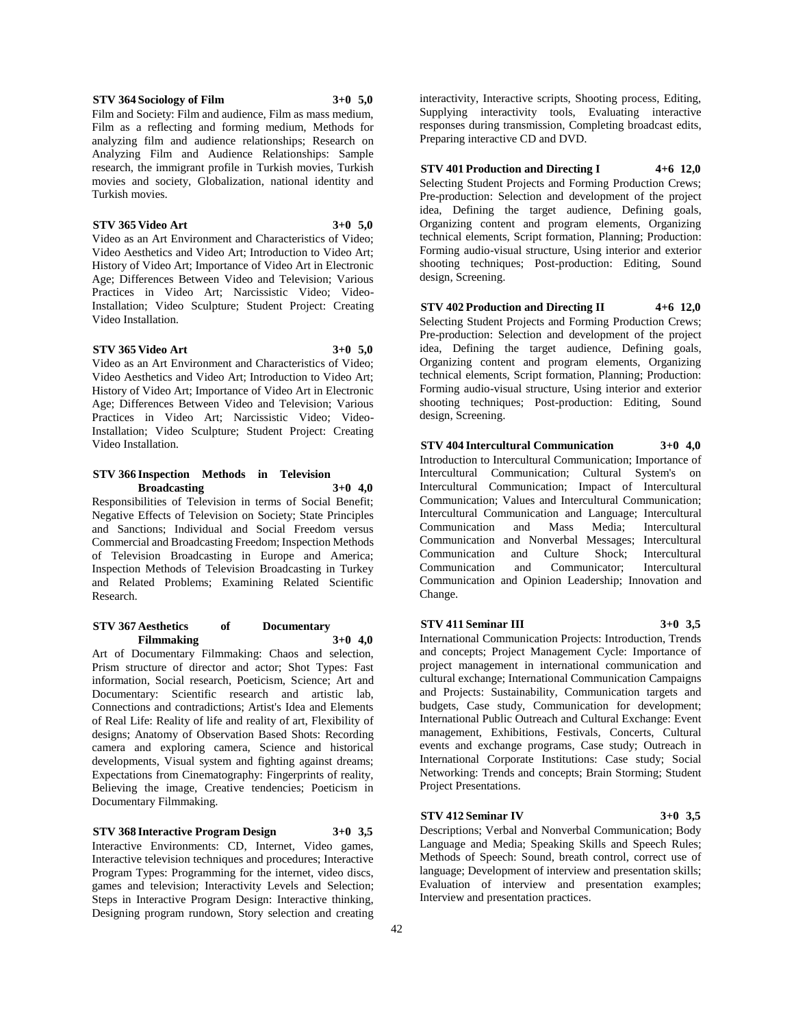**STV 364 Sociology of Film 3+0 5,0**

Film and Society: Film and audience, Film as mass medium, Film as a reflecting and forming medium, Methods for analyzing film and audience relationships; Research on Analyzing Film and Audience Relationships: Sample research, the immigrant profile in Turkish movies, Turkish movies and society, Globalization, national identity and Turkish movies.

**STV 365 Video Art 3+0 5,0**

Video as an Art Environment and Characteristics of Video; Video Aesthetics and Video Art; Introduction to Video Art; History of Video Art; Importance of Video Art in Electronic Age; Differences Between Video and Television; Various Practices in Video Art; Narcissistic Video; Video-Installation; Video Sculpture; Student Project: Creating Video Installation.

**STV 365 Video Art 3+0 5,0**

Video as an Art Environment and Characteristics of Video; Video Aesthetics and Video Art; Introduction to Video Art; History of Video Art; Importance of Video Art in Electronic Age; Differences Between Video and Television; Various Practices in Video Art; Narcissistic Video; Video-Installation; Video Sculpture; Student Project: Creating Video Installation.

**STV 366 Inspection Methods in Television Broadcasting 3+0 4,0**

Responsibilities of Television in terms of Social Benefit; Negative Effects of Television on Society; State Principles and Sanctions; Individual and Social Freedom versus Commercial and Broadcasting Freedom; Inspection Methods of Television Broadcasting in Europe and America; Inspection Methods of Television Broadcasting in Turkey and Related Problems; Examining Related Scientific Research.

**STV 367 Aesthetics of Documentary Filmmaking 3+0 4,0**

Art of Documentary Filmmaking: Chaos and selection, Prism structure of director and actor; Shot Types: Fast information, Social research, Poeticism, Science; Art and Documentary: Scientific research and artistic lab, Connections and contradictions; Artist's Idea and Elements of Real Life: Reality of life and reality of art, Flexibility of designs; Anatomy of Observation Based Shots: Recording camera and exploring camera, Science and historical developments, Visual system and fighting against dreams; Expectations from Cinematography: Fingerprints of reality, Believing the image, Creative tendencies; Poeticism in Documentary Filmmaking.

**STV 368 Interactive Program Design 3+0 3,5**

Interactive Environments: CD, Internet, Video games, Interactive television techniques and procedures; Interactive Program Types: Programming for the internet, video discs, games and television; Interactivity Levels and Selection; Steps in Interactive Program Design: Interactive thinking, Designing program rundown, Story selection and creating interactivity, Interactive scripts, Shooting process, Editing, Supplying interactivity tools, Evaluating interactive responses during transmission, Completing broadcast edits, Preparing interactive CD and DVD.

**STV 401 Production and Directing I 4+6 12,0**

Selecting Student Projects and Forming Production Crews; Pre-production: Selection and development of the project idea, Defining the target audience, Defining goals, Organizing content and program elements, Organizing technical elements, Script formation, Planning; Production: Forming audio-visual structure, Using interior and exterior shooting techniques; Post-production: Editing, Sound design, Screening.

**STV 402 Production and Directing II 4+6 12,0**

Selecting Student Projects and Forming Production Crews; Pre-production: Selection and development of the project idea, Defining the target audience, Defining goals, Organizing content and program elements, Organizing technical elements, Script formation, Planning; Production: Forming audio-visual structure, Using interior and exterior shooting techniques; Post-production: Editing, Sound design, Screening.

**STV 404 Intercultural Communication 3+0 4,0**

Introduction to Intercultural Communication; Importance of Intercultural Communication; Cultural System's on Intercultural Communication; Impact of Intercultural Communication; Values and Intercultural Communication; Intercultural Communication and Language; Intercultural Communication and Mass Media; Intercultural Communication and Nonverbal Messages; Intercultural Communication and Culture Shock; Intercultural Communication and Communicator; Intercultural Communication and Opinion Leadership; Innovation and Change.

**STV 411 Seminar III 3+0 3,5**

International Communication Projects: Introduction, Trends and concepts; Project Management Cycle: Importance of project management in international communication and cultural exchange; International Communication Campaigns and Projects: Sustainability, Communication targets and budgets, Case study, Communication for development; International Public Outreach and Cultural Exchange: Event management, Exhibitions, Festivals, Concerts, Cultural events and exchange programs, Case study; Outreach in International Corporate Institutions: Case study; Social Networking: Trends and concepts; Brain Storming; Student Project Presentations.

**STV 412 Seminar IV 3+0 3,5**

Descriptions; Verbal and Nonverbal Communication; Body Language and Media; Speaking Skills and Speech Rules; Methods of Speech: Sound, breath control, correct use of language; Development of interview and presentation skills; Evaluation of interview and presentation examples; Interview and presentation practices.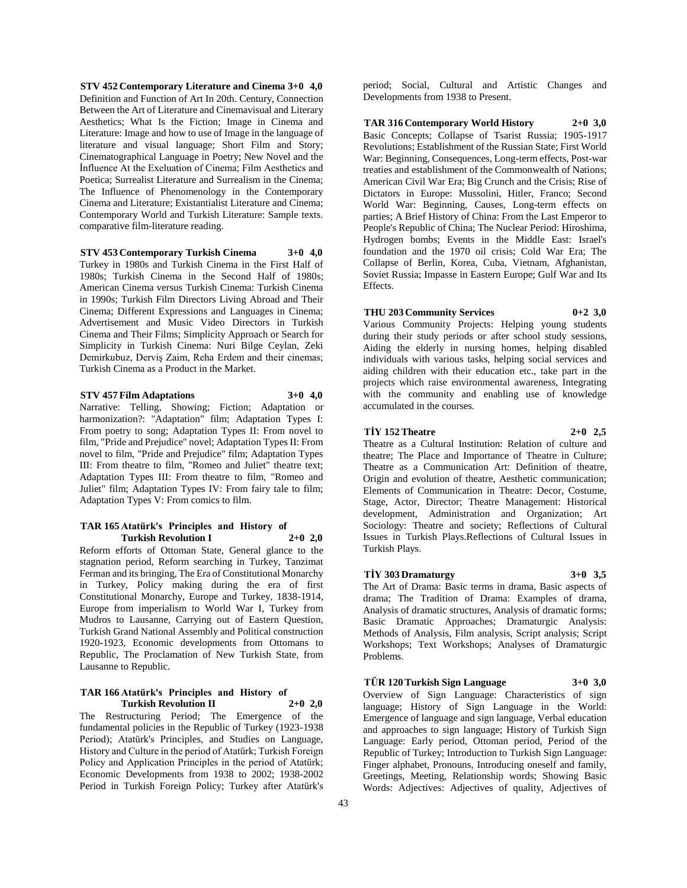**STV 452 Contemporary Literature and Cinema 3+0 4,0**
Definition and Function of Art In 20th. Century, Connection Between the Art of Literature and Cinemavisual and Literary Aesthetics; What Is the Fiction; Image in Cinema and Literature: Image and how to use of Image in the language of literature and visual language; Short Film and Story; Cinematographical Language in Poetry; New Novel and the İnfluence At the Exeluation of Cinema; Film Aesthetics and Poetica; Surrealist Literature and Surrealism in the Cinema; The Influence of Phenomenology in the Contemporary Cinema and Literature; Existantialist Literature and Cinema; Contemporary World and Turkish Literature: Sample texts. comparative film-literature reading.

**STV 453 Contemporary Turkish Cinema 3+0 4,0**
Turkey in 1980s and Turkish Cinema in the First Half of 1980s; Turkish Cinema in the Second Half of 1980s; American Cinema versus Turkish Cinema: Turkish Cinema in 1990s; Turkish Film Directors Living Abroad and Their Cinema; Different Expressions and Languages in Cinema; Advertisement and Music Video Directors in Turkish Cinema and Their Films; Simplicity Approach or Search for Simplicity in Turkish Cinema: Nuri Bilge Ceylan, Zeki Demirkubuz, Derviş Zaim, Reha Erdem and their cinemas; Turkish Cinema as a Product in the Market.

**STV 457 Film Adaptations 3+0 4,0**
Narrative: Telling, Showing; Fiction; Adaptation or harmonization?: "Adaptation" film; Adaptation Types I: From poetry to song; Adaptation Types II: From novel to film, "Pride and Prejudice" novel; Adaptation Types II: From novel to film, "Pride and Prejudice" film; Adaptation Types III: From theatre to film, "Romeo and Juliet" theatre text; Adaptation Types III: From theatre to film, "Romeo and Juliet" film; Adaptation Types IV: From fairy tale to film; Adaptation Types V: From comics to film.

**TAR 165 Atatürk's Principles and History of Turkish Revolution I 2+0 2,0**
Reform efforts of Ottoman State, General glance to the stagnation period, Reform searching in Turkey, Tanzimat Ferman and its bringing, The Era of Constitutional Monarchy in Turkey, Policy making during the era of first Constitutional Monarchy, Europe and Turkey, 1838-1914, Europe from imperialism to World War I, Turkey from Mudros to Lausanne, Carrying out of Eastern Question, Turkish Grand National Assembly and Political construction 1920-1923, Economic developments from Ottomans to Republic, The Proclamation of New Turkish State, from Lausanne to Republic.

**TAR 166 Atatürk's Principles and History of Turkish Revolution II 2+0 2,0**
The Restructuring Period; The Emergence of the fundamental policies in the Republic of Turkey (1923-1938 Period); Atatürk's Principles, and Studies on Language, History and Culture in the period of Atatürk; Turkish Foreign Policy and Application Principles in the period of Atatürk; Economic Developments from 1938 to 2002; 1938-2002 Period in Turkish Foreign Policy; Turkey after Atatürk's period; Social, Cultural and Artistic Changes and Developments from 1938 to Present.

**TAR 316 Contemporary World History 2+0 3,0**
Basic Concepts; Collapse of Tsarist Russia; 1905-1917 Revolutions; Establishment of the Russian State; First World War: Beginning, Consequences, Long-term effects, Post-war treaties and establishment of the Commonwealth of Nations; American Civil War Era; Big Crunch and the Crisis; Rise of Dictators in Europe: Mussolini, Hitler, Franco; Second World War: Beginning, Causes, Long-term effects on parties; A Brief History of China: From the Last Emperor to People's Republic of China; The Nuclear Period: Hiroshima, Hydrogen bombs; Events in the Middle East: Israel's foundation and the 1970 oil crisis; Cold War Era; The Collapse of Berlin, Korea, Cuba, Vietnam, Afghanistan, Soviet Russia; Impasse in Eastern Europe; Gulf War and Its Effects.

**THU 203 Community Services 0+2 3,0**
Various Community Projects: Helping young students during their study periods or after school study sessions, Aiding the elderly in nursing homes, helping disabled individuals with various tasks, helping social services and aiding children with their education etc., take part in the projects which raise environmental awareness, Integrating with the community and enabling use of knowledge accumulated in the courses.

**TİY 152 Theatre 2+0 2,5**
Theatre as a Cultural Institution: Relation of culture and theatre; The Place and Importance of Theatre in Culture; Theatre as a Communication Art: Definition of theatre, Origin and evolution of theatre, Aesthetic communication; Elements of Communication in Theatre: Decor, Costume, Stage, Actor, Director; Theatre Management: Historical development, Administration and Organization; Art Sociology: Theatre and society; Reflections of Cultural Issues in Turkish Plays.Reflections of Cultural Issues in Turkish Plays.

**TİY 303 Dramaturgy 3+0 3,5**
The Art of Drama: Basic terms in drama, Basic aspects of drama; The Tradition of Drama: Examples of drama, Analysis of dramatic structures, Analysis of dramatic forms; Basic Dramatic Approaches; Dramaturgic Analysis: Methods of Analysis, Film analysis, Script analysis; Script Workshops; Text Workshops; Analyses of Dramaturgic Problems.

**TÜR 120 Turkish Sign Language 3+0 3,0**
Overview of Sign Language: Characteristics of sign language; History of Sign Language in the World: Emergence of language and sign language, Verbal education and approaches to sign language; History of Turkish Sign Language: Early period, Ottoman period, Period of the Republic of Turkey; Introduction to Turkish Sign Language: Finger alphabet, Pronouns, Introducing oneself and family, Greetings, Meeting, Relationship words; Showing Basic Words: Adjectives: Adjectives of quality, Adjectives of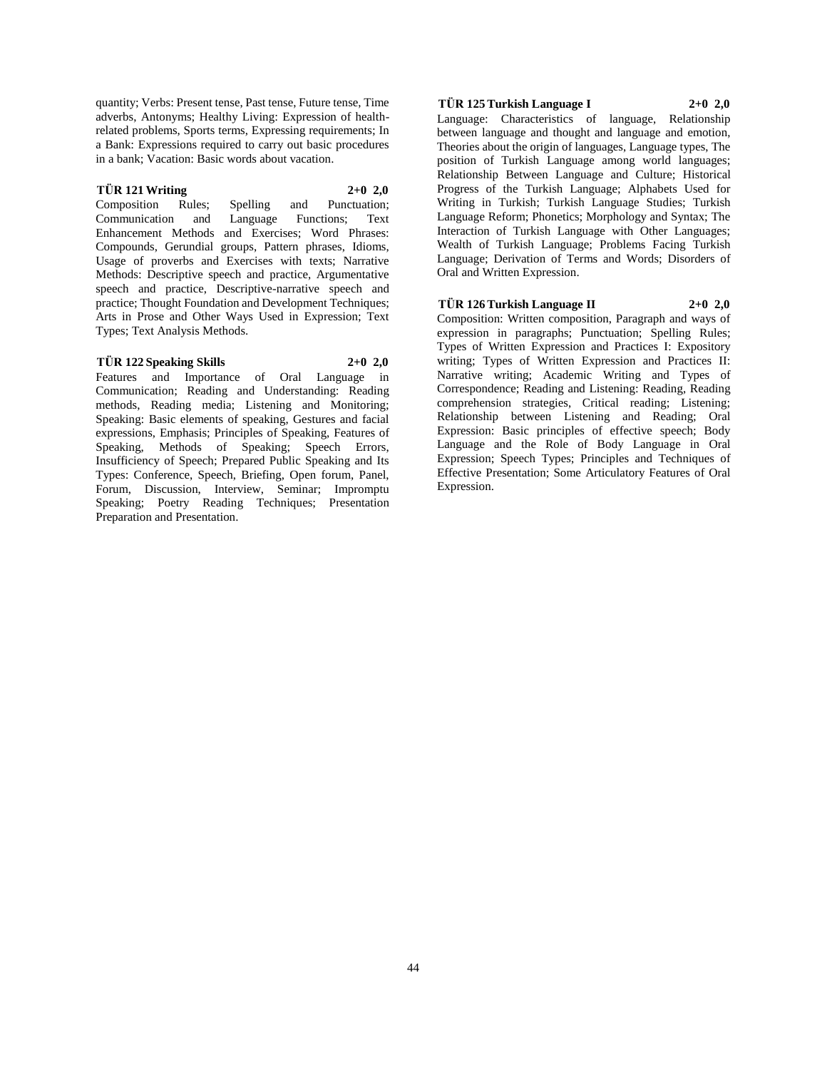quantity; Verbs: Present tense, Past tense, Future tense, Time adverbs, Antonyms; Healthy Living: Expression of health-related problems, Sports terms, Expressing requirements; In a Bank: Expressions required to carry out basic procedures in a bank; Vacation: Basic words about vacation.

**TÜR 121 Writing 2+0 2,0**

Composition Rules; Spelling and Punctuation; Communication and Language Functions; Text Enhancement Methods and Exercises; Word Phrases: Compounds, Gerundial groups, Pattern phrases, Idioms, Usage of proverbs and Exercises with texts; Narrative Methods: Descriptive speech and practice, Argumentative speech and practice, Descriptive-narrative speech and practice; Thought Foundation and Development Techniques; Arts in Prose and Other Ways Used in Expression; Text Types; Text Analysis Methods.

**TÜR 122 Speaking Skills 2+0 2,0**

Features and Importance of Oral Language in Communication; Reading and Understanding: Reading methods, Reading media; Listening and Monitoring; Speaking: Basic elements of speaking, Gestures and facial expressions, Emphasis; Principles of Speaking, Features of Speaking, Methods of Speaking; Speech Errors, Insufficiency of Speech; Prepared Public Speaking and Its Types: Conference, Speech, Briefing, Open forum, Panel, Forum, Discussion, Interview, Seminar; Impromptu Speaking; Poetry Reading Techniques; Presentation Preparation and Presentation.

**TÜR 125 Turkish Language I 2+0 2,0**

Language: Characteristics of language, Relationship between language and thought and language and emotion, Theories about the origin of languages, Language types, The position of Turkish Language among world languages; Relationship Between Language and Culture; Historical Progress of the Turkish Language; Alphabets Used for Writing in Turkish; Turkish Language Studies; Turkish Language Reform; Phonetics; Morphology and Syntax; The Interaction of Turkish Language with Other Languages; Wealth of Turkish Language; Problems Facing Turkish Language; Derivation of Terms and Words; Disorders of Oral and Written Expression.

**TÜR 126 Turkish Language II 2+0 2,0**

Composition: Written composition, Paragraph and ways of expression in paragraphs; Punctuation; Spelling Rules; Types of Written Expression and Practices I: Expository writing; Types of Written Expression and Practices II: Narrative writing; Academic Writing and Types of Correspondence; Reading and Listening: Reading, Reading comprehension strategies, Critical reading; Listening; Relationship between Listening and Reading; Oral Expression: Basic principles of effective speech; Body Language and the Role of Body Language in Oral Expression; Speech Types; Principles and Techniques of Effective Presentation; Some Articulatory Features of Oral Expression.